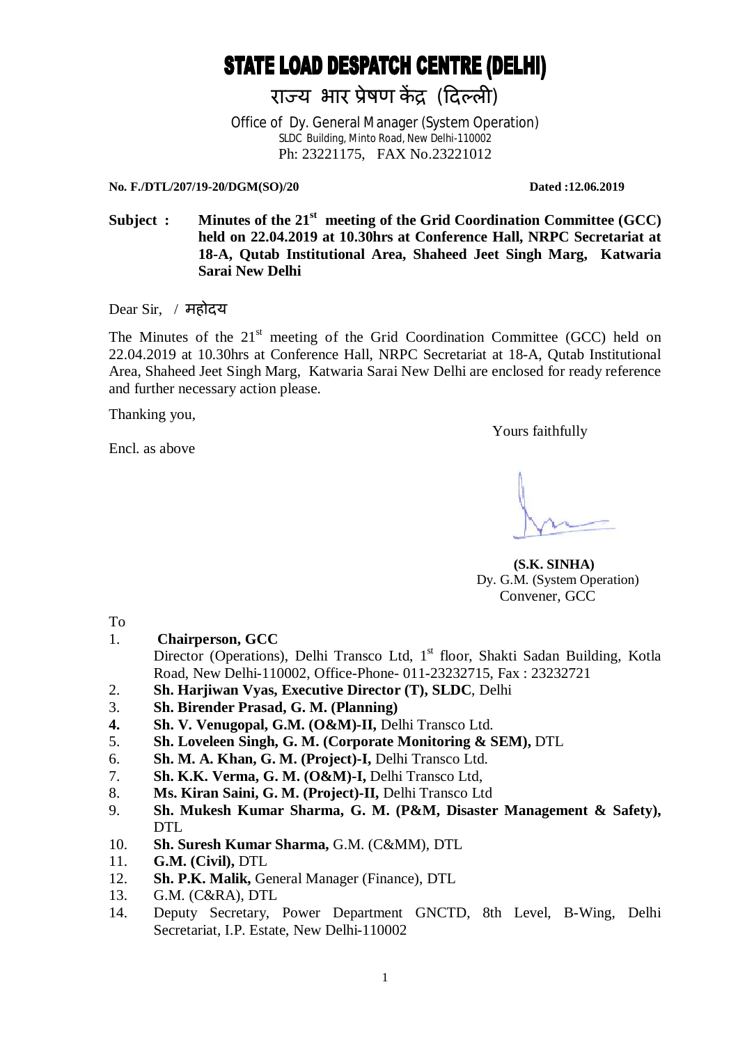# STATE LOAD DESPATCH CENTRE (DELHI)

## राज्य भार प्रेषण केंद्र (दिल्ली)

Office of Dy. General Manager (System Operation)
SLDC Building, Minto Road, New Delhi-110002
Ph: 23221175, FAX No.23221012

**No. F./DTL/207/19-20/DGM(SO)/20** **Dated :12.06.2019**

**Subject : Minutes of the 21st meeting of the Grid Coordination Committee (GCC) held on 22.04.2019 at 10.30hrs at Conference Hall, NRPC Secretariat at 18-A, Qutab Institutional Area, Shaheed Jeet Singh Marg, Katwaria Sarai New Delhi**

Dear Sir, / महोदय

The Minutes of the 21st meeting of the Grid Coordination Committee (GCC) held on 22.04.2019 at 10.30hrs at Conference Hall, NRPC Secretariat at 18-A, Qutab Institutional Area, Shaheed Jeet Singh Marg, Katwaria Sarai New Delhi are enclosed for ready reference and further necessary action please.

Thanking you,

Yours faithfully

Encl. as above

**(S.K. SINHA)**
Dy. G.M. (System Operation)
Convener, GCC

To

1. **Chairperson, GCC**
   Director (Operations), Delhi Transco Ltd, 1st floor, Shakti Sadan Building, Kotla Road, New Delhi-110002, Office-Phone- 011-23232715, Fax : 23232721
2. **Sh. Harjiwan Vyas, Executive Director (T), SLDC**, Delhi
3. **Sh. Birender Prasad, G. M. (Planning)**
4. **Sh. V. Venugopal, G.M. (O&M)-II,** Delhi Transco Ltd.
5. **Sh. Loveleen Singh, G. M. (Corporate Monitoring & SEM),** DTL
6. **Sh. M. A. Khan, G. M. (Project)-I,** Delhi Transco Ltd.
7. **Sh. K.K. Verma, G. M. (O&M)-I,** Delhi Transco Ltd,
8. **Ms. Kiran Saini, G. M. (Project)-II,** Delhi Transco Ltd
9. **Sh. Mukesh Kumar Sharma, G. M. (P&M, Disaster Management & Safety),** DTL
10. **Sh. Suresh Kumar Sharma,** G.M. (C&MM), DTL
11. **G.M. (Civil),** DTL
12. **Sh. P.K. Malik,** General Manager (Finance), DTL
13. G.M. (C&RA), DTL
14. Deputy Secretary, Power Department GNCTD, 8th Level, B-Wing, Delhi Secretariat, I.P. Estate, New Delhi-110002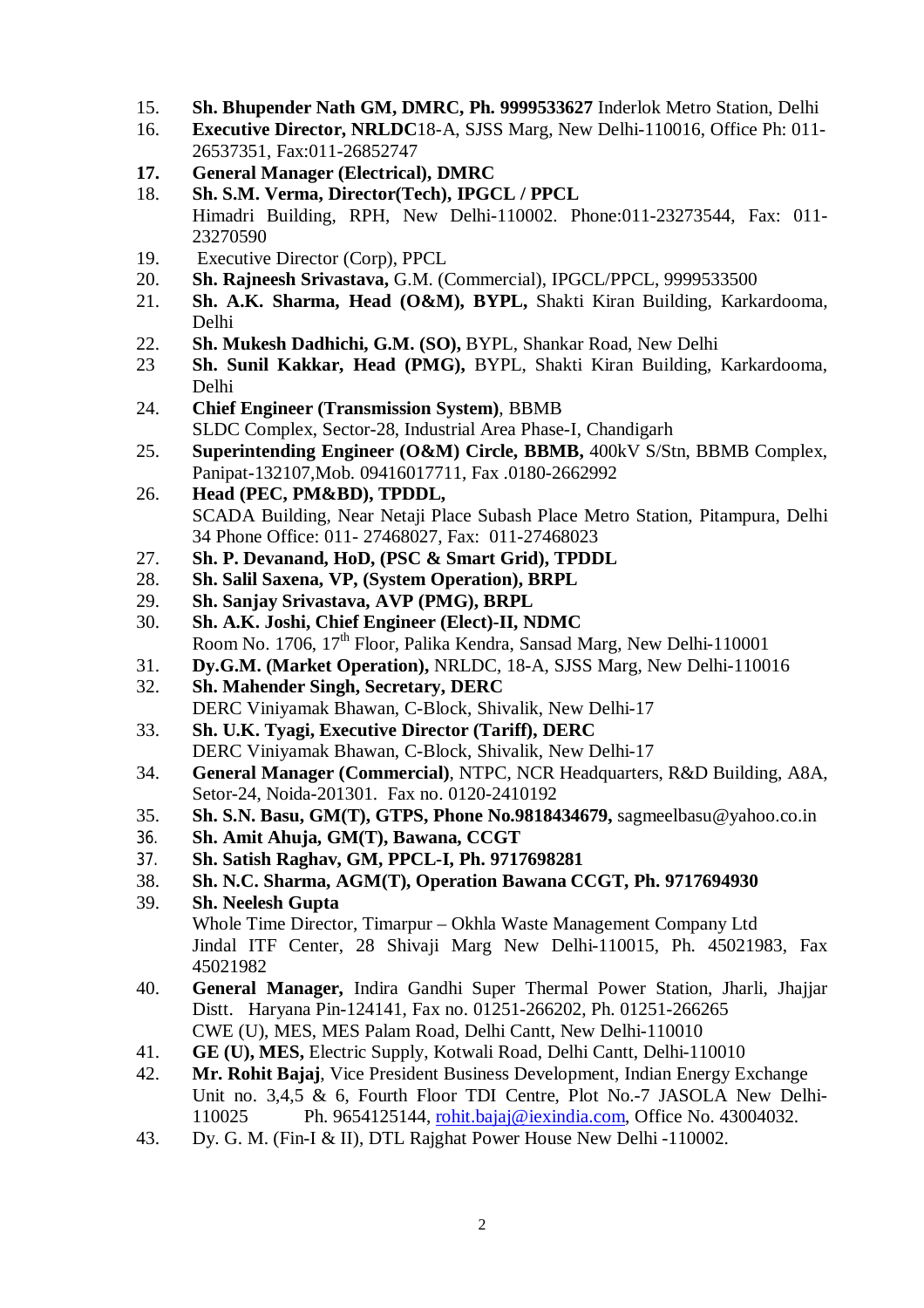15. **Sh. Bhupender Nath GM, DMRC, Ph. 9999533627** Inderlok Metro Station, Delhi
16. **Executive Director, NRLDC**18-A, SJSS Marg, New Delhi-110016, Office Ph: 011-26537351, Fax:011-26852747
17. **General Manager (Electrical), DMRC**
18. **Sh. S.M. Verma, Director(Tech), IPGCL / PPCL**
    Himadri Building, RPH, New Delhi-110002. Phone:011-23273544, Fax: 011-23270590
19. Executive Director (Corp), PPCL
20. **Sh. Rajneesh Srivastava,** G.M. (Commercial), IPGCL/PPCL, 9999533500
21. **Sh. A.K. Sharma, Head (O&M), BYPL,** Shakti Kiran Building, Karkardooma, Delhi
22. **Sh. Mukesh Dadhichi, G.M. (SO),** BYPL, Shankar Road, New Delhi
23. **Sh. Sunil Kakkar, Head (PMG),** BYPL, Shakti Kiran Building, Karkardooma, Delhi
24. **Chief Engineer (Transmission System)**, BBMB
    SLDC Complex, Sector-28, Industrial Area Phase-I, Chandigarh
25. **Superintending Engineer (O&M) Circle, BBMB,** 400kV S/Stn, BBMB Complex, Panipat-132107,Mob. 09416017711, Fax .0180-2662992
26. **Head (PEC, PM&BD), TPDDL,**
    SCADA Building, Near Netaji Place Subash Place Metro Station, Pitampura, Delhi 34 Phone Office: 011- 27468027, Fax: 011-27468023
27. **Sh. P. Devanand, HoD, (PSC & Smart Grid), TPDDL**
28. **Sh. Salil Saxena, VP, (System Operation), BRPL**
29. **Sh. Sanjay Srivastava, AVP (PMG), BRPL**
30. **Sh. A.K. Joshi, Chief Engineer (Elect)-II, NDMC**
    Room No. 1706, 17th Floor, Palika Kendra, Sansad Marg, New Delhi-110001
31. **Dy.G.M. (Market Operation),** NRLDC, 18-A, SJSS Marg, New Delhi-110016
32. **Sh. Mahender Singh, Secretary, DERC**
    DERC Viniyamak Bhawan, C-Block, Shivalik, New Delhi-17
33. **Sh. U.K. Tyagi, Executive Director (Tariff), DERC**
    DERC Viniyamak Bhawan, C-Block, Shivalik, New Delhi-17
34. **General Manager (Commercial)**, NTPC, NCR Headquarters, R&D Building, A8A, Setor-24, Noida-201301. Fax no. 0120-2410192
35. **Sh. S.N. Basu, GM(T), GTPS, Phone No.9818434679,** sagmeelbasu@yahoo.co.in
36. **Sh. Amit Ahuja, GM(T), Bawana, CCGT**
37. **Sh. Satish Raghav, GM, PPCL-I, Ph. 9717698281**
38. **Sh. N.C. Sharma, AGM(T), Operation Bawana CCGT, Ph. 9717694930**
39. **Sh. Neelesh Gupta**
    Whole Time Director, Timarpur – Okhla Waste Management Company Ltd
    Jindal ITF Center, 28 Shivaji Marg New Delhi-110015, Ph. 45021983, Fax 45021982
40. **General Manager,** Indira Gandhi Super Thermal Power Station, Jharli, Jhajjar Distt. Haryana Pin-124141, Fax no. 01251-266202, Ph. 01251-266265
    CWE (U), MES, MES Palam Road, Delhi Cantt, New Delhi-110010
41. **GE (U), MES,** Electric Supply, Kotwali Road, Delhi Cantt, Delhi-110010
42. **Mr. Rohit Bajaj**, Vice President Business Development, Indian Energy Exchange
    Unit no. 3,4,5 & 6, Fourth Floor TDI Centre, Plot No.-7 JASOLA New Delhi-110025 Ph. 9654125144, rohit.bajaj@iexindia.com, Office No. 43004032.
43. Dy. G. M. (Fin-I & II), DTL Rajghat Power House New Delhi -110002.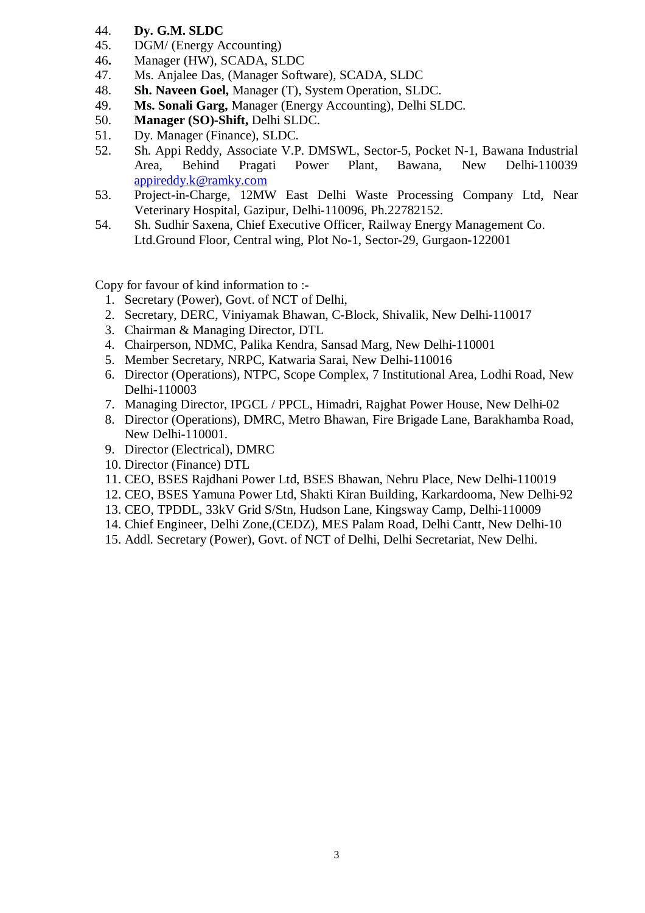44. **Dy. G.M. SLDC**
45. DGM/ (Energy Accounting)
46. Manager (HW), SCADA, SLDC
47. Ms. Anjalee Das, (Manager Software), SCADA, SLDC
48. **Sh. Naveen Goel,** Manager (T), System Operation, SLDC.
49. **Ms. Sonali Garg,** Manager (Energy Accounting), Delhi SLDC.
50. **Manager (SO)-Shift,** Delhi SLDC.
51. Dy. Manager (Finance), SLDC.
52. Sh. Appi Reddy, Associate V.P. DMSWL, Sector-5, Pocket N-1, Bawana Industrial Area, Behind Pragati Power Plant, Bawana, New Delhi-110039 appireddy.k@ramky.com
53. Project-in-Charge, 12MW East Delhi Waste Processing Company Ltd, Near Veterinary Hospital, Gazipur, Delhi-110096, Ph.22782152.
54. Sh. Sudhir Saxena, Chief Executive Officer, Railway Energy Management Co. Ltd.Ground Floor, Central wing, Plot No-1, Sector-29, Gurgaon-122001

Copy for favour of kind information to :-

1. Secretary (Power), Govt. of NCT of Delhi,
2. Secretary, DERC, Viniyamak Bhawan, C-Block, Shivalik, New Delhi-110017
3. Chairman & Managing Director, DTL
4. Chairperson, NDMC, Palika Kendra, Sansad Marg, New Delhi-110001
5. Member Secretary, NRPC, Katwaria Sarai, New Delhi-110016
6. Director (Operations), NTPC, Scope Complex, 7 Institutional Area, Lodhi Road, New Delhi-110003
7. Managing Director, IPGCL / PPCL, Himadri, Rajghat Power House, New Delhi-02
8. Director (Operations), DMRC, Metro Bhawan, Fire Brigade Lane, Barakhamba Road, New Delhi-110001.
9. Director (Electrical), DMRC
10. Director (Finance) DTL
11. CEO, BSES Rajdhani Power Ltd, BSES Bhawan, Nehru Place, New Delhi-110019
12. CEO, BSES Yamuna Power Ltd, Shakti Kiran Building, Karkardooma, New Delhi-92
13. CEO, TPDDL, 33kV Grid S/Stn, Hudson Lane, Kingsway Camp, Delhi-110009
14. Chief Engineer, Delhi Zone,(CEDZ), MES Palam Road, Delhi Cantt, New Delhi-10
15. Addl. Secretary (Power), Govt. of NCT of Delhi, Delhi Secretariat, New Delhi.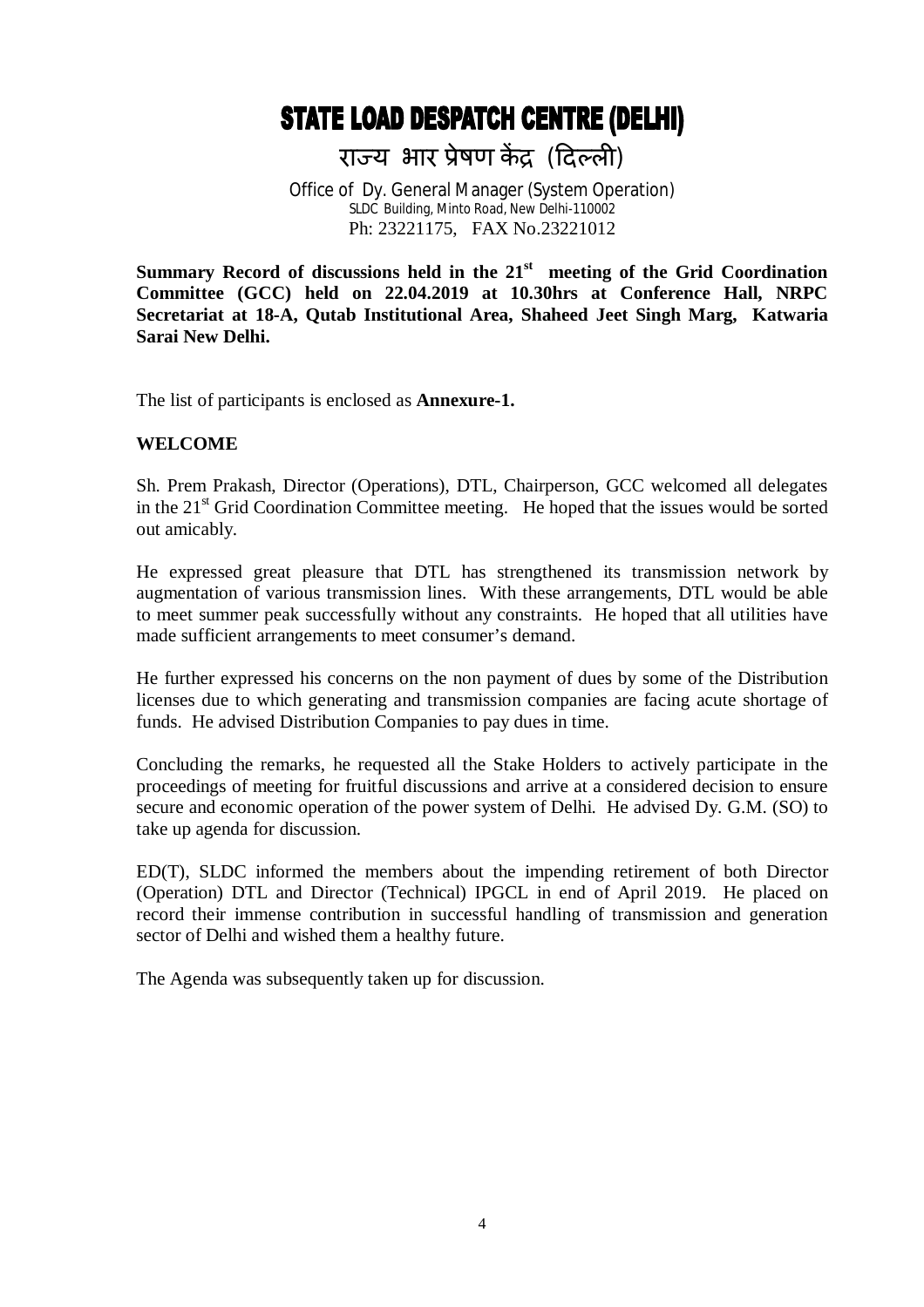# STATE LOAD DESPATCH CENTRE (DELHI)

## राज्य भार प्रेषण केंद्र (दिल्ली)

Office of Dy. General Manager (System Operation)
SLDC Building, Minto Road, New Delhi-110002
Ph: 23221175, FAX No.23221012

**Summary Record of discussions held in the 21st meeting of the Grid Coordination Committee (GCC) held on 22.04.2019 at 10.30hrs at Conference Hall, NRPC Secretariat at 18-A, Qutab Institutional Area, Shaheed Jeet Singh Marg, Katwaria Sarai New Delhi.**

The list of participants is enclosed as **Annexure-1.**

**WELCOME**

Sh. Prem Prakash, Director (Operations), DTL, Chairperson, GCC welcomed all delegates in the 21st Grid Coordination Committee meeting. He hoped that the issues would be sorted out amicably.

He expressed great pleasure that DTL has strengthened its transmission network by augmentation of various transmission lines. With these arrangements, DTL would be able to meet summer peak successfully without any constraints. He hoped that all utilities have made sufficient arrangements to meet consumer's demand.

He further expressed his concerns on the non payment of dues by some of the Distribution licenses due to which generating and transmission companies are facing acute shortage of funds. He advised Distribution Companies to pay dues in time.

Concluding the remarks, he requested all the Stake Holders to actively participate in the proceedings of meeting for fruitful discussions and arrive at a considered decision to ensure secure and economic operation of the power system of Delhi. He advised Dy. G.M. (SO) to take up agenda for discussion.

ED(T), SLDC informed the members about the impending retirement of both Director (Operation) DTL and Director (Technical) IPGCL in end of April 2019. He placed on record their immense contribution in successful handling of transmission and generation sector of Delhi and wished them a healthy future.

The Agenda was subsequently taken up for discussion.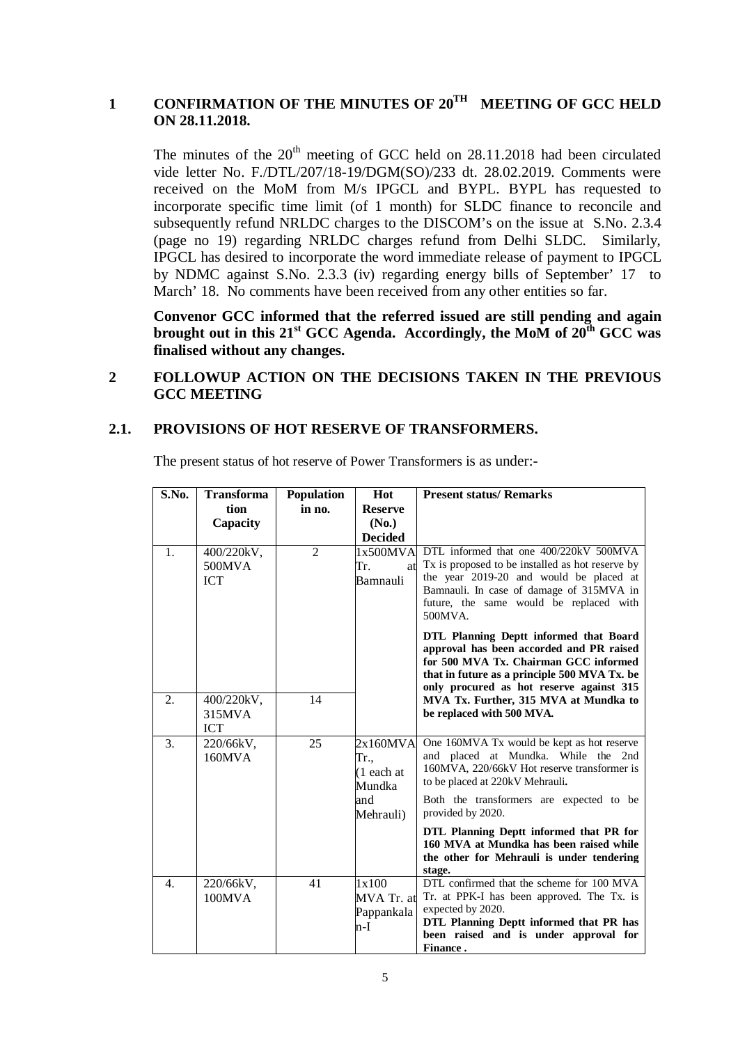## 1 CONFIRMATION OF THE MINUTES OF 20TH MEETING OF GCC HELD ON 28.11.2018.

The minutes of the 20th meeting of GCC held on 28.11.2018 had been circulated vide letter No. F./DTL/207/18-19/DGM(SO)/233 dt. 28.02.2019. Comments were received on the MoM from M/s IPGCL and BYPL. BYPL has requested to incorporate specific time limit (of 1 month) for SLDC finance to reconcile and subsequently refund NRLDC charges to the DISCOM's on the issue at S.No. 2.3.4 (page no 19) regarding NRLDC charges refund from Delhi SLDC. Similarly, IPGCL has desired to incorporate the word immediate release of payment to IPGCL by NDMC against S.No. 2.3.3 (iv) regarding energy bills of September' 17 to March' 18. No comments have been received from any other entities so far.

**Convenor GCC informed that the referred issued are still pending and again brought out in this 21st GCC Agenda. Accordingly, the MoM of 20th GCC was finalised without any changes.**

## 2 FOLLOWUP ACTION ON THE DECISIONS TAKEN IN THE PREVIOUS GCC MEETING

### 2.1. PROVISIONS OF HOT RESERVE OF TRANSFORMERS.

The present status of hot reserve of Power Transformers is as under:-

| S.No. | Transformation Capacity | Population in no. | Hot Reserve (No.) Decided | Present status/ Remarks |
|---|---|---|---|---|
| 1. | 400/220kV, 500MVA ICT | 2 | 1x500MVA Tr. at Bamnauli | DTL informed that one 400/220kV 500MVA Tx is proposed to be installed as hot reserve by the year 2019-20 and would be placed at Bamnauli. In case of damage of 315MVA in future, the same would be replaced with 500MVA.<br><br>**DTL Planning Deptt informed that Board approval has been accorded and PR raised for 500 MVA Tx. Chairman GCC informed that in future as a principle 500 MVA Tx. be only procured as hot reserve against 315 MVA Tx. Further, 315 MVA at Mundka to be replaced with 500 MVA.** |
| 2. | 400/220kV, 315MVA ICT | 14 | | |
| 3. | 220/66kV, 160MVA | 25 | 2x160MVA Tr., (1 each at Mundka and Mehrauli) | One 160MVA Tx would be kept as hot reserve and placed at Mundka. While the 2nd 160MVA, 220/66kV Hot reserve transformer is to be placed at 220kV Mehrauli.<br><br>Both the transformers are expected to be provided by 2020.<br><br>**DTL Planning Deptt informed that PR for 160 MVA at Mundka has been raised while the other for Mehrauli is under tendering stage.** |
| 4. | 220/66kV, 100MVA | 41 | 1x100 MVA Tr. at Pappankalan-I | DTL confirmed that the scheme for 100 MVA Tr. at PPK-I has been approved. The Tx. is expected by 2020.<br>**DTL Planning Deptt informed that PR has been raised and is under approval for Finance .** |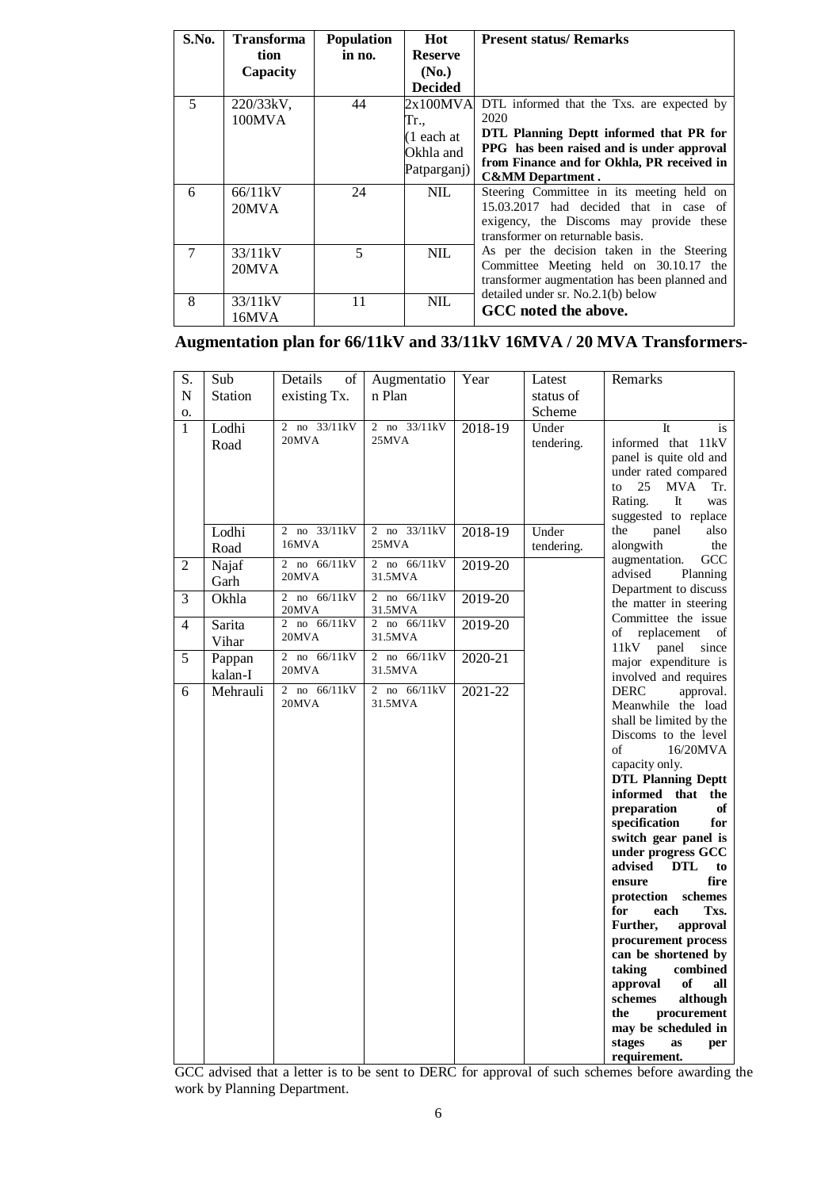| S.No. | Transformation Capacity | Population in no. | Hot Reserve (No.) Decided | Present status/ Remarks |
|---|---|---|---|---|
| 5 | 220/33kV, 100MVA | 44 | 2x100MVA Tr., (1 each at Okhla and Patparganj) | DTL informed that the Txs. are expected by 2020 **DTL Planning Deptt informed that PR for PPG has been raised and is under approval from Finance and for Okhla, PR received in C&MM Department .** |
| 6 | 66/11kV 20MVA | 24 | NIL | Steering Committee in its meeting held on 15.03.2017 had decided that in case of exigency, the Discoms may provide these transformer on returnable basis. |
| 7 | 33/11kV 20MVA | 5 | NIL | As per the decision taken in the Steering Committee Meeting held on 30.10.17 the transformer augmentation has been planned and detailed under sr. No.2.1(b) below **GCC noted the above.** |
| 8 | 33/11kV 16MVA | 11 | NIL | |

## Augmentation plan for 66/11kV and 33/11kV 16MVA / 20 MVA Transformers-

| S. No. | Sub Station | Details of existing Tx. | Augmentation Plan | Year | Latest status of Scheme | Remarks |
|---|---|---|---|---|---|---|
| 1 | Lodhi Road | 2 no 33/11kV 20MVA | 2 no 33/11kV 25MVA | 2018-19 | Under tendering. | It is informed that 11kV panel is quite old and under rated compared to 25 MVA Tr. Rating. It was suggested to replace the panel also alongwith the augmentation. GCC advised Planning Department to discuss the matter in steering Committee the issue of replacement of 11kV panel since major expenditure is involved and requires DERC approval. Meanwhile the load shall be limited by the Discoms to the level of 16/20MVA capacity only. **DTL Planning Deptt informed that the preparation of specification for switch gear panel is under progress GCC advised DTL to ensure fire protection schemes for each Txs. Further, approval procurement process can be shortened by taking combined approval of all schemes although the procurement may be scheduled in stages as per requirement.** |
| | Lodhi Road | 2 no 33/11kV 16MVA | 2 no 33/11kV 25MVA | 2018-19 | Under tendering. | |
| 2 | Najaf Garh | 2 no 66/11kV 20MVA | 2 no 66/11kV 31.5MVA | 2019-20 | | |
| 3 | Okhla | 2 no 66/11kV 20MVA | 2 no 66/11kV 31.5MVA | 2019-20 | | |
| 4 | Sarita Vihar | 2 no 66/11kV 20MVA | 2 no 66/11kV 31.5MVA | 2019-20 | | |
| 5 | Pappan kalan-I | 2 no 66/11kV 20MVA | 2 no 66/11kV 31.5MVA | 2020-21 | | |
| 6 | Mehrauli | 2 no 66/11kV 20MVA | 2 no 66/11kV 31.5MVA | 2021-22 | | |

GCC advised that a letter is to be sent to DERC for approval of such schemes before awarding the work by Planning Department.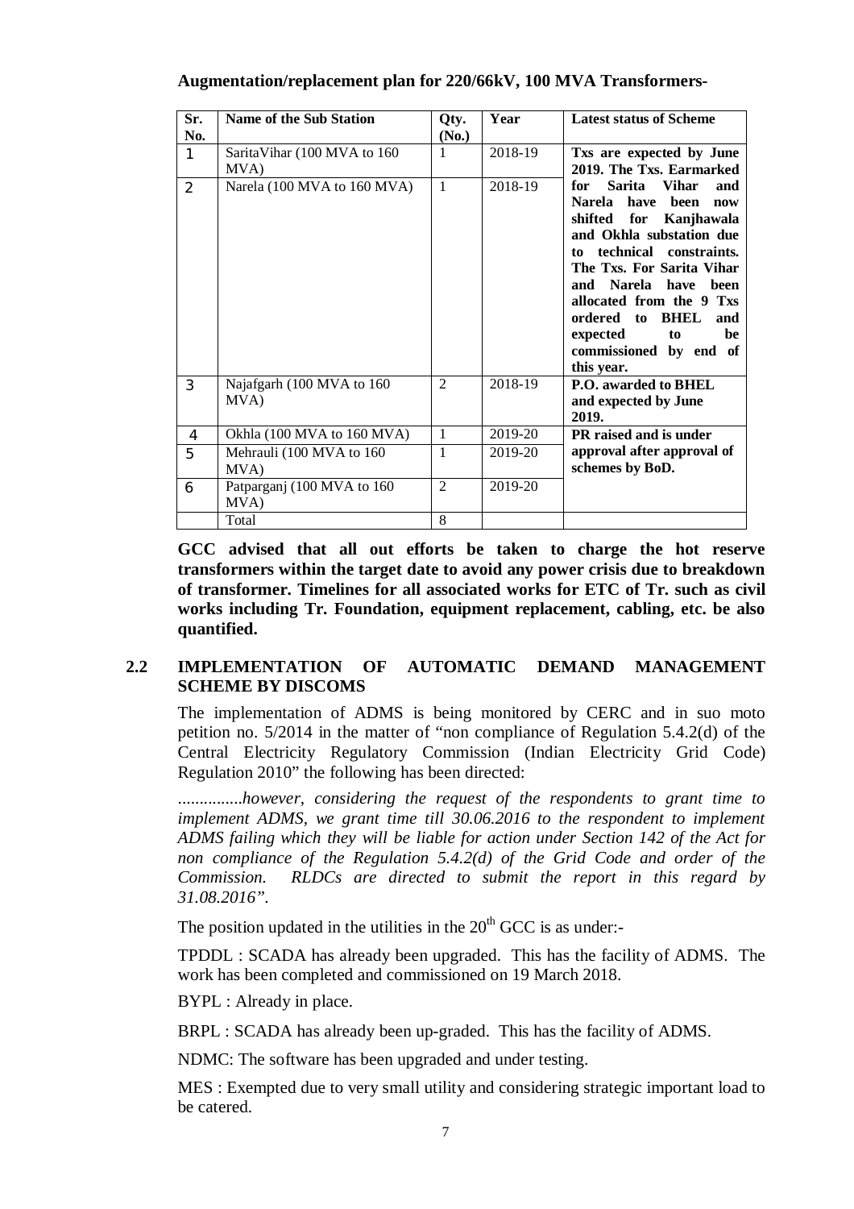**Augmentation/replacement plan for 220/66kV, 100 MVA Transformers-**

| Sr. No. | Name of the Sub Station | Qty. (No.) | Year | Latest status of Scheme |
|---|---|---|---|---|
| 1 | SaritaVihar (100 MVA to 160 MVA) | 1 | 2018-19 | **Txs are expected by June 2019. The Txs. Earmarked for Sarita Vihar and Narela have been now shifted for Kanjhawala and Okhla substation due to technical constraints. The Txs. For Sarita Vihar and Narela have been allocated from the 9 Txs ordered to BHEL and expected to be commissioned by end of this year.** |
| 2 | Narela (100 MVA to 160 MVA) | 1 | 2018-19 | |
| 3 | Najafgarh (100 MVA to 160 MVA) | 2 | 2018-19 | **P.O. awarded to BHEL and expected by June 2019.** |
| 4 | Okhla (100 MVA to 160 MVA) | 1 | 2019-20 | **PR raised and is under approval after approval of schemes by BoD.** |
| 5 | Mehrauli (100 MVA to 160 MVA) | 1 | 2019-20 | |
| 6 | Patparganj (100 MVA to 160 MVA) | 2 | 2019-20 | |
| | Total | 8 | | |

**GCC advised that all out efforts be taken to charge the hot reserve transformers within the target date to avoid any power crisis due to breakdown of transformer. Timelines for all associated works for ETC of Tr. such as civil works including Tr. Foundation, equipment replacement, cabling, etc. be also quantified.**

## 2.2 IMPLEMENTATION OF AUTOMATIC DEMAND MANAGEMENT SCHEME BY DISCOMS

The implementation of ADMS is being monitored by CERC and in suo moto petition no. 5/2014 in the matter of "non compliance of Regulation 5.4.2(d) of the Central Electricity Regulatory Commission (Indian Electricity Grid Code) Regulation 2010" the following has been directed:

*...............however, considering the request of the respondents to grant time to implement ADMS, we grant time till 30.06.2016 to the respondent to implement ADMS failing which they will be liable for action under Section 142 of the Act for non compliance of the Regulation 5.4.2(d) of the Grid Code and order of the Commission. RLDCs are directed to submit the report in this regard by 31.08.2016".*

The position updated in the utilities in the 20th GCC is as under:-

TPDDL : SCADA has already been upgraded. This has the facility of ADMS. The work has been completed and commissioned on 19 March 2018.

BYPL : Already in place.

BRPL : SCADA has already been up-graded. This has the facility of ADMS.

NDMC: The software has been upgraded and under testing.

MES : Exempted due to very small utility and considering strategic important load to be catered.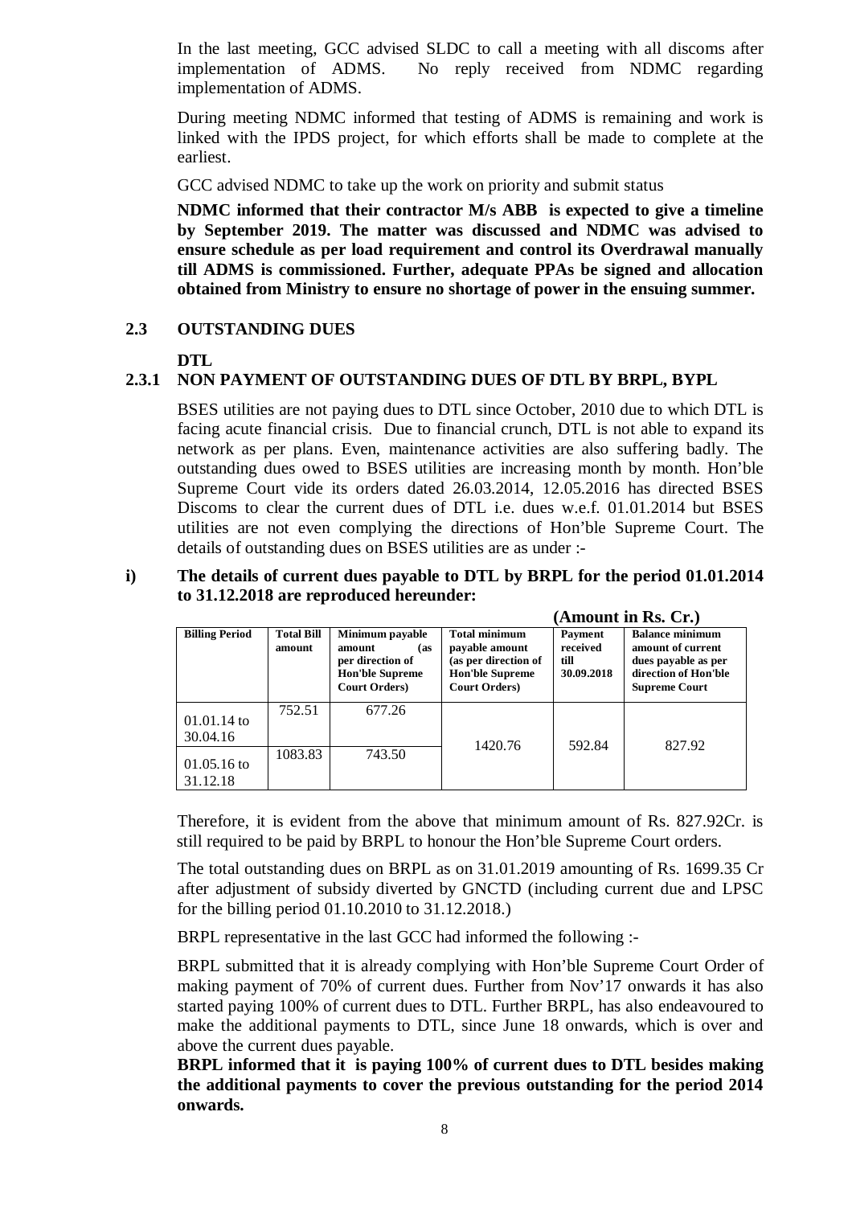In the last meeting, GCC advised SLDC to call a meeting with all discoms after implementation of ADMS. No reply received from NDMC regarding implementation of ADMS.

During meeting NDMC informed that testing of ADMS is remaining and work is linked with the IPDS project, for which efforts shall be made to complete at the earliest.

GCC advised NDMC to take up the work on priority and submit status

**NDMC informed that their contractor M/s ABB is expected to give a timeline by September 2019. The matter was discussed and NDMC was advised to ensure schedule as per load requirement and control its Overdrawal manually till ADMS is commissioned. Further, adequate PPAs be signed and allocation obtained from Ministry to ensure no shortage of power in the ensuing summer.**

## 2.3 OUTSTANDING DUES

**DTL**

### 2.3.1 NON PAYMENT OF OUTSTANDING DUES OF DTL BY BRPL, BYPL

BSES utilities are not paying dues to DTL since October, 2010 due to which DTL is facing acute financial crisis. Due to financial crunch, DTL is not able to expand its network as per plans. Even, maintenance activities are also suffering badly. The outstanding dues owed to BSES utilities are increasing month by month. Hon'ble Supreme Court vide its orders dated 26.03.2014, 12.05.2016 has directed BSES Discoms to clear the current dues of DTL i.e. dues w.e.f. 01.01.2014 but BSES utilities are not even complying the directions of Hon'ble Supreme Court. The details of outstanding dues on BSES utilities are as under :-

**i) The details of current dues payable to DTL by BRPL for the period 01.01.2014 to 31.12.2018 are reproduced hereunder:**

**(Amount in Rs. Cr.)**

| Billing Period | Total Bill amount | Minimum payable amount (as per direction of Hon'ble Supreme Court Orders) | Total minimum payable amount (as per direction of Hon'ble Supreme Court Orders) | Payment received till 30.09.2018 | Balance minimum amount of current dues payable as per direction of Hon'ble Supreme Court |
|---|---|---|---|---|---|
| 01.01.14 to 30.04.16 | 752.51 | 677.26 | 1420.76 | 592.84 | 827.92 |
| 01.05.16 to 31.12.18 | 1083.83 | 743.50 | | | |

Therefore, it is evident from the above that minimum amount of Rs. 827.92Cr. is still required to be paid by BRPL to honour the Hon'ble Supreme Court orders.

The total outstanding dues on BRPL as on 31.01.2019 amounting of Rs. 1699.35 Cr after adjustment of subsidy diverted by GNCTD (including current due and LPSC for the billing period 01.10.2010 to 31.12.2018.)

BRPL representative in the last GCC had informed the following :-

BRPL submitted that it is already complying with Hon'ble Supreme Court Order of making payment of 70% of current dues. Further from Nov'17 onwards it has also started paying 100% of current dues to DTL. Further BRPL, has also endeavoured to make the additional payments to DTL, since June 18 onwards, which is over and above the current dues payable.

**BRPL informed that it is paying 100% of current dues to DTL besides making the additional payments to cover the previous outstanding for the period 2014 onwards.**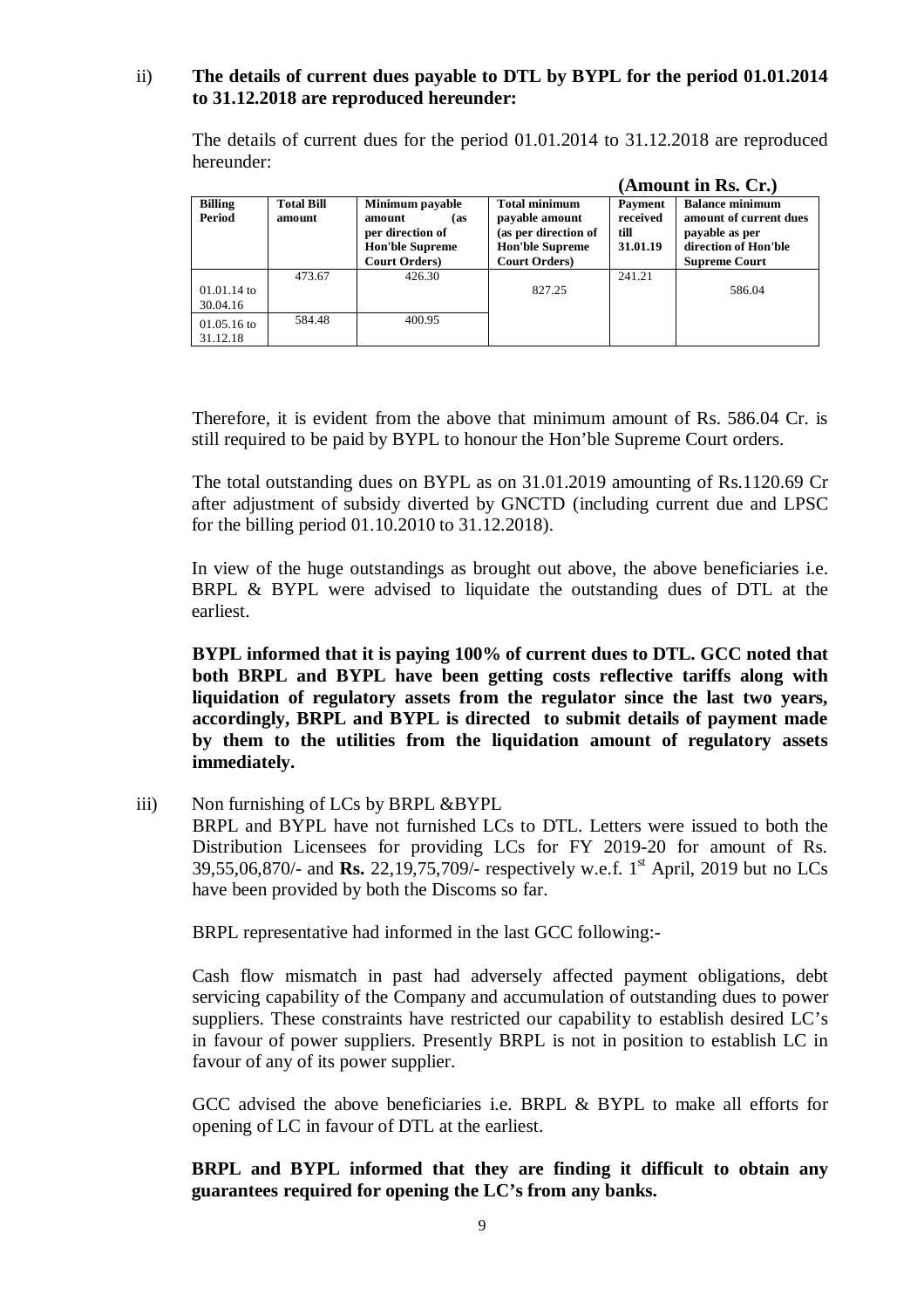ii) **The details of current dues payable to DTL by BYPL for the period 01.01.2014 to 31.12.2018 are reproduced hereunder:**

The details of current dues for the period 01.01.2014 to 31.12.2018 are reproduced hereunder:

**(Amount in Rs. Cr.)**

| Billing Period | Total Bill amount | Minimum payable amount (as per direction of Hon'ble Supreme Court Orders) | Total minimum payable amount (as per direction of Hon'ble Supreme Court Orders) | Payment received till 31.01.19 | Balance minimum amount of current dues payable as per direction of Hon'ble Supreme Court |
|---|---|---|---|---|---|
| 01.01.14 to 30.04.16 | 473.67 | 426.30 | 827.25 | 241.21 | 586.04 |
| 01.05.16 to 31.12.18 | 584.48 | 400.95 | | | |

Therefore, it is evident from the above that minimum amount of Rs. 586.04 Cr. is still required to be paid by BYPL to honour the Hon'ble Supreme Court orders.

The total outstanding dues on BYPL as on 31.01.2019 amounting of Rs.1120.69 Cr after adjustment of subsidy diverted by GNCTD (including current due and LPSC for the billing period 01.10.2010 to 31.12.2018).

In view of the huge outstandings as brought out above, the above beneficiaries i.e. BRPL & BYPL were advised to liquidate the outstanding dues of DTL at the earliest.

**BYPL informed that it is paying 100% of current dues to DTL. GCC noted that both BRPL and BYPL have been getting costs reflective tariffs along with liquidation of regulatory assets from the regulator since the last two years, accordingly, BRPL and BYPL is directed to submit details of payment made by them to the utilities from the liquidation amount of regulatory assets immediately.**

iii) Non furnishing of LCs by BRPL &BYPL

BRPL and BYPL have not furnished LCs to DTL. Letters were issued to both the Distribution Licensees for providing LCs for FY 2019-20 for amount of Rs. 39,55,06,870/- and **Rs.** 22,19,75,709/- respectively w.e.f. 1st April, 2019 but no LCs have been provided by both the Discoms so far.

BRPL representative had informed in the last GCC following:-

Cash flow mismatch in past had adversely affected payment obligations, debt servicing capability of the Company and accumulation of outstanding dues to power suppliers. These constraints have restricted our capability to establish desired LC's in favour of power suppliers. Presently BRPL is not in position to establish LC in favour of any of its power supplier.

GCC advised the above beneficiaries i.e. BRPL & BYPL to make all efforts for opening of LC in favour of DTL at the earliest.

**BRPL and BYPL informed that they are finding it difficult to obtain any guarantees required for opening the LC's from any banks.**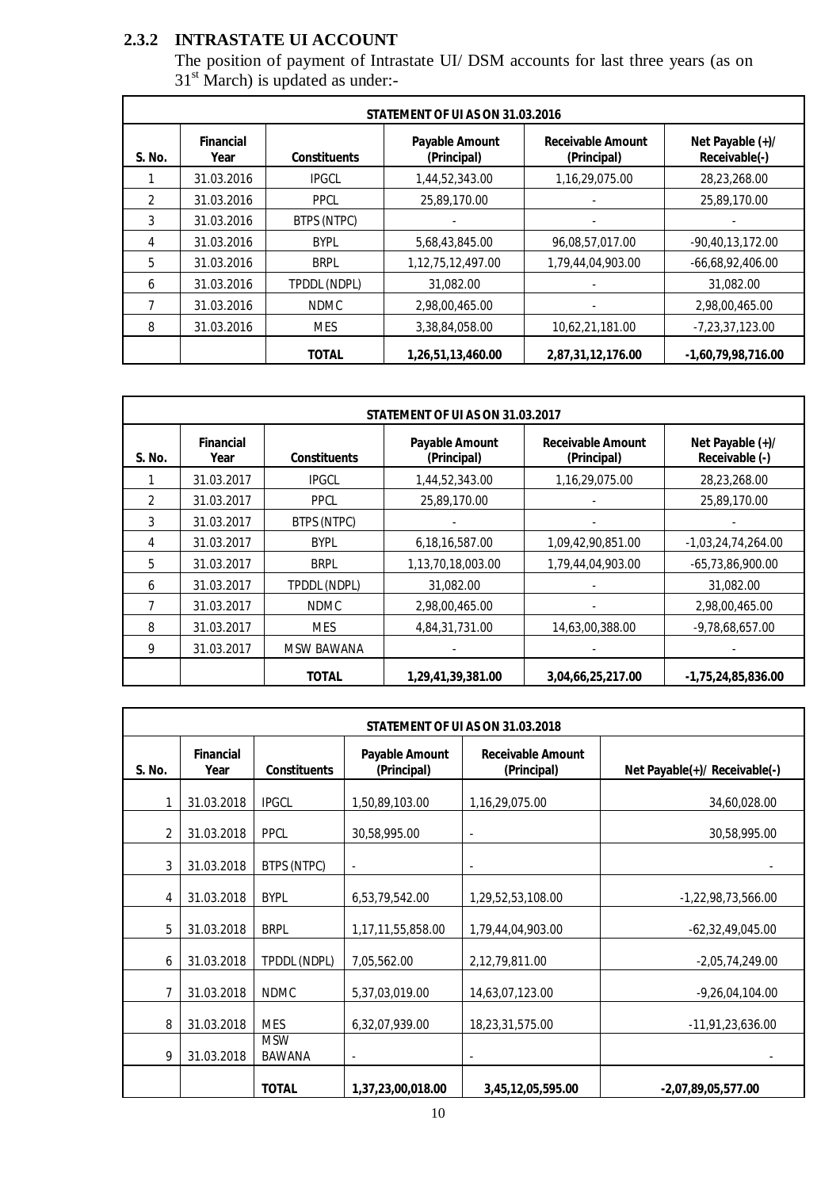## 2.3.2 INTRASTATE UI ACCOUNT

The position of payment of Intrastate UI/ DSM accounts for last three years (as on 31st March) is updated as under:-

| STATEMENT OF UI AS ON 31.03.2016 | | | | | |
|---|---|---|---|---|---|
| **S. No.** | **Financial Year** | **Constituents** | **Payable Amount (Principal)** | **Receivable Amount (Principal)** | **Net Payable (+)/ Receivable(-)** |
| 1 | 31.03.2016 | IPGCL | 1,44,52,343.00 | 1,16,29,075.00 | 28,23,268.00 |
| 2 | 31.03.2016 | PPCL | 25,89,170.00 | - | 25,89,170.00 |
| 3 | 31.03.2016 | BTPS (NTPC) | - | - | - |
| 4 | 31.03.2016 | BYPL | 5,68,43,845.00 | 96,08,57,017.00 | -90,40,13,172.00 |
| 5 | 31.03.2016 | BRPL | 1,12,75,12,497.00 | 1,79,44,04,903.00 | -66,68,92,406.00 |
| 6 | 31.03.2016 | TPDDL (NDPL) | 31,082.00 | - | 31,082.00 |
| 7 | 31.03.2016 | NDMC | 2,98,00,465.00 | - | 2,98,00,465.00 |
| 8 | 31.03.2016 | MES | 3,38,84,058.00 | 10,62,21,181.00 | -7,23,37,123.00 |
| | | **TOTAL** | **1,26,51,13,460.00** | **2,87,31,12,176.00** | **-1,60,79,98,716.00** |

| STATEMENT OF UI AS ON 31.03.2017 | | | | | |
|---|---|---|---|---|---|
| **S. No.** | **Financial Year** | **Constituents** | **Payable Amount (Principal)** | **Receivable Amount (Principal)** | **Net Payable (+)/ Receivable (-)** |
| 1 | 31.03.2017 | IPGCL | 1,44,52,343.00 | 1,16,29,075.00 | 28,23,268.00 |
| 2 | 31.03.2017 | PPCL | 25,89,170.00 | - | 25,89,170.00 |
| 3 | 31.03.2017 | BTPS (NTPC) | - | - | - |
| 4 | 31.03.2017 | BYPL | 6,18,16,587.00 | 1,09,42,90,851.00 | -1,03,24,74,264.00 |
| 5 | 31.03.2017 | BRPL | 1,13,70,18,003.00 | 1,79,44,04,903.00 | -65,73,86,900.00 |
| 6 | 31.03.2017 | TPDDL (NDPL) | 31,082.00 | - | 31,082.00 |
| 7 | 31.03.2017 | NDMC | 2,98,00,465.00 | - | 2,98,00,465.00 |
| 8 | 31.03.2017 | MES | 4,84,31,731.00 | 14,63,00,388.00 | -9,78,68,657.00 |
| 9 | 31.03.2017 | MSW BAWANA | - | - | - |
| | | **TOTAL** | **1,29,41,39,381.00** | **3,04,66,25,217.00** | **-1,75,24,85,836.00** |

| STATEMENT OF UI AS ON 31.03.2018 | | | | | |
|---|---|---|---|---|---|
| **S. No.** | **Financial Year** | **Constituents** | **Payable Amount (Principal)** | **Receivable Amount (Principal)** | **Net Payable(+)/ Receivable(-)** |
| 1 | 31.03.2018 | IPGCL | 1,50,89,103.00 | 1,16,29,075.00 | 34,60,028.00 |
| 2 | 31.03.2018 | PPCL | 30,58,995.00 | - | 30,58,995.00 |
| 3 | 31.03.2018 | BTPS (NTPC) | - | - | - |
| 4 | 31.03.2018 | BYPL | 6,53,79,542.00 | 1,29,52,53,108.00 | -1,22,98,73,566.00 |
| 5 | 31.03.2018 | BRPL | 1,17,11,55,858.00 | 1,79,44,04,903.00 | -62,32,49,045.00 |
| 6 | 31.03.2018 | TPDDL (NDPL) | 7,05,562.00 | 2,12,79,811.00 | -2,05,74,249.00 |
| 7 | 31.03.2018 | NDMC | 5,37,03,019.00 | 14,63,07,123.00 | -9,26,04,104.00 |
| 8 | 31.03.2018 | MES | 6,32,07,939.00 | 18,23,31,575.00 | -11,91,23,636.00 |
| 9 | 31.03.2018 | MSW BAWANA | - | - | - |
| | | **TOTAL** | **1,37,23,00,018.00** | **3,45,12,05,595.00** | **-2,07,89,05,577.00** |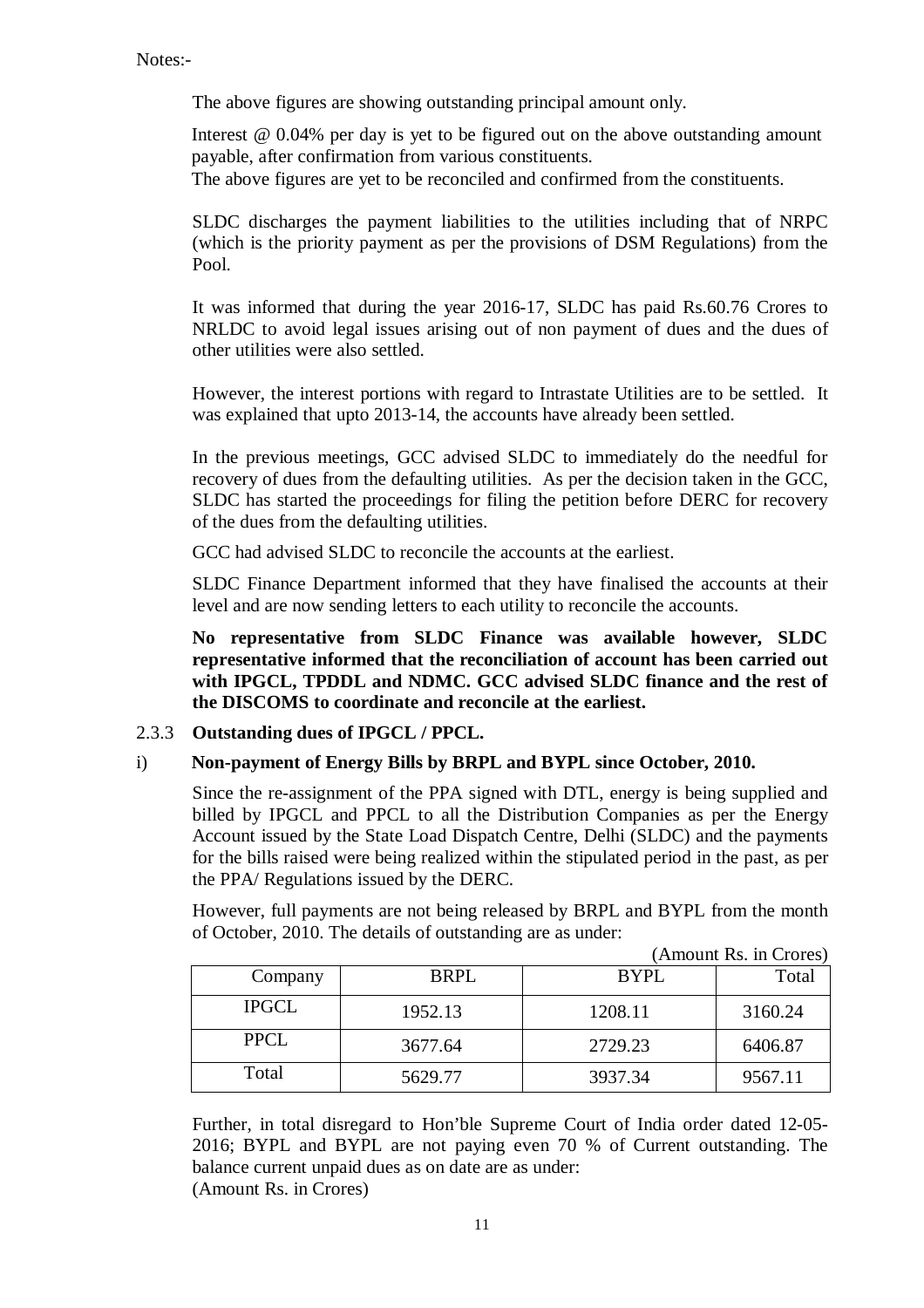Notes:-

The above figures are showing outstanding principal amount only.

Interest @ 0.04% per day is yet to be figured out on the above outstanding amount payable, after confirmation from various constituents.

The above figures are yet to be reconciled and confirmed from the constituents.

SLDC discharges the payment liabilities to the utilities including that of NRPC (which is the priority payment as per the provisions of DSM Regulations) from the Pool.

It was informed that during the year 2016-17, SLDC has paid Rs.60.76 Crores to NRLDC to avoid legal issues arising out of non payment of dues and the dues of other utilities were also settled.

However, the interest portions with regard to Intrastate Utilities are to be settled. It was explained that upto 2013-14, the accounts have already been settled.

In the previous meetings, GCC advised SLDC to immediately do the needful for recovery of dues from the defaulting utilities. As per the decision taken in the GCC, SLDC has started the proceedings for filing the petition before DERC for recovery of the dues from the defaulting utilities.

GCC had advised SLDC to reconcile the accounts at the earliest.

SLDC Finance Department informed that they have finalised the accounts at their level and are now sending letters to each utility to reconcile the accounts.

**No representative from SLDC Finance was available however, SLDC representative informed that the reconciliation of account has been carried out with IPGCL, TPDDL and NDMC. GCC advised SLDC finance and the rest of the DISCOMS to coordinate and reconcile at the earliest.**

2.3.3 **Outstanding dues of IPGCL / PPCL.**

i) **Non-payment of Energy Bills by BRPL and BYPL since October, 2010.**

Since the re-assignment of the PPA signed with DTL, energy is being supplied and billed by IPGCL and PPCL to all the Distribution Companies as per the Energy Account issued by the State Load Dispatch Centre, Delhi (SLDC) and the payments for the bills raised were being realized within the stipulated period in the past, as per the PPA/ Regulations issued by the DERC.

However, full payments are not being released by BRPL and BYPL from the month of October, 2010. The details of outstanding are as under:

(Amount Rs. in Crores)

| Company | BRPL | BYPL | Total |
|---|---|---|---|
| IPGCL | 1952.13 | 1208.11 | 3160.24 |
| PPCL | 3677.64 | 2729.23 | 6406.87 |
| Total | 5629.77 | 3937.34 | 9567.11 |

Further, in total disregard to Hon'ble Supreme Court of India order dated 12-05-2016; BYPL and BYPL are not paying even 70 % of Current outstanding. The balance current unpaid dues as on date are as under:

(Amount Rs. in Crores)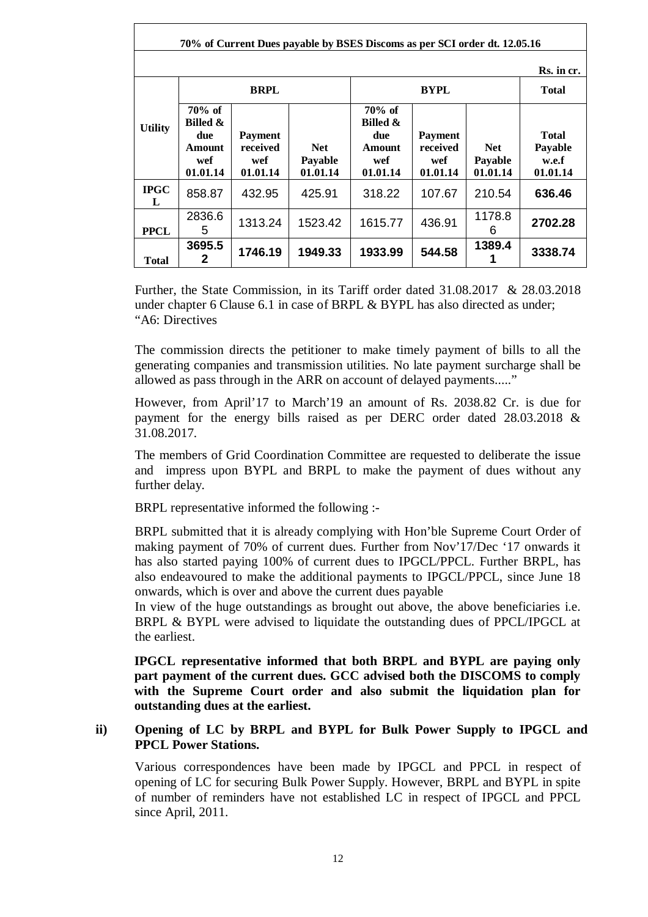**70% of Current Dues payable by BSES Discoms as per SCI order dt. 12.05.16**

Rs. in cr.

| Utility | BRPL | | | BYPL | | | Total |
|---|---|---|---|---|---|---|---|
| | 70% of Billed & due Amount wef 01.01.14 | Payment received wef 01.01.14 | Net Payable 01.01.14 | 70% of Billed & due Amount wef 01.01.14 | Payment received wef 01.01.14 | Net Payable 01.01.14 | Total Payable w.e.f 01.01.14 |
| IPGCL | 858.87 | 432.95 | 425.91 | 318.22 | 107.67 | 210.54 | **636.46** |
| PPCL | 2836.65 | 1313.24 | 1523.42 | 1615.77 | 436.91 | 1178.86 | **2702.28** |
| **Total** | **3695.52** | **1746.19** | **1949.33** | **1933.99** | **544.58** | **1389.41** | **3338.74** |

Further, the State Commission, in its Tariff order dated 31.08.2017 & 28.03.2018 under chapter 6 Clause 6.1 in case of BRPL & BYPL has also directed as under; "A6: Directives

The commission directs the petitioner to make timely payment of bills to all the generating companies and transmission utilities. No late payment surcharge shall be allowed as pass through in the ARR on account of delayed payments....."

However, from April'17 to March'19 an amount of Rs. 2038.82 Cr. is due for payment for the energy bills raised as per DERC order dated 28.03.2018 & 31.08.2017.

The members of Grid Coordination Committee are requested to deliberate the issue and impress upon BYPL and BRPL to make the payment of dues without any further delay.

BRPL representative informed the following :-

BRPL submitted that it is already complying with Hon'ble Supreme Court Order of making payment of 70% of current dues. Further from Nov'17/Dec '17 onwards it has also started paying 100% of current dues to IPGCL/PPCL. Further BRPL, has also endeavoured to make the additional payments to IPGCL/PPCL, since June 18 onwards, which is over and above the current dues payable

In view of the huge outstandings as brought out above, the above beneficiaries i.e. BRPL & BYPL were advised to liquidate the outstanding dues of PPCL/IPGCL at the earliest.

**IPGCL representative informed that both BRPL and BYPL are paying only part payment of the current dues. GCC advised both the DISCOMS to comply with the Supreme Court order and also submit the liquidation plan for outstanding dues at the earliest.**

**ii) Opening of LC by BRPL and BYPL for Bulk Power Supply to IPGCL and PPCL Power Stations.**

Various correspondences have been made by IPGCL and PPCL in respect of opening of LC for securing Bulk Power Supply. However, BRPL and BYPL in spite of number of reminders have not established LC in respect of IPGCL and PPCL since April, 2011.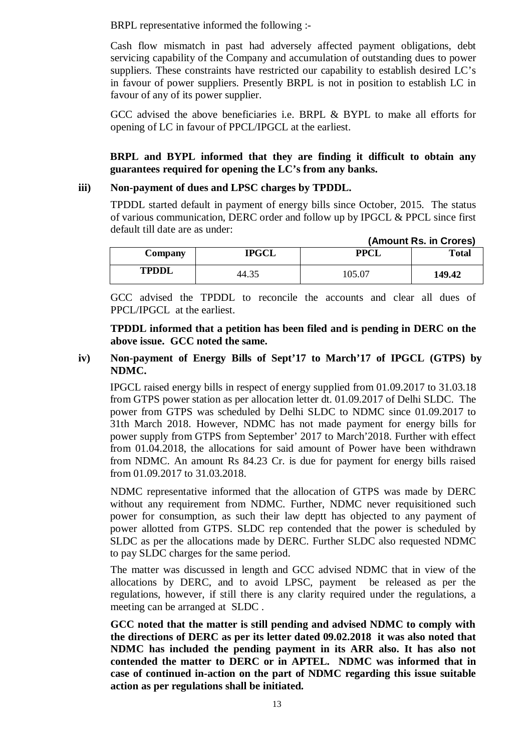BRPL representative informed the following :-

Cash flow mismatch in past had adversely affected payment obligations, debt servicing capability of the Company and accumulation of outstanding dues to power suppliers. These constraints have restricted our capability to establish desired LC's in favour of power suppliers. Presently BRPL is not in position to establish LC in favour of any of its power supplier.

GCC advised the above beneficiaries i.e. BRPL & BYPL to make all efforts for opening of LC in favour of PPCL/IPGCL at the earliest.

**BRPL and BYPL informed that they are finding it difficult to obtain any guarantees required for opening the LC's from any banks.**

**iii) Non-payment of dues and LPSC charges by TPDDL.**

TPDDL started default in payment of energy bills since October, 2015. The status of various communication, DERC order and follow up by IPGCL & PPCL since first default till date are as under:

**(Amount Rs. in Crores)**

| Company | IPGCL | PPCL | Total |
|---|---|---|---|
| **TPDDL** | 44.35 | 105.07 | **149.42** |

GCC advised the TPDDL to reconcile the accounts and clear all dues of PPCL/IPGCL at the earliest.

**TPDDL informed that a petition has been filed and is pending in DERC on the above issue. GCC noted the same.**

**iv) Non-payment of Energy Bills of Sept'17 to March'17 of IPGCL (GTPS) by NDMC.**

IPGCL raised energy bills in respect of energy supplied from 01.09.2017 to 31.03.18 from GTPS power station as per allocation letter dt. 01.09.2017 of Delhi SLDC. The power from GTPS was scheduled by Delhi SLDC to NDMC since 01.09.2017 to 31th March 2018. However, NDMC has not made payment for energy bills for power supply from GTPS from September' 2017 to March'2018. Further with effect from 01.04.2018, the allocations for said amount of Power have been withdrawn from NDMC. An amount Rs 84.23 Cr. is due for payment for energy bills raised from 01.09.2017 to 31.03.2018.

NDMC representative informed that the allocation of GTPS was made by DERC without any requirement from NDMC. Further, NDMC never requisitioned such power for consumption, as such their law deptt has objected to any payment of power allotted from GTPS. SLDC rep contended that the power is scheduled by SLDC as per the allocations made by DERC. Further SLDC also requested NDMC to pay SLDC charges for the same period.

The matter was discussed in length and GCC advised NDMC that in view of the allocations by DERC, and to avoid LPSC, payment be released as per the regulations, however, if still there is any clarity required under the regulations, a meeting can be arranged at SLDC .

**GCC noted that the matter is still pending and advised NDMC to comply with the directions of DERC as per its letter dated 09.02.2018 it was also noted that NDMC has included the pending payment in its ARR also. It has also not contended the matter to DERC or in APTEL. NDMC was informed that in case of continued in-action on the part of NDMC regarding this issue suitable action as per regulations shall be initiated.**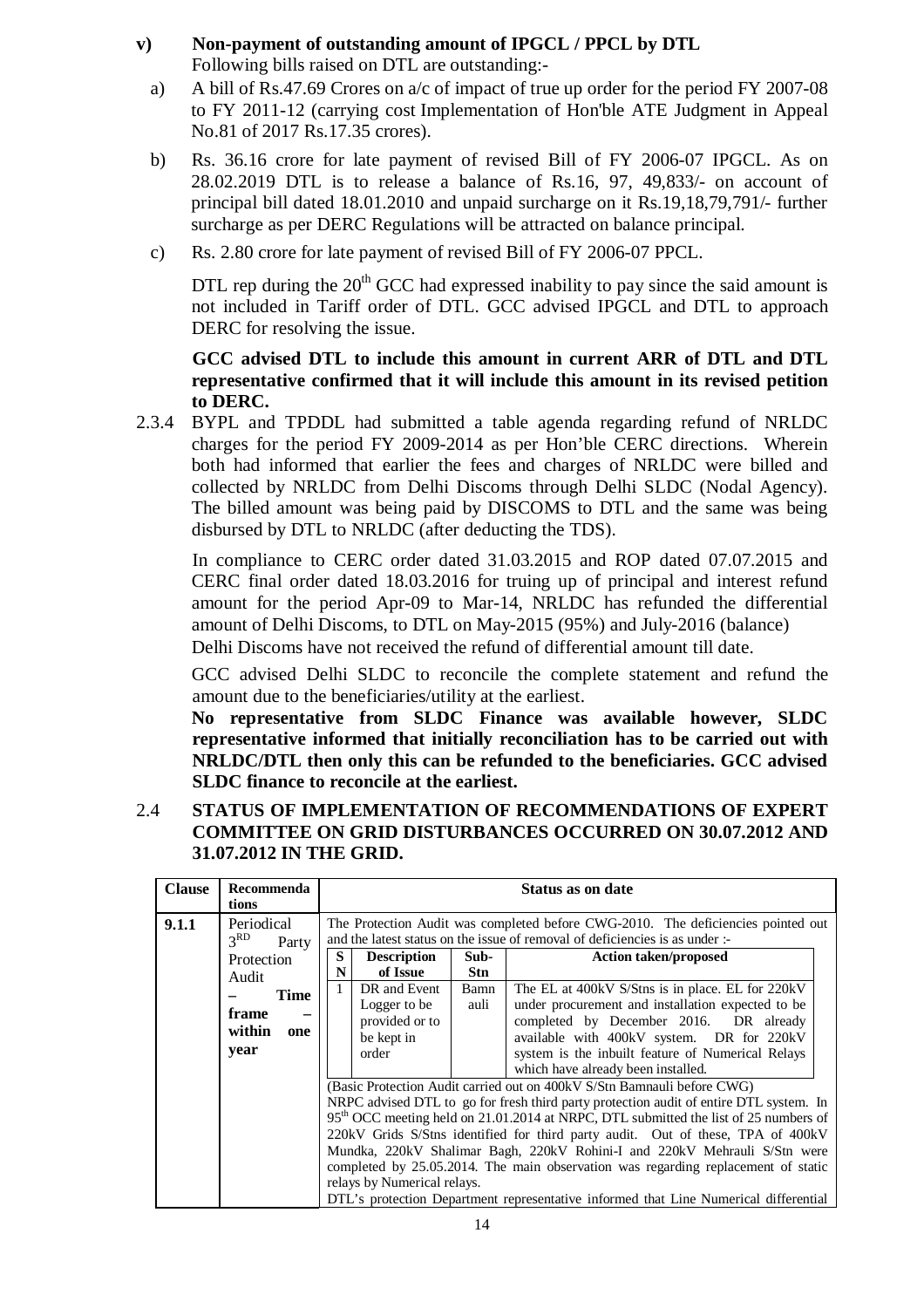**v) Non-payment of outstanding amount of IPGCL / PPCL by DTL**

Following bills raised on DTL are outstanding:-

a) A bill of Rs.47.69 Crores on a/c of impact of true up order for the period FY 2007-08 to FY 2011-12 (carrying cost Implementation of Hon'ble ATE Judgment in Appeal No.81 of 2017 Rs.17.35 crores).

b) Rs. 36.16 crore for late payment of revised Bill of FY 2006-07 IPGCL. As on 28.02.2019 DTL is to release a balance of Rs.16, 97, 49,833/- on account of principal bill dated 18.01.2010 and unpaid surcharge on it Rs.19,18,79,791/- further surcharge as per DERC Regulations will be attracted on balance principal.

c) Rs. 2.80 crore for late payment of revised Bill of FY 2006-07 PPCL.

DTL rep during the 20th GCC had expressed inability to pay since the said amount is not included in Tariff order of DTL. GCC advised IPGCL and DTL to approach DERC for resolving the issue.

**GCC advised DTL to include this amount in current ARR of DTL and DTL representative confirmed that it will include this amount in its revised petition to DERC.**

2.3.4 BYPL and TPDDL had submitted a table agenda regarding refund of NRLDC charges for the period FY 2009-2014 as per Hon'ble CERC directions. Wherein both had informed that earlier the fees and charges of NRLDC were billed and collected by NRLDC from Delhi Discoms through Delhi SLDC (Nodal Agency). The billed amount was being paid by DISCOMS to DTL and the same was being disbursed by DTL to NRLDC (after deducting the TDS).

In compliance to CERC order dated 31.03.2015 and ROP dated 07.07.2015 and CERC final order dated 18.03.2016 for truing up of principal and interest refund amount for the period Apr-09 to Mar-14, NRLDC has refunded the differential amount of Delhi Discoms, to DTL on May-2015 (95%) and July-2016 (balance)

Delhi Discoms have not received the refund of differential amount till date.

GCC advised Delhi SLDC to reconcile the complete statement and refund the amount due to the beneficiaries/utility at the earliest.

**No representative from SLDC Finance was available however, SLDC representative informed that initially reconciliation has to be carried out with NRLDC/DTL then only this can be refunded to the beneficiaries. GCC advised SLDC finance to reconcile at the earliest.**

2.4 **STATUS OF IMPLEMENTATION OF RECOMMENDATIONS OF EXPERT COMMITTEE ON GRID DISTURBANCES OCCURRED ON 30.07.2012 AND 31.07.2012 IN THE GRID.**

| Clause | Recommendations | Status as on date |
|---|---|---|
| **9.1.1** | Periodical 3RD Party Protection Audit **– Time frame – within one year** | The Protection Audit was completed before CWG-2010. The deficiencies pointed out and the latest status on the issue of removal of deficiencies is as under :-<br><br>**SN**: 1 / **Description of Issue**: DR and Event Logger to be provided or to be kept in order / **Sub-Stn**: Bamnauli / **Action taken/proposed**: The EL at 400kV S/Stns is in place. EL for 220kV under procurement and installation expected to be completed by December 2016. DR already available with 400kV system. DR for 220kV system is the inbuilt feature of Numerical Relays which have already been installed.<br><br>(Basic Protection Audit carried out on 400kV S/Stn Bamnauli before CWG)<br>NRPC advised DTL to go for fresh third party protection audit of entire DTL system. In 95th OCC meeting held on 21.01.2014 at NRPC, DTL submitted the list of 25 numbers of 220kV Grids S/Stns identified for third party audit. Out of these, TPA of 400kV Mundka, 220kV Shalimar Bagh, 220kV Rohini-I and 220kV Mehrauli S/Stn were completed by 25.05.2014. The main observation was regarding replacement of static relays by Numerical relays.<br>DTL's protection Department representative informed that Line Numerical differential |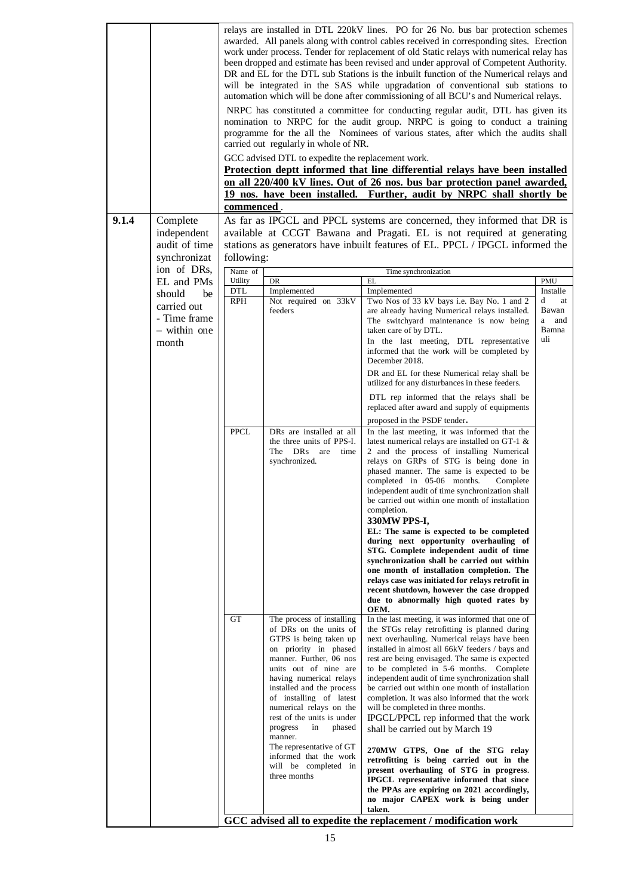| | | relays are installed in DTL 220kV lines. PO for 26 No. bus bar protection schemes awarded. All panels along with control cables received in corresponding sites. Erection work under process. Tender for replacement of old Static relays with numerical relay has been dropped and estimate has been revised and under approval of Competent Authority. DR and EL for the DTL sub Stations is the inbuilt function of the Numerical relays and will be integrated in the SAS while upgradation of conventional sub stations to automation which will be done after commissioning of all BCU's and Numerical relays.<br><br>NRPC has constituted a committee for conducting regular audit, DTL has given its nomination to NRPC for the audit group. NRPC is going to conduct a training programme for the all the Nominees of various states, after which the audits shall carried out regularly in whole of NR.<br><br>GCC advised DTL to expedite the replacement work.<br><br>**Protection deptt informed that line differential relays have been installed on all 220/400 kV lines. Out of 26 nos. bus bar protection panel awarded, 19 nos. have been installed. Further, audit by NRPC shall shortly be commenced**. |
|---|---|---|
| 9.1.4 | Complete independent audit of time synchronization of DRs, EL and PMs should be carried out - Time frame – within one month | As far as IPGCL and PPCL systems are concerned, they informed that DR is available at CCGT Bawana and Pragati. EL is not required at generating stations as generators have inbuilt features of EL. PPCL / IPGCL informed the following: |

| Name of Utility | Time synchronization DR | EL | PMU |
|---|---|---|---|
| DTL | Implemented | Implemented | Installed at Bawana and Bamnauli |
| RPH | Not required on 33kV feeders | Two Nos of 33 kV bays i.e. Bay No. 1 and 2 are already having Numerical relays installed. The switchyard maintenance is now being taken care of by DTL.<br>In the last meeting, DTL representative informed that the work will be completed by December 2018.<br>DR and EL for these Numerical relay shall be utilized for any disturbances in these feeders.<br>DTL rep informed that the relays shall be replaced after award and supply of equipments proposed in the PSDF tender. | |
| PPCL | DRs are installed at all the three units of PPS-I. The DRs are time synchronized. | In the last meeting, it was informed that the latest numerical relays are installed on GT-1 & 2 and the process of installing Numerical relays on GRPs of STG is being done in phased manner. The same is expected to be completed in 05-06 months. Complete independent audit of time synchronization shall be carried out within one month of installation completion.<br>**330MW PPS-I,**<br>**EL: The same is expected to be completed during next opportunity overhauling of STG. Complete independent audit of time synchronization shall be carried out within one month of installation completion. The relays case was initiated for relays retrofit in recent shutdown, however the case dropped due to abnormally high quoted rates by OEM.** | |
| GT | The process of installing of DRs on the units of GTPS is being taken up on priority in phased manner. Further, 06 nos units out of nine are having numerical relays installed and the process of installing of latest numerical relays on the rest of the units is under progress in phased manner.<br>The representative of GT informed that the work will be completed in three months | In the last meeting, it was informed that one of the STGs relay retrofitting is planned during next overhauling. Numerical relays have been installed in almost all 66kV feeders / bays and rest are being envisaged. The same is expected to be completed in 5-6 months. Complete independent audit of time synchronization shall be carried out within one month of installation completion. It was also informed that the work will be completed in three months.<br>IPGCL/PPCL rep informed that the work shall be carried out by March 19<br>**270MW GTPS, One of the STG relay retrofitting is being carried out in the present overhauling of STG in progress. IPGCL representative informed that since the PPAs are expiring on 2021 accordingly, no major CAPEX work is being under taken.** | |

**GCC advised all to expedite the replacement / modification work**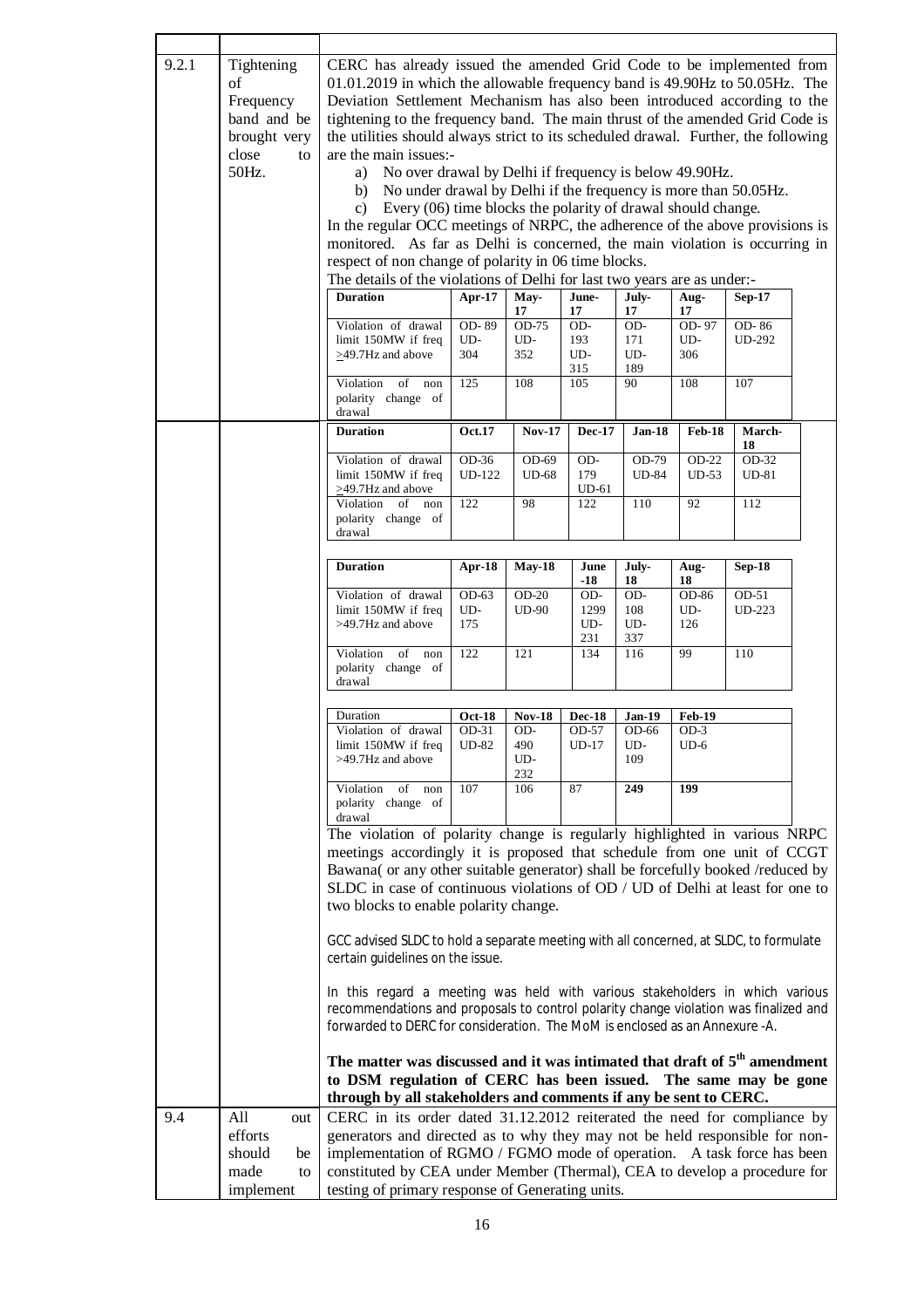| | | |
|---|---|---|
| | | |
| 9.2.1 | Tightening of Frequency band and be brought very close to 50Hz. | CERC has already issued the amended Grid Code to be implemented from 01.01.2019 in which the allowable frequency band is 49.90Hz to 50.05Hz. The Deviation Settlement Mechanism has also been introduced according to the tightening to the frequency band. The main thrust of the amended Grid Code is the utilities should always strict to its scheduled drawal. Further, the following are the main issues:-<br>a) No over drawal by Delhi if frequency is below 49.90Hz.<br>b) No under drawal by Delhi if the frequency is more than 50.05Hz.<br>c) Every (06) time blocks the polarity of drawal should change.<br>In the regular OCC meetings of NRPC, the adherence of the above provisions is monitored. As far as Delhi is concerned, the main violation is occurring in respect of non change of polarity in 06 time blocks.<br>The details of the violations of Delhi for last two years are as under:- |

| **Duration** | **Apr-17** | **May-17** | **June-17** | **July-17** | **Aug-17** | **Sep-17** |
|---|---|---|---|---|---|---|
| Violation of drawal limit 150MW if freq ≥49.7Hz and above | OD- 89 UD- 304 | OD-75 UD- 352 | OD- 193 UD- 315 | OD- 171 UD- 189 | OD- 97 UD- 306 | OD- 86 UD-292 |
| Violation of non polarity change of drawal | 125 | 108 | 105 | 90 | 108 | 107 |

| **Duration** | **Oct.17** | **Nov-17** | **Dec-17** | **Jan-18** | **Feb-18** | **March-18** |
|---|---|---|---|---|---|---|
| Violation of drawal limit 150MW if freq ≥49.7Hz and above | OD-36 UD-122 | OD-69 UD-68 | OD- 179 UD-61 | OD-79 UD-84 | OD-22 UD-53 | OD-32 UD-81 |
| Violation of non polarity change of drawal | 122 | 98 | 122 | 110 | 92 | 112 |

| **Duration** | **Apr-18** | **May-18** | **June -18** | **July-18** | **Aug-18** | **Sep-18** |
|---|---|---|---|---|---|---|
| Violation of drawal limit 150MW if freq >49.7Hz and above | OD-63 UD- 175 | OD-20 UD-90 | OD- 1299 UD- 231 | OD- 108 UD- 337 | OD-86 UD- 126 | OD-51 UD-223 |
| Violation of non polarity change of drawal | 122 | 121 | 134 | 116 | 99 | 110 |

| Duration | **Oct-18** | **Nov-18** | **Dec-18** | **Jan-19** | **Feb-19** |
|---|---|---|---|---|---|
| Violation of drawal limit 150MW if freq >49.7Hz and above | OD-31 UD-82 | OD- 490 UD- 232 | OD-57 UD-17 | OD-66 UD- 109 | OD-3 UD-6 |
| Violation of non polarity change of drawal | 107 | 106 | 87 | **249** | **199** |

The violation of polarity change is regularly highlighted in various NRPC meetings accordingly it is proposed that schedule from one unit of CCGT Bawana( or any other suitable generator) shall be forcefully booked /reduced by SLDC in case of continuous violations of OD / UD of Delhi at least for one to two blocks to enable polarity change.

GCC advised SLDC to hold a separate meeting with all concerned, at SLDC, to formulate certain guidelines on the issue.

In this regard a meeting was held with various stakeholders in which various recommendations and proposals to control polarity change violation was finalized and forwarded to DERC for consideration. The MoM is enclosed as an Annexure -A.

**The matter was discussed and it was intimated that draft of 5th amendment to DSM regulation of CERC has been issued. The same may be gone through by all stakeholders and comments if any be sent to CERC.**

| | | |
|---|---|---|
| 9.4 | All out efforts should be made to implement | CERC in its order dated 31.12.2012 reiterated the need for compliance by generators and directed as to why they may not be held responsible for non-implementation of RGMO / FGMO mode of operation. A task force has been constituted by CEA under Member (Thermal), CEA to develop a procedure for testing of primary response of Generating units. |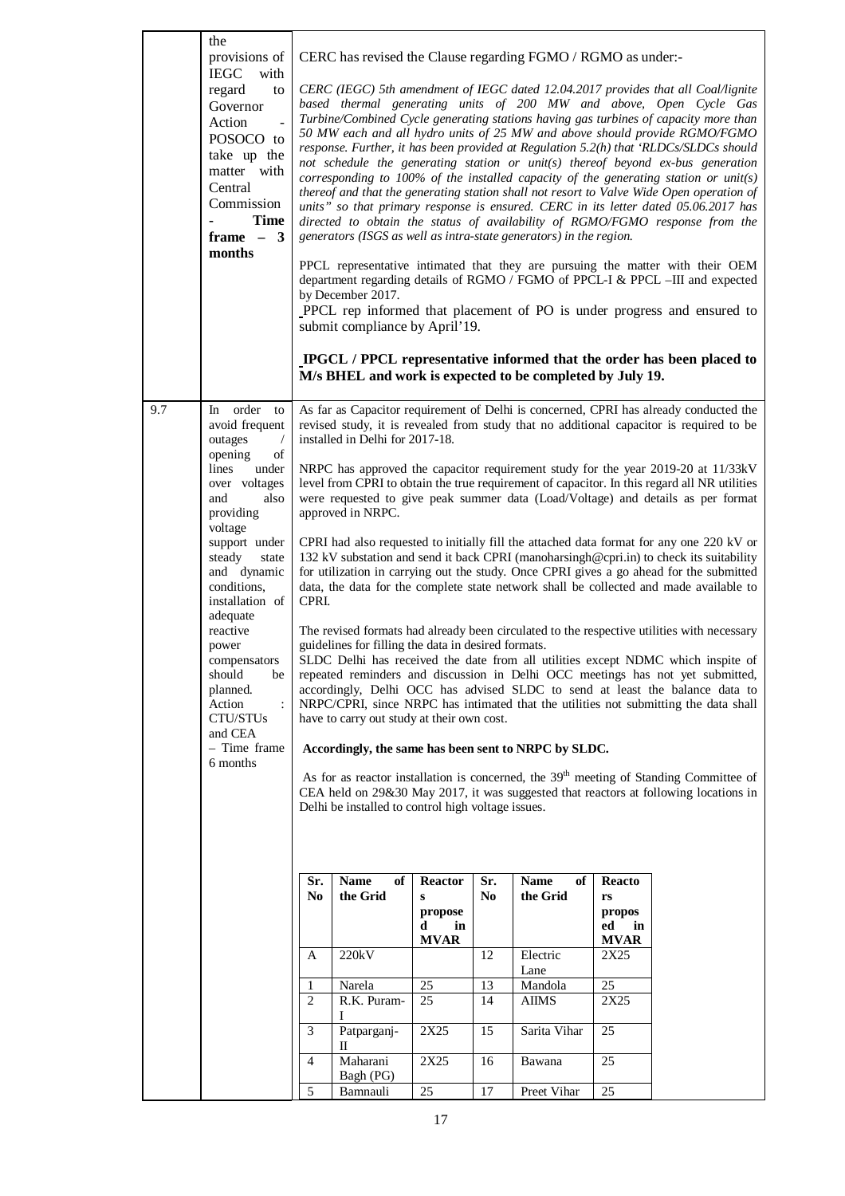| | | |
|---|---|---|
| | the provisions of IEGC with regard to Governor Action - POSOCO to take up the matter with Central Commission - **Time frame – 3 months** | CERC has revised the Clause regarding FGMO / RGMO as under:-<br><br>*CERC (IEGC) 5th amendment of IEGC dated 12.04.2017 provides that all Coal/lignite based thermal generating units of 200 MW and above, Open Cycle Gas Turbine/Combined Cycle generating stations having gas turbines of capacity more than 50 MW each and all hydro units of 25 MW and above should provide RGMO/FGMO response. Further, it has been provided at Regulation 5.2(h) that 'RLDCs/SLDCs should not schedule the generating station or unit(s) thereof beyond ex-bus generation corresponding to 100% of the installed capacity of the generating station or unit(s) thereof and that the generating station shall not resort to Valve Wide Open operation of units" so that primary response is ensured. CERC in its letter dated 05.06.2017 has directed to obtain the status of availability of RGMO/FGMO response from the generators (ISGS as well as intra-state generators) in the region.*<br><br>PPCL representative intimated that they are pursuing the matter with their OEM department regarding details of RGMO / FGMO of PPCL-I & PPCL –III and expected by December 2017.<br>PPCL rep informed that placement of PO is under progress and ensured to submit compliance by April'19.<br><br>**IPGCL / PPCL representative informed that the order has been placed to M/s BHEL and work is expected to be completed by July 19.** |
| 9.7 | In order to avoid frequent outages / opening of lines under over voltages and also providing voltage support under steady state and dynamic conditions, installation of adequate reactive power compensators should be planned. Action : CTU/STUs and CEA – Time frame 6 months | As far as Capacitor requirement of Delhi is concerned, CPRI has already conducted the revised study, it is revealed from study that no additional capacitor is required to be installed in Delhi for 2017-18.<br><br>NRPC has approved the capacitor requirement study for the year 2019-20 at 11/33kV level from CPRI to obtain the true requirement of capacitor. In this regard all NR utilities were requested to give peak summer data (Load/Voltage) and details as per format approved in NRPC.<br><br>CPRI had also requested to initially fill the attached data format for any one 220 kV or 132 kV substation and send it back CPRI (manoharsingh@cpri.in) to check its suitability for utilization in carrying out the study. Once CPRI gives a go ahead for the submitted data, the data for the complete state network shall be collected and made available to CPRI.<br><br>The revised formats had already been circulated to the respective utilities with necessary guidelines for filling the data in desired formats.<br>SLDC Delhi has received the date from all utilities except NDMC which inspite of repeated reminders and discussion in Delhi OCC meetings has not yet submitted, accordingly, Delhi OCC has advised SLDC to send at least the balance data to NRPC/CPRI, since NRPC has intimated that the utilities not submitting the data shall have to carry out study at their own cost.<br><br>**Accordingly, the same has been sent to NRPC by SLDC.**<br><br>As for as reactor installation is concerned, the 39th meeting of Standing Committee of CEA held on 29&30 May 2017, it was suggested that reactors at following locations in Delhi be installed to control high voltage issues. |

| Sr. No | Name of the Grid | Reactors proposed in MVAR | Sr. No | Name of the Grid | Reactors proposed in MVAR |
|---|---|---|---|---|---|
| A | 220kV | | 12 | Electric Lane | 2X25 |
| 1 | Narela | 25 | 13 | Mandola | 25 |
| 2 | R.K. Puram-I | 25 | 14 | AIIMS | 2X25 |
| 3 | Patparganj-II | 2X25 | 15 | Sarita Vihar | 25 |
| 4 | Maharani Bagh (PG) | 2X25 | 16 | Bawana | 25 |
| 5 | Bamnauli | 25 | 17 | Preet Vihar | 25 |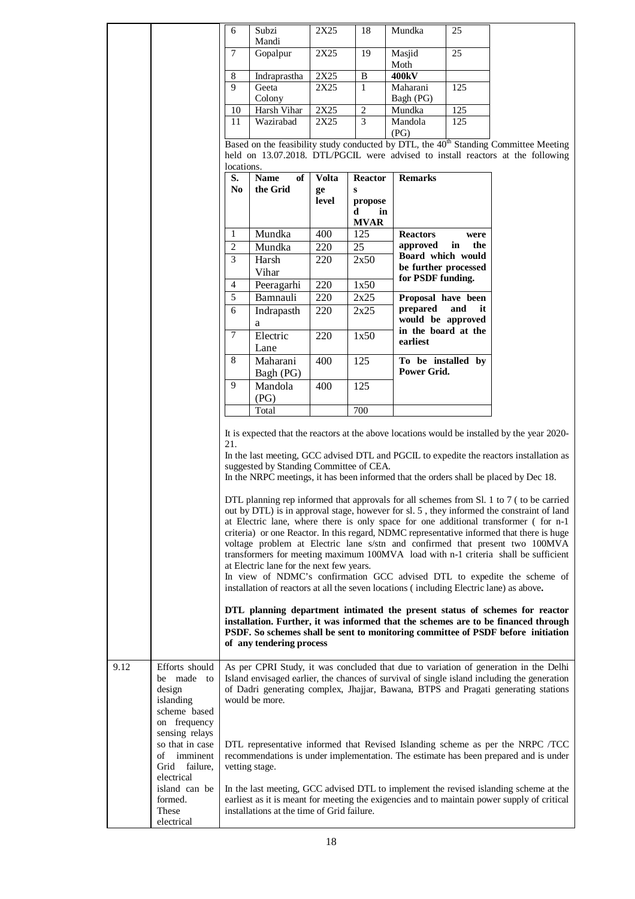| | | | | | |
|---|---|---|---|---|---|
| 6 | Subzi Mandi | 2X25 | 18 | Mundka | 25 |
| 7 | Gopalpur | 2X25 | 19 | Masjid Moth | 25 |
| 8 | Indraprastha | 2X25 | B | **400kV** | |
| 9 | Geeta Colony | 2X25 | 1 | Maharani Bagh (PG) | 125 |
| 10 | Harsh Vihar | 2X25 | 2 | Mundka | 125 |
| 11 | Wazirabad | 2X25 | 3 | Mandola (PG) | 125 |

Based on the feasibility study conducted by DTL, the 40th Standing Committee Meeting held on 13.07.2018. DTL/PGCIL were advised to install reactors at the following locations.

| S. No | Name of the Grid | Voltage level | Reactors proposed in MVAR | Remarks |
|---|---|---|---|---|
| 1 | Mundka | 400 | 125 | **Reactors were approved in the Board which would be further processed for PSDF funding.** |
| 2 | Mundka | 220 | 25 | |
| 3 | Harsh Vihar | 220 | 2x50 | |
| 4 | Peeragarhi | 220 | 1x50 | |
| 5 | Bamnauli | 220 | 2x25 | **Proposal have been prepared and it would be approved in the board at the earliest** |
| 6 | Indrapastha | 220 | 2x25 | |
| 7 | Electric Lane | 220 | 1x50 | |
| 8 | Maharani Bagh (PG) | 400 | 125 | **To be installed by Power Grid.** |
| 9 | Mandola (PG) | 400 | 125 | |
| | Total | | 700 | |

It is expected that the reactors at the above locations would be installed by the year 2020-21.

In the last meeting, GCC advised DTL and PGCIL to expedite the reactors installation as suggested by Standing Committee of CEA.

In the NRPC meetings, it has been informed that the orders shall be placed by Dec 18.

DTL planning rep informed that approvals for all schemes from Sl. 1 to 7 ( to be carried out by DTL) is in approval stage, however for sl. 5 , they informed the constraint of land at Electric lane, where there is only space for one additional transformer ( for n-1 criteria) or one Reactor. In this regard, NDMC representative informed that there is huge voltage problem at Electric lane s/stn and confirmed that present two 100MVA transformers for meeting maximum 100MVA load with n-1 criteria shall be sufficient at Electric lane for the next few years.

In view of NDMC's confirmation GCC advised DTL to expedite the scheme of installation of reactors at all the seven locations ( including Electric lane) as above**.**

**DTL planning department intimated the present status of schemes for reactor installation. Further, it was informed that the schemes are to be financed through PSDF. So schemes shall be sent to monitoring committee of PSDF before initiation of any tendering process**

| | | |
|---|---|---|
| 9.12 | Efforts should be made to design islanding scheme based on frequency sensing relays so that in case of imminent Grid failure, electrical island can be formed. These electrical | As per CPRI Study, it was concluded that due to variation of generation in the Delhi Island envisaged earlier, the chances of survival of single island including the generation of Dadri generating complex, Jhajjar, Bawana, BTPS and Pragati generating stations would be more.<br><br>DTL representative informed that Revised Islanding scheme as per the NRPC /TCC recommendations is under implementation. The estimate has been prepared and is under vetting stage.<br><br>In the last meeting, GCC advised DTL to implement the revised islanding scheme at the earliest as it is meant for meeting the exigencies and to maintain power supply of critical installations at the time of Grid failure. |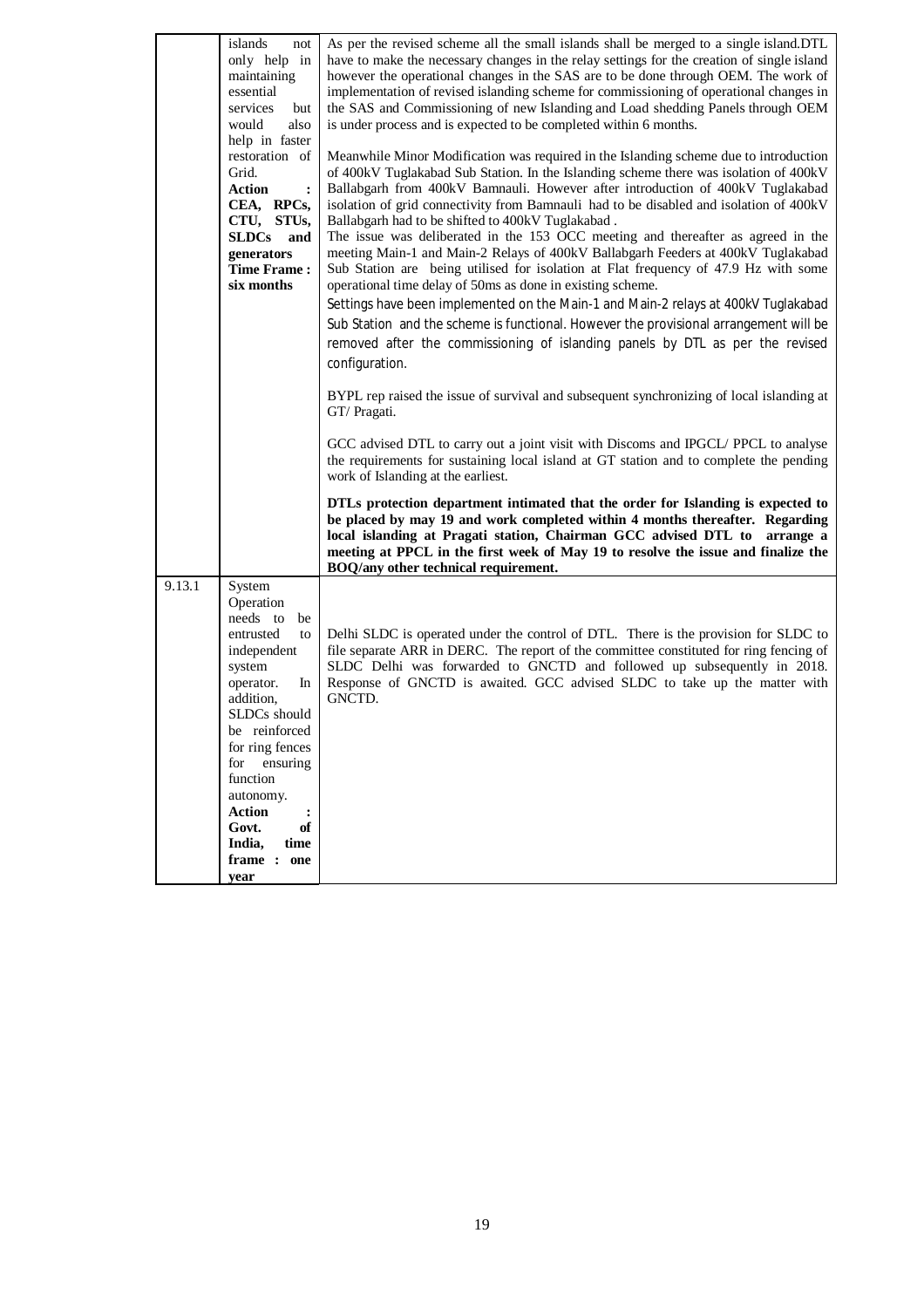| | | |
|---|---|---|
| | islands not only help in maintaining essential services but would also help in faster restoration of Grid. **Action : CEA, RPCs, CTU, STUs, SLDCs and generators** **Time Frame : six months** | As per the revised scheme all the small islands shall be merged to a single island.DTL have to make the necessary changes in the relay settings for the creation of single island however the operational changes in the SAS are to be done through OEM. The work of implementation of revised islanding scheme for commissioning of operational changes in the SAS and Commissioning of new Islanding and Load shedding Panels through OEM is under process and is expected to be completed within 6 months.<br><br>Meanwhile Minor Modification was required in the Islanding scheme due to introduction of 400kV Tuglakabad Sub Station. In the Islanding scheme there was isolation of 400kV Ballabgarh from 400kV Bamnauli. However after introduction of 400kV Tuglakabad isolation of grid connectivity from Bamnauli had to be disabled and isolation of 400kV Ballabgarh had to be shifted to 400kV Tuglakabad .<br>The issue was deliberated in the 153 OCC meeting and thereafter as agreed in the meeting Main-1 and Main-2 Relays of 400kV Ballabgarh Feeders at 400kV Tuglakabad Sub Station are being utilised for isolation at Flat frequency of 47.9 Hz with some operational time delay of 50ms as done in existing scheme.<br>Settings have been implemented on the Main-1 and Main-2 relays at 400kV Tuglakabad Sub Station and the scheme is functional. However the provisional arrangement will be removed after the commissioning of islanding panels by DTL as per the revised configuration.<br><br>BYPL rep raised the issue of survival and subsequent synchronizing of local islanding at GT/ Pragati.<br><br>GCC advised DTL to carry out a joint visit with Discoms and IPGCL/ PPCL to analyse the requirements for sustaining local island at GT station and to complete the pending work of Islanding at the earliest.<br><br>**DTLs protection department intimated that the order for Islanding is expected to be placed by may 19 and work completed within 4 months thereafter. Regarding local islanding at Pragati station, Chairman GCC advised DTL to arrange a meeting at PPCL in the first week of May 19 to resolve the issue and finalize the BOQ/any other technical requirement.** |
| 9.13.1 | System Operation needs to be entrusted to independent system operator. In addition, SLDCs should be reinforced for ring fences for ensuring function autonomy. **Action : Govt. of India, time frame : one year** | Delhi SLDC is operated under the control of DTL. There is the provision for SLDC to file separate ARR in DERC. The report of the committee constituted for ring fencing of SLDC Delhi was forwarded to GNCTD and followed up subsequently in 2018. Response of GNCTD is awaited. GCC advised SLDC to take up the matter with GNCTD. |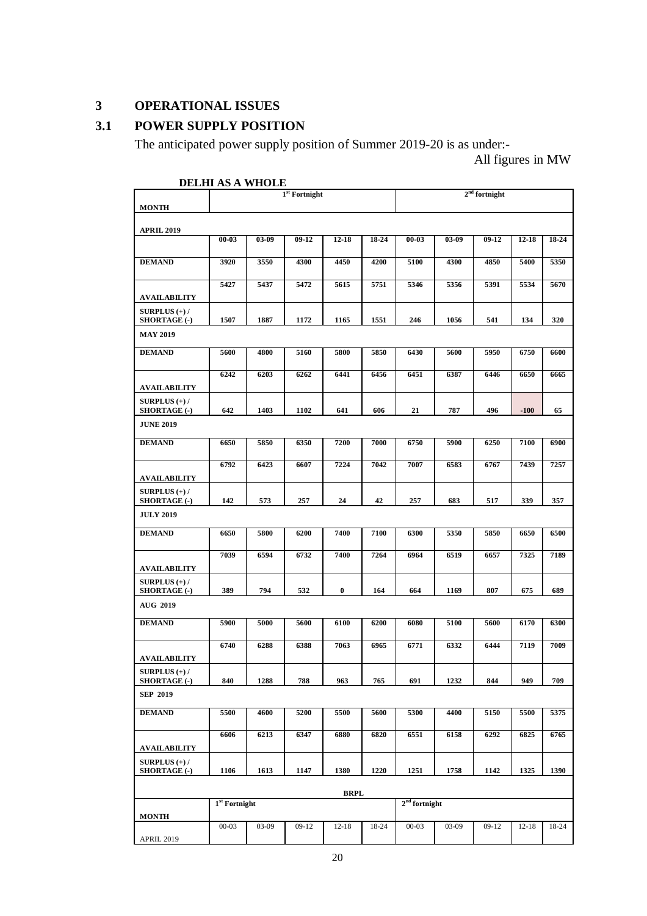# 3 OPERATIONAL ISSUES

## 3.1 POWER SUPPLY POSITION

The anticipated power supply position of Summer 2019-20 is as under:-

All figures in MW

**DELHI AS A WHOLE**

| MONTH | 1st Fortnight | | | | | 2nd fortnight | | | | |
|---|---|---|---|---|---|---|---|---|---|---|
| **APRIL 2019** | | | | | | | | | | |
| | **00-03** | **03-09** | **09-12** | **12-18** | **18-24** | **00-03** | **03-09** | **09-12** | **12-18** | **18-24** |
| **DEMAND** | **3920** | **3550** | **4300** | **4450** | **4200** | **5100** | **4300** | **4850** | **5400** | **5350** |
| **AVAILABILITY** | **5427** | **5437** | **5472** | **5615** | **5751** | **5346** | **5356** | **5391** | **5534** | **5670** |
| **SURPLUS (+) / SHORTAGE (-)** | **1507** | **1887** | **1172** | **1165** | **1551** | **246** | **1056** | **541** | **134** | **320** |
| **MAY 2019** | | | | | | | | | | |
| **DEMAND** | **5600** | **4800** | **5160** | **5800** | **5850** | **6430** | **5600** | **5950** | **6750** | **6600** |
| **AVAILABILITY** | **6242** | **6203** | **6262** | **6441** | **6456** | **6451** | **6387** | **6446** | **6650** | **6665** |
| **SURPLUS (+) / SHORTAGE (-)** | **642** | **1403** | **1102** | **641** | **606** | **21** | **787** | **496** | **-100** | **65** |
| **JUNE 2019** | | | | | | | | | | |
| **DEMAND** | **6650** | **5850** | **6350** | **7200** | **7000** | **6750** | **5900** | **6250** | **7100** | **6900** |
| **AVAILABILITY** | **6792** | **6423** | **6607** | **7224** | **7042** | **7007** | **6583** | **6767** | **7439** | **7257** |
| **SURPLUS (+) / SHORTAGE (-)** | **142** | **573** | **257** | **24** | **42** | **257** | **683** | **517** | **339** | **357** |
| **JULY 2019** | | | | | | | | | | |
| **DEMAND** | **6650** | **5800** | **6200** | **7400** | **7100** | **6300** | **5350** | **5850** | **6650** | **6500** |
| **AVAILABILITY** | **7039** | **6594** | **6732** | **7400** | **7264** | **6964** | **6519** | **6657** | **7325** | **7189** |
| **SURPLUS (+) / SHORTAGE (-)** | **389** | **794** | **532** | **0** | **164** | **664** | **1169** | **807** | **675** | **689** |
| **AUG 2019** | | | | | | | | | | |
| **DEMAND** | **5900** | **5000** | **5600** | **6100** | **6200** | **6080** | **5100** | **5600** | **6170** | **6300** |
| **AVAILABILITY** | **6740** | **6288** | **6388** | **7063** | **6965** | **6771** | **6332** | **6444** | **7119** | **7009** |
| **SURPLUS (+) / SHORTAGE (-)** | **840** | **1288** | **788** | **963** | **765** | **691** | **1232** | **844** | **949** | **709** |
| **SEP 2019** | | | | | | | | | | |
| **DEMAND** | **5500** | **4600** | **5200** | **5500** | **5600** | **5300** | **4400** | **5150** | **5500** | **5375** |
| **AVAILABILITY** | **6606** | **6213** | **6347** | **6880** | **6820** | **6551** | **6158** | **6292** | **6825** | **6765** |
| **SURPLUS (+) / SHORTAGE (-)** | **1106** | **1613** | **1147** | **1380** | **1220** | **1251** | **1758** | **1142** | **1325** | **1390** |

**BRPL**

| MONTH | 1st Fortnight | | | | | 2nd fortnight | | | | |
|---|---|---|---|---|---|---|---|---|---|---|
| APRIL 2019 | 00-03 | 03-09 | 09-12 | 12-18 | 18-24 | 00-03 | 03-09 | 09-12 | 12-18 | 18-24 |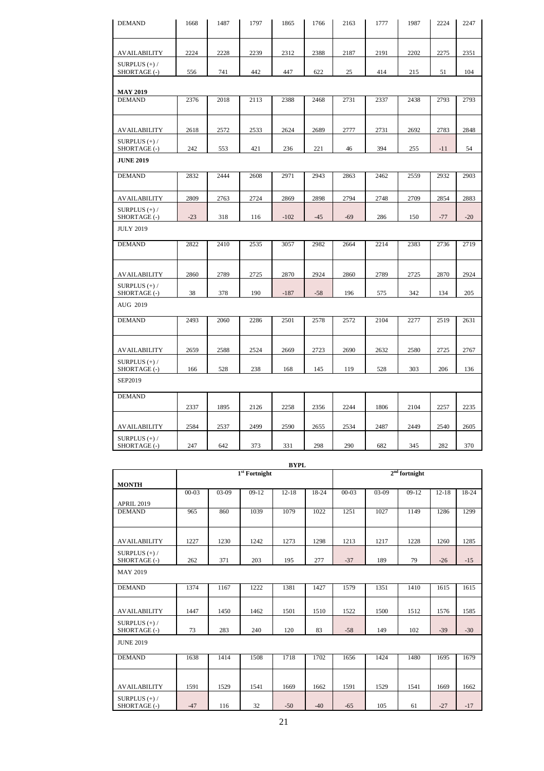| | | | | | | | | | | |
|---|---|---|---|---|---|---|---|---|---|---|
| DEMAND | 1668 | 1487 | 1797 | 1865 | 1766 | 2163 | 1777 | 1987 | 2224 | 2247 |
| AVAILABILITY | 2224 | 2228 | 2239 | 2312 | 2388 | 2187 | 2191 | 2202 | 2275 | 2351 |
| SURPLUS (+) / SHORTAGE (-) | 556 | 741 | 442 | 447 | 622 | 25 | 414 | 215 | 51 | 104 |
| **MAY 2019** | | | | | | | | | | |
| DEMAND | 2376 | 2018 | 2113 | 2388 | 2468 | 2731 | 2337 | 2438 | 2793 | 2793 |
| AVAILABILITY | 2618 | 2572 | 2533 | 2624 | 2689 | 2777 | 2731 | 2692 | 2783 | 2848 |
| SURPLUS (+) / SHORTAGE (-) | 242 | 553 | 421 | 236 | 221 | 46 | 394 | 255 | -11 | 54 |
| **JUNE 2019** | | | | | | | | | | |
| DEMAND | 2832 | 2444 | 2608 | 2971 | 2943 | 2863 | 2462 | 2559 | 2932 | 2903 |
| AVAILABILITY | 2809 | 2763 | 2724 | 2869 | 2898 | 2794 | 2748 | 2709 | 2854 | 2883 |
| SURPLUS (+) / SHORTAGE (-) | -23 | 318 | 116 | -102 | -45 | -69 | 286 | 150 | -77 | -20 |
| JULY 2019 | | | | | | | | | | |
| DEMAND | 2822 | 2410 | 2535 | 3057 | 2982 | 2664 | 2214 | 2383 | 2736 | 2719 |
| AVAILABILITY | 2860 | 2789 | 2725 | 2870 | 2924 | 2860 | 2789 | 2725 | 2870 | 2924 |
| SURPLUS (+) / SHORTAGE (-) | 38 | 378 | 190 | -187 | -58 | 196 | 575 | 342 | 134 | 205 |
| AUG 2019 | | | | | | | | | | |
| DEMAND | 2493 | 2060 | 2286 | 2501 | 2578 | 2572 | 2104 | 2277 | 2519 | 2631 |
| AVAILABILITY | 2659 | 2588 | 2524 | 2669 | 2723 | 2690 | 2632 | 2580 | 2725 | 2767 |
| SURPLUS (+) / SHORTAGE (-) | 166 | 528 | 238 | 168 | 145 | 119 | 528 | 303 | 206 | 136 |
| SEP2019 | | | | | | | | | | |
| DEMAND | 2337 | 1895 | 2126 | 2258 | 2356 | 2244 | 1806 | 2104 | 2257 | 2235 |
| AVAILABILITY | 2584 | 2537 | 2499 | 2590 | 2655 | 2534 | 2487 | 2449 | 2540 | 2605 |
| SURPLUS (+) / SHORTAGE (-) | 247 | 642 | 373 | 331 | 298 | 290 | 682 | 345 | 282 | 370 |

**BYPL**

| MONTH | 1st Fortnight | | | | | 2nd fortnight | | | | |
|---|---|---|---|---|---|---|---|---|---|---|
| | 00-03 | 03-09 | 09-12 | 12-18 | 18-24 | 00-03 | 03-09 | 09-12 | 12-18 | 18-24 |
| APRIL 2019 | | | | | | | | | | |
| DEMAND | 965 | 860 | 1039 | 1079 | 1022 | 1251 | 1027 | 1149 | 1286 | 1299 |
| AVAILABILITY | 1227 | 1230 | 1242 | 1273 | 1298 | 1213 | 1217 | 1228 | 1260 | 1285 |
| SURPLUS (+) / SHORTAGE (-) | 262 | 371 | 203 | 195 | 277 | -37 | 189 | 79 | -26 | -15 |
| MAY 2019 | | | | | | | | | | |
| DEMAND | 1374 | 1167 | 1222 | 1381 | 1427 | 1579 | 1351 | 1410 | 1615 | 1615 |
| AVAILABILITY | 1447 | 1450 | 1462 | 1501 | 1510 | 1522 | 1500 | 1512 | 1576 | 1585 |
| SURPLUS (+) / SHORTAGE (-) | 73 | 283 | 240 | 120 | 83 | -58 | 149 | 102 | -39 | -30 |
| JUNE 2019 | | | | | | | | | | |
| DEMAND | 1638 | 1414 | 1508 | 1718 | 1702 | 1656 | 1424 | 1480 | 1695 | 1679 |
| AVAILABILITY | 1591 | 1529 | 1541 | 1669 | 1662 | 1591 | 1529 | 1541 | 1669 | 1662 |
| SURPLUS (+) / SHORTAGE (-) | -47 | 116 | 32 | -50 | -40 | -65 | 105 | 61 | -27 | -17 |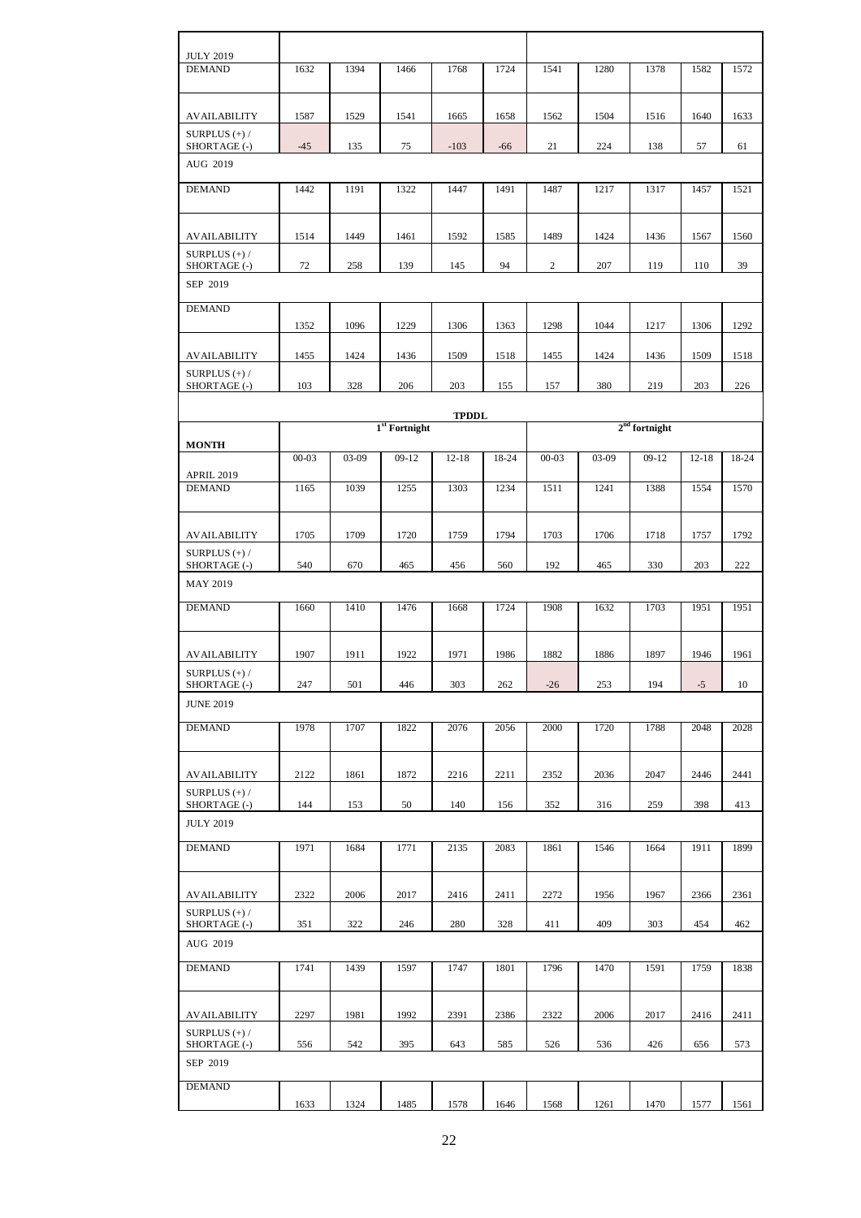| | | | | | | | | | | |
|---|---|---|---|---|---|---|---|---|---|---|
| JULY 2019 | | | | | | | | | | |
| DEMAND | 1632 | 1394 | 1466 | 1768 | 1724 | 1541 | 1280 | 1378 | 1582 | 1572 |
| AVAILABILITY | 1587 | 1529 | 1541 | 1665 | 1658 | 1562 | 1504 | 1516 | 1640 | 1633 |
| SURPLUS (+) / SHORTAGE (-) | -45 | 135 | 75 | -103 | -66 | 21 | 224 | 138 | 57 | 61 |
| AUG 2019 | | | | | | | | | | |
| DEMAND | 1442 | 1191 | 1322 | 1447 | 1491 | 1487 | 1217 | 1317 | 1457 | 1521 |
| AVAILABILITY | 1514 | 1449 | 1461 | 1592 | 1585 | 1489 | 1424 | 1436 | 1567 | 1560 |
| SURPLUS (+) / SHORTAGE (-) | 72 | 258 | 139 | 145 | 94 | 2 | 207 | 119 | 110 | 39 |
| SEP 2019 | | | | | | | | | | |
| DEMAND | 1352 | 1096 | 1229 | 1306 | 1363 | 1298 | 1044 | 1217 | 1306 | 1292 |
| AVAILABILITY | 1455 | 1424 | 1436 | 1509 | 1518 | 1455 | 1424 | 1436 | 1509 | 1518 |
| SURPLUS (+) / SHORTAGE (-) | 103 | 328 | 206 | 203 | 155 | 157 | 380 | 219 | 203 | 226 |

**TPDDL**

| MONTH | 1st Fortnight | | | | | 2nd fortnight | | | | |
|---|---|---|---|---|---|---|---|---|---|---|
| | 00-03 | 03-09 | 09-12 | 12-18 | 18-24 | 00-03 | 03-09 | 09-12 | 12-18 | 18-24 |
| APRIL 2019 | | | | | | | | | | |
| DEMAND | 1165 | 1039 | 1255 | 1303 | 1234 | 1511 | 1241 | 1388 | 1554 | 1570 |
| AVAILABILITY | 1705 | 1709 | 1720 | 1759 | 1794 | 1703 | 1706 | 1718 | 1757 | 1792 |
| SURPLUS (+) / SHORTAGE (-) | 540 | 670 | 465 | 456 | 560 | 192 | 465 | 330 | 203 | 222 |
| MAY 2019 | | | | | | | | | | |
| DEMAND | 1660 | 1410 | 1476 | 1668 | 1724 | 1908 | 1632 | 1703 | 1951 | 1951 |
| AVAILABILITY | 1907 | 1911 | 1922 | 1971 | 1986 | 1882 | 1886 | 1897 | 1946 | 1961 |
| SURPLUS (+) / SHORTAGE (-) | 247 | 501 | 446 | 303 | 262 | -26 | 253 | 194 | -5 | 10 |
| JUNE 2019 | | | | | | | | | | |
| DEMAND | 1978 | 1707 | 1822 | 2076 | 2056 | 2000 | 1720 | 1788 | 2048 | 2028 |
| AVAILABILITY | 2122 | 1861 | 1872 | 2216 | 2211 | 2352 | 2036 | 2047 | 2446 | 2441 |
| SURPLUS (+) / SHORTAGE (-) | 144 | 153 | 50 | 140 | 156 | 352 | 316 | 259 | 398 | 413 |
| JULY 2019 | | | | | | | | | | |
| DEMAND | 1971 | 1684 | 1771 | 2135 | 2083 | 1861 | 1546 | 1664 | 1911 | 1899 |
| AVAILABILITY | 2322 | 2006 | 2017 | 2416 | 2411 | 2272 | 1956 | 1967 | 2366 | 2361 |
| SURPLUS (+) / SHORTAGE (-) | 351 | 322 | 246 | 280 | 328 | 411 | 409 | 303 | 454 | 462 |
| AUG 2019 | | | | | | | | | | |
| DEMAND | 1741 | 1439 | 1597 | 1747 | 1801 | 1796 | 1470 | 1591 | 1759 | 1838 |
| AVAILABILITY | 2297 | 1981 | 1992 | 2391 | 2386 | 2322 | 2006 | 2017 | 2416 | 2411 |
| SURPLUS (+) / SHORTAGE (-) | 556 | 542 | 395 | 643 | 585 | 526 | 536 | 426 | 656 | 573 |
| SEP 2019 | | | | | | | | | | |
| DEMAND | 1633 | 1324 | 1485 | 1578 | 1646 | 1568 | 1261 | 1470 | 1577 | 1561 |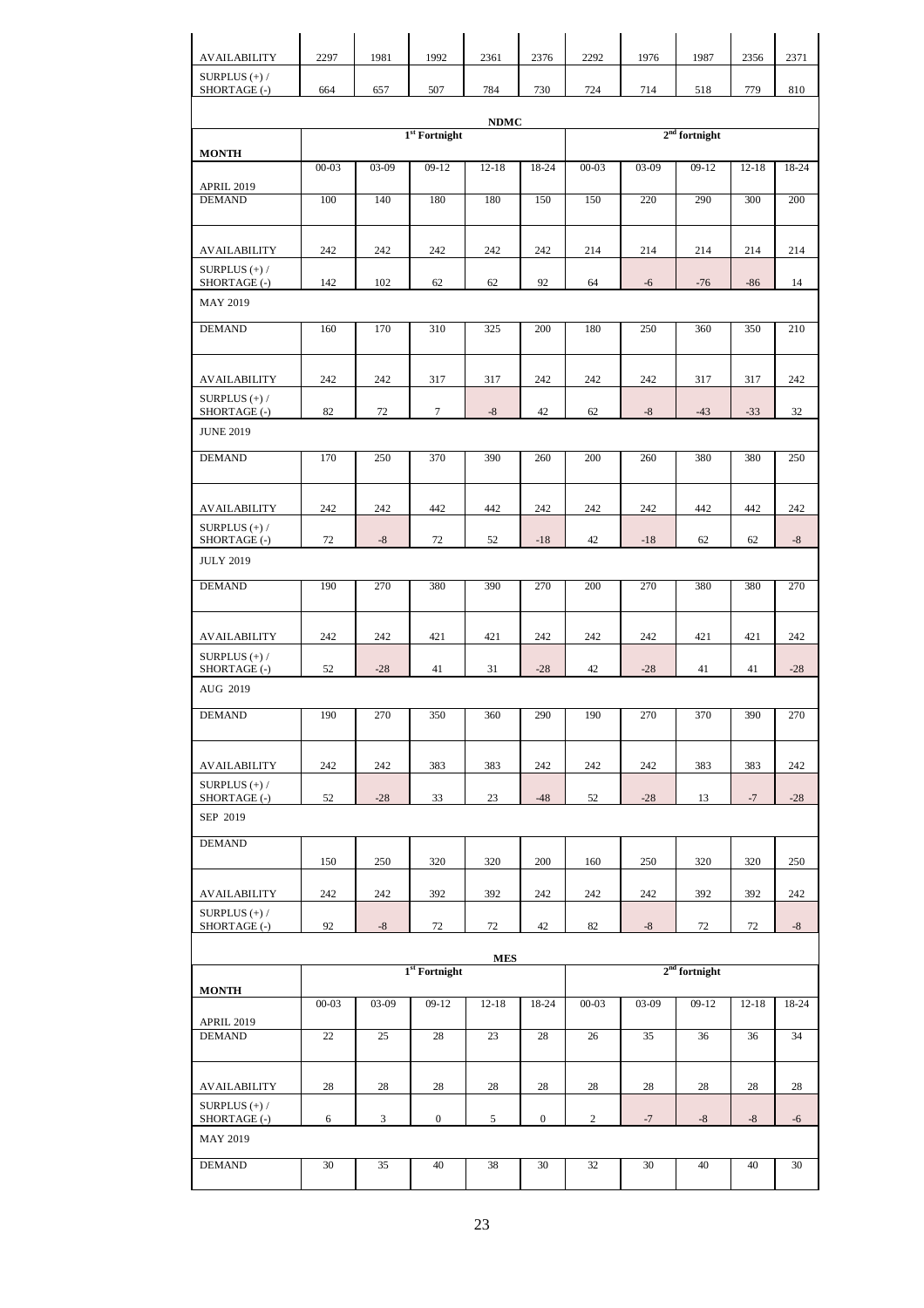| | | | | | | | | | | |
|---|---|---|---|---|---|---|---|---|---|---|
| AVAILABILITY | 2297 | 1981 | 1992 | 2361 | 2376 | 2292 | 1976 | 1987 | 2356 | 2371 |
| SURPLUS (+) / SHORTAGE (-) | 664 | 657 | 507 | 784 | 730 | 724 | 714 | 518 | 779 | 810 |

**NDMC**

| MONTH | 1st Fortnight | | | | | 2nd fortnight | | | | |
|---|---|---|---|---|---|---|---|---|---|---|
| | 00-03 | 03-09 | 09-12 | 12-18 | 18-24 | 00-03 | 03-09 | 09-12 | 12-18 | 18-24 |
| APRIL 2019 | | | | | | | | | | |
| DEMAND | 100 | 140 | 180 | 180 | 150 | 150 | 220 | 290 | 300 | 200 |
| AVAILABILITY | 242 | 242 | 242 | 242 | 242 | 214 | 214 | 214 | 214 | 214 |
| SURPLUS (+) / SHORTAGE (-) | 142 | 102 | 62 | 62 | 92 | 64 | -6 | -76 | -86 | 14 |
| MAY 2019 | | | | | | | | | | |
| DEMAND | 160 | 170 | 310 | 325 | 200 | 180 | 250 | 360 | 350 | 210 |
| AVAILABILITY | 242 | 242 | 317 | 317 | 242 | 242 | 242 | 317 | 317 | 242 |
| SURPLUS (+) / SHORTAGE (-) | 82 | 72 | 7 | -8 | 42 | 62 | -8 | -43 | -33 | 32 |
| JUNE 2019 | | | | | | | | | | |
| DEMAND | 170 | 250 | 370 | 390 | 260 | 200 | 260 | 380 | 380 | 250 |
| AVAILABILITY | 242 | 242 | 442 | 442 | 242 | 242 | 242 | 442 | 442 | 242 |
| SURPLUS (+) / SHORTAGE (-) | 72 | -8 | 72 | 52 | -18 | 42 | -18 | 62 | 62 | -8 |
| JULY 2019 | | | | | | | | | | |
| DEMAND | 190 | 270 | 380 | 390 | 270 | 200 | 270 | 380 | 380 | 270 |
| AVAILABILITY | 242 | 242 | 421 | 421 | 242 | 242 | 242 | 421 | 421 | 242 |
| SURPLUS (+) / SHORTAGE (-) | 52 | -28 | 41 | 31 | -28 | 42 | -28 | 41 | 41 | -28 |
| AUG 2019 | | | | | | | | | | |
| DEMAND | 190 | 270 | 350 | 360 | 290 | 190 | 270 | 370 | 390 | 270 |
| AVAILABILITY | 242 | 242 | 383 | 383 | 242 | 242 | 242 | 383 | 383 | 242 |
| SURPLUS (+) / SHORTAGE (-) | 52 | -28 | 33 | 23 | -48 | 52 | -28 | 13 | -7 | -28 |
| SEP 2019 | | | | | | | | | | |
| DEMAND | 150 | 250 | 320 | 320 | 200 | 160 | 250 | 320 | 320 | 250 |
| AVAILABILITY | 242 | 242 | 392 | 392 | 242 | 242 | 242 | 392 | 392 | 242 |
| SURPLUS (+) / SHORTAGE (-) | 92 | -8 | 72 | 72 | 42 | 82 | -8 | 72 | 72 | -8 |

**MES**

| MONTH | 1st Fortnight | | | | | 2nd fortnight | | | | |
|---|---|---|---|---|---|---|---|---|---|---|
| | 00-03 | 03-09 | 09-12 | 12-18 | 18-24 | 00-03 | 03-09 | 09-12 | 12-18 | 18-24 |
| APRIL 2019 | | | | | | | | | | |
| DEMAND | 22 | 25 | 28 | 23 | 28 | 26 | 35 | 36 | 36 | 34 |
| AVAILABILITY | 28 | 28 | 28 | 28 | 28 | 28 | 28 | 28 | 28 | 28 |
| SURPLUS (+) / SHORTAGE (-) | 6 | 3 | 0 | 5 | 0 | 2 | -7 | -8 | -8 | -6 |
| MAY 2019 | | | | | | | | | | |
| DEMAND | 30 | 35 | 40 | 38 | 30 | 32 | 30 | 40 | 40 | 30 |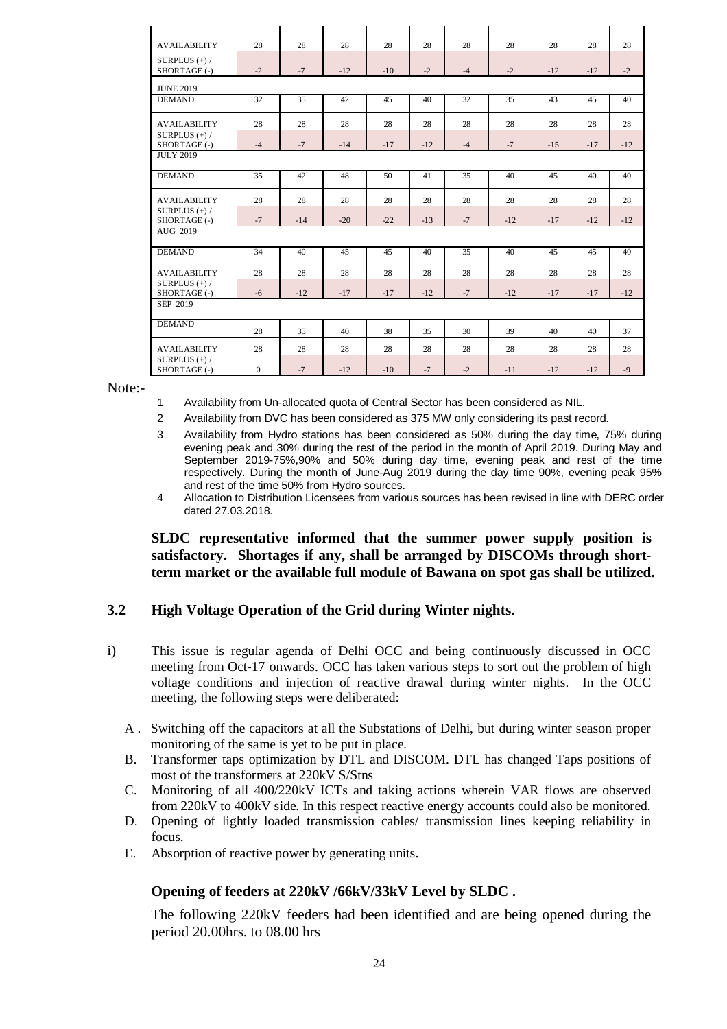| | | | | | | | | | | |
|---|---|---|---|---|---|---|---|---|---|---|
| AVAILABILITY | 28 | 28 | 28 | 28 | 28 | 28 | 28 | 28 | 28 | 28 |
| SURPLUS (+) / SHORTAGE (-) | -2 | -7 | -12 | -10 | -2 | -4 | -2 | -12 | -12 | -2 |
| JUNE 2019 | | | | | | | | | | |
| DEMAND | 32 | 35 | 42 | 45 | 40 | 32 | 35 | 43 | 45 | 40 |
| AVAILABILITY | 28 | 28 | 28 | 28 | 28 | 28 | 28 | 28 | 28 | 28 |
| SURPLUS (+) / SHORTAGE (-) | -4 | -7 | -14 | -17 | -12 | -4 | -7 | -15 | -17 | -12 |
| JULY 2019 | | | | | | | | | | |
| DEMAND | 35 | 42 | 48 | 50 | 41 | 35 | 40 | 45 | 40 | 40 |
| AVAILABILITY | 28 | 28 | 28 | 28 | 28 | 28 | 28 | 28 | 28 | 28 |
| SURPLUS (+) / SHORTAGE (-) | -7 | -14 | -20 | -22 | -13 | -7 | -12 | -17 | -12 | -12 |
| AUG 2019 | | | | | | | | | | |
| DEMAND | 34 | 40 | 45 | 45 | 40 | 35 | 40 | 45 | 45 | 40 |
| AVAILABILITY | 28 | 28 | 28 | 28 | 28 | 28 | 28 | 28 | 28 | 28 |
| SURPLUS (+) / SHORTAGE (-) | -6 | -12 | -17 | -17 | -12 | -7 | -12 | -17 | -17 | -12 |
| SEP 2019 | | | | | | | | | | |
| DEMAND | 28 | 35 | 40 | 38 | 35 | 30 | 39 | 40 | 40 | 37 |
| AVAILABILITY | 28 | 28 | 28 | 28 | 28 | 28 | 28 | 28 | 28 | 28 |
| SURPLUS (+) / SHORTAGE (-) | 0 | -7 | -12 | -10 | -7 | -2 | -11 | -12 | -12 | -9 |

Note:-

1. Availability from Un-allocated quota of Central Sector has been considered as NIL.
2. Availability from DVC has been considered as 375 MW only considering its past record.
3. Availability from Hydro stations has been considered as 50% during the day time, 75% during evening peak and 30% during the rest of the period in the month of April 2019. During May and September 2019-75%,90% and 50% during day time, evening peak and rest of the time respectively. During the month of June-Aug 2019 during the day time 90%, evening peak 95% and rest of the time 50% from Hydro sources.
4. Allocation to Distribution Licensees from various sources has been revised in line with DERC order dated 27.03.2018.

**SLDC representative informed that the summer power supply position is satisfactory. Shortages if any, shall be arranged by DISCOMs through short-term market or the available full module of Bawana on spot gas shall be utilized.**

### 3.2 High Voltage Operation of the Grid during Winter nights.

i) This issue is regular agenda of Delhi OCC and being continuously discussed in OCC meeting from Oct-17 onwards. OCC has taken various steps to sort out the problem of high voltage conditions and injection of reactive drawal during winter nights. In the OCC meeting, the following steps were deliberated:

A. Switching off the capacitors at all the Substations of Delhi, but during winter season proper monitoring of the same is yet to be put in place.
B. Transformer taps optimization by DTL and DISCOM. DTL has changed Taps positions of most of the transformers at 220kV S/Stns
C. Monitoring of all 400/220kV ICTs and taking actions wherein VAR flows are observed from 220kV to 400kV side. In this respect reactive energy accounts could also be monitored.
D. Opening of lightly loaded transmission cables/ transmission lines keeping reliability in focus.
E. Absorption of reactive power by generating units.

**Opening of feeders at 220kV /66kV/33kV Level by SLDC .**

The following 220kV feeders had been identified and are being opened during the period 20.00hrs. to 08.00 hrs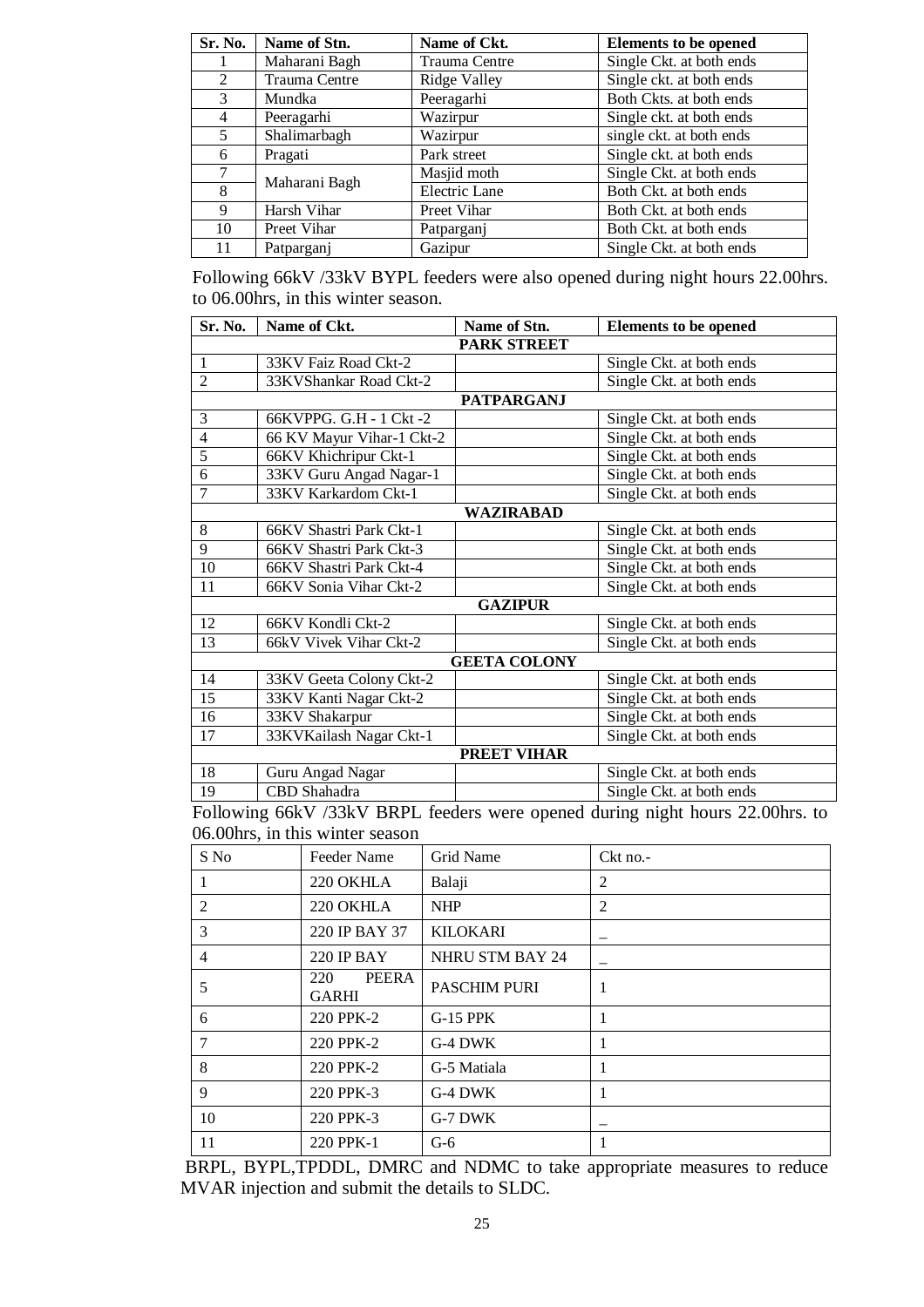| Sr. No. | Name of Stn. | Name of Ckt. | Elements to be opened |
|---|---|---|---|
| 1 | Maharani Bagh | Trauma Centre | Single Ckt. at both ends |
| 2 | Trauma Centre | Ridge Valley | Single ckt. at both ends |
| 3 | Mundka | Peeragarhi | Both Ckts. at both ends |
| 4 | Peeragarhi | Wazirpur | Single ckt. at both ends |
| 5 | Shalimarbagh | Wazirpur | single ckt. at both ends |
| 6 | Pragati | Park street | Single ckt. at both ends |
| 7 | Maharani Bagh | Masjid moth | Single Ckt. at both ends |
| 8 | | Electric Lane | Both Ckt. at both ends |
| 9 | Harsh Vihar | Preet Vihar | Both Ckt. at both ends |
| 10 | Preet Vihar | Patparganj | Both Ckt. at both ends |
| 11 | Patparganj | Gazipur | Single Ckt. at both ends |

Following 66kV /33kV BYPL feeders were also opened during night hours 22.00hrs. to 06.00hrs, in this winter season.

| Sr. No. | Name of Ckt. | Name of Stn. | Elements to be opened |
|---|---|---|---|
| | | **PARK STREET** | |
| 1 | 33KV Faiz Road Ckt-2 | | Single Ckt. at both ends |
| 2 | 33KVShankar Road Ckt-2 | | Single Ckt. at both ends |
| | | **PATPARGANJ** | |
| 3 | 66KVPPG. G.H - 1 Ckt -2 | | Single Ckt. at both ends |
| 4 | 66 KV Mayur Vihar-1 Ckt-2 | | Single Ckt. at both ends |
| 5 | 66KV Khichripur Ckt-1 | | Single Ckt. at both ends |
| 6 | 33KV Guru Angad Nagar-1 | | Single Ckt. at both ends |
| 7 | 33KV Karkardom Ckt-1 | | Single Ckt. at both ends |
| | | **WAZIRABAD** | |
| 8 | 66KV Shastri Park Ckt-1 | | Single Ckt. at both ends |
| 9 | 66KV Shastri Park Ckt-3 | | Single Ckt. at both ends |
| 10 | 66KV Shastri Park Ckt-4 | | Single Ckt. at both ends |
| 11 | 66KV Sonia Vihar Ckt-2 | | Single Ckt. at both ends |
| | | **GAZIPUR** | |
| 12 | 66KV Kondli Ckt-2 | | Single Ckt. at both ends |
| 13 | 66kV Vivek Vihar Ckt-2 | | Single Ckt. at both ends |
| | | **GEETA COLONY** | |
| 14 | 33KV Geeta Colony Ckt-2 | | Single Ckt. at both ends |
| 15 | 33KV Kanti Nagar Ckt-2 | | Single Ckt. at both ends |
| 16 | 33KV Shakarpur | | Single Ckt. at both ends |
| 17 | 33KVKailash Nagar Ckt-1 | | Single Ckt. at both ends |
| | | **PREET VIHAR** | |
| 18 | Guru Angad Nagar | | Single Ckt. at both ends |
| 19 | CBD Shahadra | | Single Ckt. at both ends |

Following 66kV /33kV BRPL feeders were opened during night hours 22.00hrs. to 06.00hrs, in this winter season

| S No | Feeder Name | Grid Name | Ckt no.- |
|---|---|---|---|
| 1 | 220 OKHLA | Balaji | 2 |
| 2 | 220 OKHLA | NHP | 2 |
| 3 | 220 IP BAY 37 | KILOKARI | _ |
| 4 | 220 IP BAY | NHRU STM BAY 24 | _ |
| 5 | 220 PEERA GARHI | PASCHIM PURI | 1 |
| 6 | 220 PPK-2 | G-15 PPK | 1 |
| 7 | 220 PPK-2 | G-4 DWK | 1 |
| 8 | 220 PPK-2 | G-5 Matiala | 1 |
| 9 | 220 PPK-3 | G-4 DWK | 1 |
| 10 | 220 PPK-3 | G-7 DWK | _ |
| 11 | 220 PPK-1 | G-6 | 1 |

BRPL, BYPL,TPDDL, DMRC and NDMC to take appropriate measures to reduce MVAR injection and submit the details to SLDC.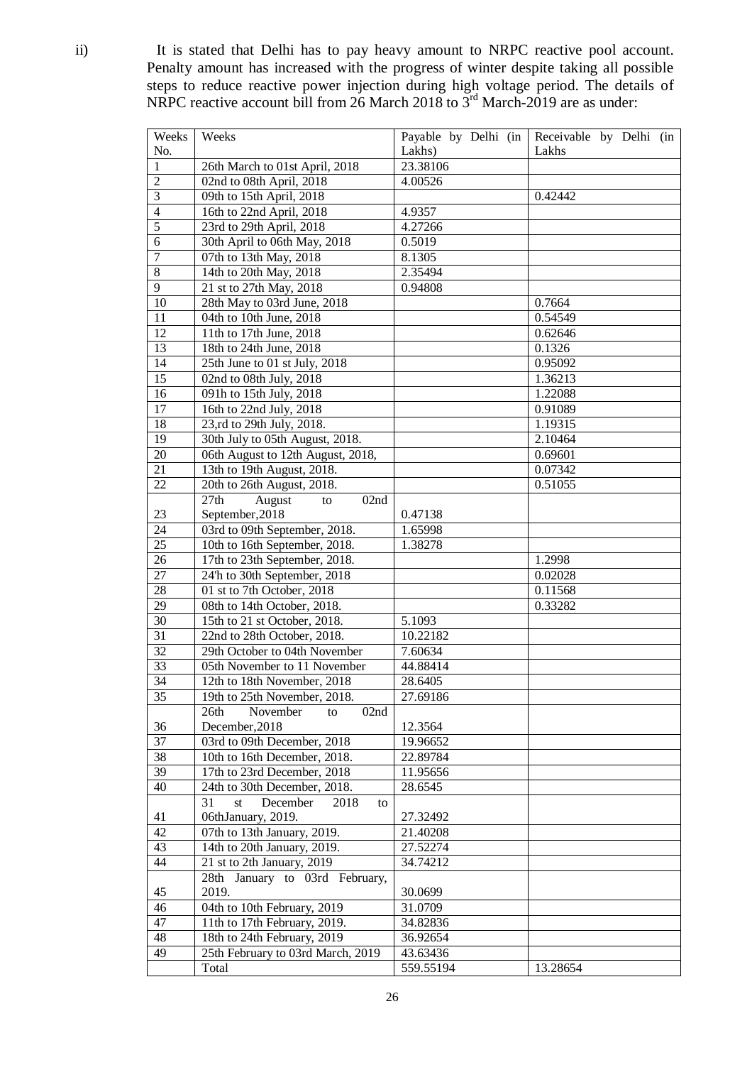ii) It is stated that Delhi has to pay heavy amount to NRPC reactive pool account. Penalty amount has increased with the progress of winter despite taking all possible steps to reduce reactive power injection during high voltage period. The details of NRPC reactive account bill from 26 March 2018 to 3rd March-2019 are as under:

| Weeks No. | Weeks | Payable by Delhi (in Lakhs) | Receivable by Delhi (in Lakhs |
|---|---|---|---|
| 1 | 26th March to 01st April, 2018 | 23.38106 | |
| 2 | 02nd to 08th April, 2018 | 4.00526 | |
| 3 | 09th to 15th April, 2018 | | 0.42442 |
| 4 | 16th to 22nd April, 2018 | 4.9357 | |
| 5 | 23rd to 29th April, 2018 | 4.27266 | |
| 6 | 30th April to 06th May, 2018 | 0.5019 | |
| 7 | 07th to 13th May, 2018 | 8.1305 | |
| 8 | 14th to 20th May, 2018 | 2.35494 | |
| 9 | 21 st to 27th May, 2018 | 0.94808 | |
| 10 | 28th May to 03rd June, 2018 | | 0.7664 |
| 11 | 04th to 10th June, 2018 | | 0.54549 |
| 12 | 11th to 17th June, 2018 | | 0.62646 |
| 13 | 18th to 24th June, 2018 | | 0.1326 |
| 14 | 25th June to 01 st July, 2018 | | 0.95092 |
| 15 | 02nd to 08th July, 2018 | | 1.36213 |
| 16 | 091h to 15th July, 2018 | | 1.22088 |
| 17 | 16th to 22nd July, 2018 | | 0.91089 |
| 18 | 23,rd to 29th July, 2018. | | 1.19315 |
| 19 | 30th July to 05th August, 2018. | | 2.10464 |
| 20 | 06th August to 12th August, 2018, | | 0.69601 |
| 21 | 13th to 19th August, 2018. | | 0.07342 |
| 22 | 20th to 26th August, 2018. | | 0.51055 |
| 23 | 27th August to 02nd September,2018 | 0.47138 | |
| 24 | 03rd to 09th September, 2018. | 1.65998 | |
| 25 | 10th to 16th September, 2018. | 1.38278 | |
| 26 | 17th to 23th September, 2018. | | 1.2998 |
| 27 | 24'h to 30th September, 2018 | | 0.02028 |
| 28 | 01 st to 7th October, 2018 | | 0.11568 |
| 29 | 08th to 14th October, 2018. | | 0.33282 |
| 30 | 15th to 21 st October, 2018. | 5.1093 | |
| 31 | 22nd to 28th October, 2018. | 10.22182 | |
| 32 | 29th October to 04th November | 7.60634 | |
| 33 | 05th November to 11 November | 44.88414 | |
| 34 | 12th to 18th November, 2018 | 28.6405 | |
| 35 | 19th to 25th November, 2018. | 27.69186 | |
| 36 | 26th November to 02nd December,2018 | 12.3564 | |
| 37 | 03rd to 09th December, 2018 | 19.96652 | |
| 38 | 10th to 16th December, 2018. | 22.89784 | |
| 39 | 17th to 23rd December, 2018 | 11.95656 | |
| 40 | 24th to 30th December, 2018. | 28.6545 | |
| 41 | 31 st December 2018 to 06thJanuary, 2019. | 27.32492 | |
| 42 | 07th to 13th January, 2019. | 21.40208 | |
| 43 | 14th to 20th January, 2019. | 27.52274 | |
| 44 | 21 st to 2th January, 2019 | 34.74212 | |
| 45 | 28th January to 03rd February, 2019. | 30.0699 | |
| 46 | 04th to 10th February, 2019 | 31.0709 | |
| 47 | 11th to 17th February, 2019. | 34.82836 | |
| 48 | 18th to 24th February, 2019 | 36.92654 | |
| 49 | 25th February to 03rd March, 2019 | 43.63436 | |
| | Total | 559.55194 | 13.28654 |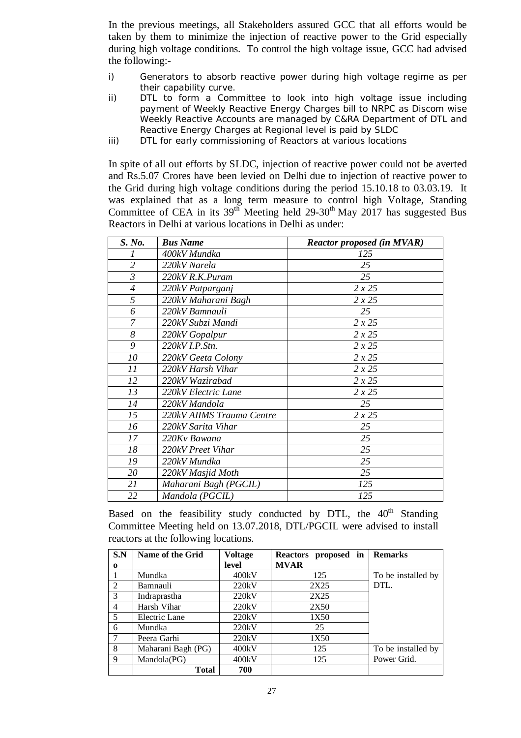In the previous meetings, all Stakeholders assured GCC that all efforts would be taken by them to minimize the injection of reactive power to the Grid especially during high voltage conditions. To control the high voltage issue, GCC had advised the following:-

i) Generators to absorb reactive power during high voltage regime as per their capability curve.
ii) DTL to form a Committee to look into high voltage issue including payment of Weekly Reactive Energy Charges bill to NRPC as Discom wise Weekly Reactive Accounts are managed by C&RA Department of DTL and Reactive Energy Charges at Regional level is paid by SLDC
iii) DTL for early commissioning of Reactors at various locations

In spite of all out efforts by SLDC, injection of reactive power could not be averted and Rs.5.07 Crores have been levied on Delhi due to injection of reactive power to the Grid during high voltage conditions during the period 15.10.18 to 03.03.19. It was explained that as a long term measure to control high Voltage, Standing Committee of CEA in its 39th Meeting held 29-30th May 2017 has suggested Bus Reactors in Delhi at various locations in Delhi as under:

| *S. No.* | *Bus Name* | *Reactor proposed (in MVAR)* |
|---|---|---|
| *1* | *400kV Mundka* | *125* |
| *2* | *220kV Narela* | *25* |
| *3* | *220kV R.K.Puram* | *25* |
| *4* | *220kV Patparganj* | *2 x 25* |
| *5* | *220kV Maharani Bagh* | *2 x 25* |
| *6* | *220kV Bamnauli* | *25* |
| *7* | *220kV Subzi Mandi* | *2 x 25* |
| *8* | *220kV Gopalpur* | *2 x 25* |
| *9* | *220kV I.P.Stn.* | *2 x 25* |
| *10* | *220kV Geeta Colony* | *2 x 25* |
| *11* | *220kV Harsh Vihar* | *2 x 25* |
| *12* | *220kV Wazirabad* | *2 x 25* |
| *13* | *220kV Electric Lane* | *2 x 25* |
| *14* | *220kV Mandola* | *25* |
| *15* | *220kV AIIMS Trauma Centre* | *2 x 25* |
| *16* | *220kV Sarita Vihar* | *25* |
| *17* | *220Kv Bawana* | *25* |
| *18* | *220kV Preet Vihar* | *25* |
| *19* | *220kV Mundka* | *25* |
| *20* | *220kV Masjid Moth* | *25* |
| *21* | *Maharani Bagh (PGCIL)* | *125* |
| *22* | *Mandola (PGCIL)* | *125* |

Based on the feasibility study conducted by DTL, the 40th Standing Committee Meeting held on 13.07.2018, DTL/PGCIL were advised to install reactors at the following locations.

| **S.No** | **Name of the Grid** | **Voltage level** | **Reactors proposed in MVAR** | **Remarks** |
|---|---|---|---|---|
| 1 | Mundka | 400kV | 125 | To be installed by DTL. |
| 2 | Bamnauli | 220kV | 2X25 | |
| 3 | Indraprastha | 220kV | 2X25 | |
| 4 | Harsh Vihar | 220kV | 2X50 | |
| 5 | Electric Lane | 220kV | 1X50 | |
| 6 | Mundka | 220kV | 25 | |
| 7 | Peera Garhi | 220kV | 1X50 | |
| 8 | Maharani Bagh (PG) | 400kV | 125 | To be installed by Power Grid. |
| 9 | Mandola(PG) | 400kV | 125 | |
| | **Total** | **700** | | |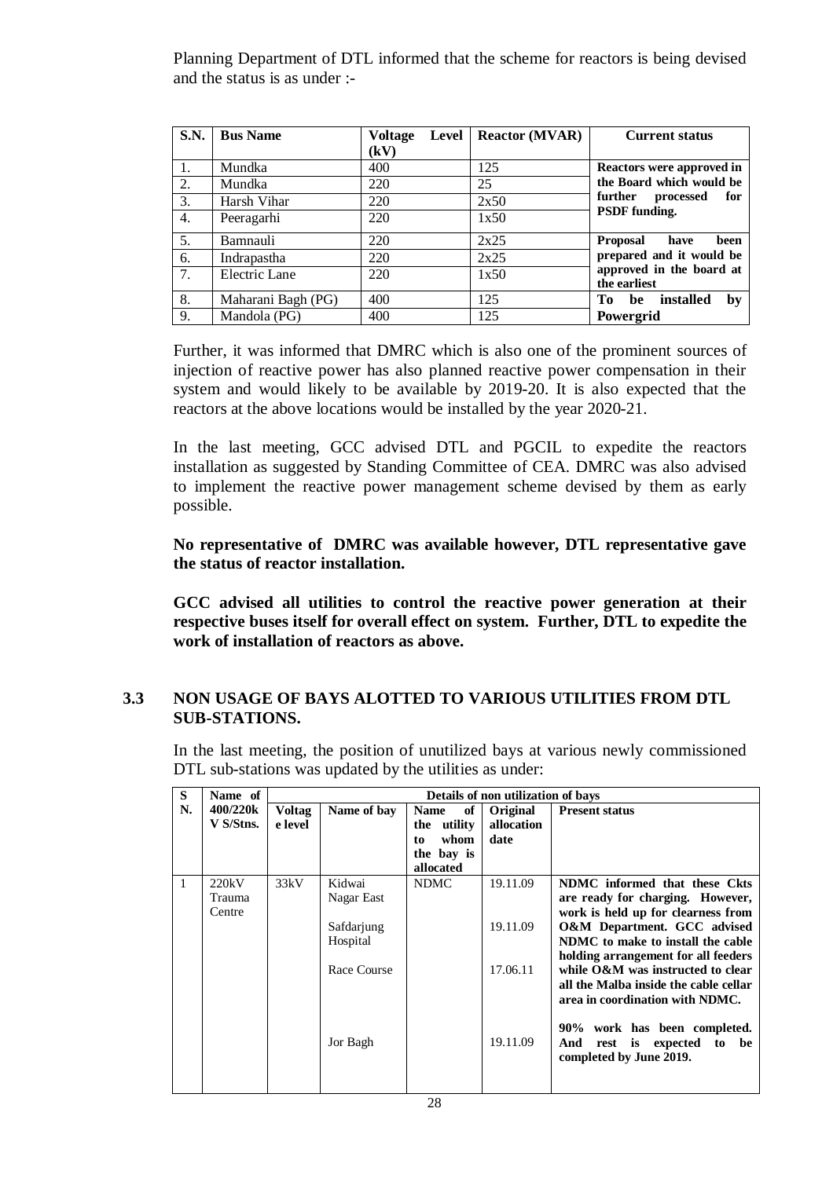Planning Department of DTL informed that the scheme for reactors is being devised and the status is as under :-

| S.N. | Bus Name | Voltage Level (kV) | Reactor (MVAR) | Current status |
|---|---|---|---|---|
| 1. | Mundka | 400 | 125 | **Reactors were approved in the Board which would be further processed for PSDF funding.** |
| 2. | Mundka | 220 | 25 | |
| 3. | Harsh Vihar | 220 | 2x50 | |
| 4. | Peeragarhi | 220 | 1x50 | |
| 5. | Bamnauli | 220 | 2x25 | **Proposal have been prepared and it would be approved in the board at the earliest** |
| 6. | Indrapastha | 220 | 2x25 | |
| 7. | Electric Lane | 220 | 1x50 | |
| 8. | Maharani Bagh (PG) | 400 | 125 | **To be installed by Powergrid** |
| 9. | Mandola (PG) | 400 | 125 | |

Further, it was informed that DMRC which is also one of the prominent sources of injection of reactive power has also planned reactive power compensation in their system and would likely to be available by 2019-20. It is also expected that the reactors at the above locations would be installed by the year 2020-21.

In the last meeting, GCC advised DTL and PGCIL to expedite the reactors installation as suggested by Standing Committee of CEA. DMRC was also advised to implement the reactive power management scheme devised by them as early possible.

**No representative of DMRC was available however, DTL representative gave the status of reactor installation.**

**GCC advised all utilities to control the reactive power generation at their respective buses itself for overall effect on system. Further, DTL to expedite the work of installation of reactors as above.**

### 3.3 NON USAGE OF BAYS ALOTTED TO VARIOUS UTILITIES FROM DTL SUB-STATIONS.

In the last meeting, the position of unutilized bays at various newly commissioned DTL sub-stations was updated by the utilities as under:

| S N. | Name of 400/220kV S/Stns. | Details of non utilization of bays | | | | |
|---|---|---|---|---|---|---|
| | | Voltage level | Name of bay | Name of the utility to whom the bay is allocated | Original allocation date | Present status |
| 1 | 220kV Trauma Centre | 33kV | Kidwai Nagar East | NDMC | 19.11.09 | **NDMC informed that these Ckts are ready for charging. However, work is held up for clearness from O&M Department. GCC advised NDMC to make to install the cable holding arrangement for all feeders while O&M was instructed to clear all the Malba inside the cable cellar area in coordination with NDMC.** |
| | | | Safdarjung Hospital | | 19.11.09 | |
| | | | Race Course | | 17.06.11 | |
| | | | Jor Bagh | | 19.11.09 | **90% work has been completed. And rest is expected to be completed by June 2019.** |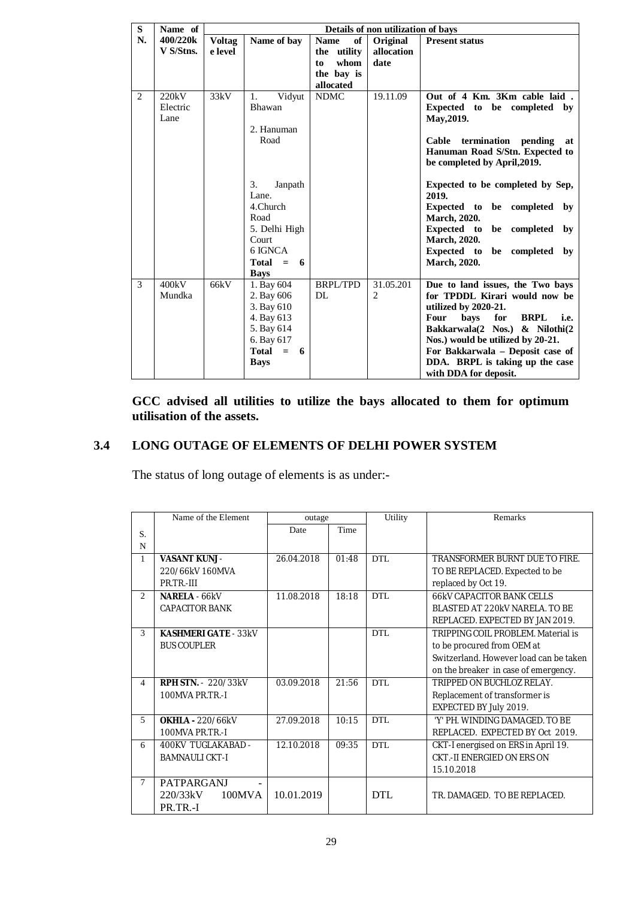| S N. | Name of 400/220kV S/Stns. | Details of non utilization of bays | | | | |
|---|---|---|---|---|---|---|
| | | Voltage level | Name of bay | Name of the utility to whom the bay is allocated | Original allocation date | Present status |
| 2 | 220kV Electric Lane | 33kV | 1. Vidyut Bhawan<br><br>2. Hanuman Road<br><br>3. Janpath Lane.<br>4.Church Road<br>5. Delhi High Court<br>6 IGNCA<br>Total = 6 Bays | NDMC | 19.11.09 | **Out of 4 Km. 3Km cable laid . Expected to be completed by May,2019.**<br><br>**Cable termination pending at Hanuman Road S/Stn. Expected to be completed by April,2019.**<br><br>**Expected to be completed by Sep, 2019.**<br>**Expected to be completed by March, 2020.**<br>**Expected to be completed by March, 2020.**<br>**Expected to be completed by March, 2020.** |
| 3 | 400kV Mundka | 66kV | 1. Bay 604<br>2. Bay 606<br>3. Bay 610<br>4. Bay 613<br>5. Bay 614<br>6. Bay 617<br>Total = 6 Bays | BRPL/TPDDL | 31.05.2012 | **Due to land issues, the Two bays for TPDDL Kirari would now be utilized by 2020-21.**<br>**Four bays for BRPL i.e. Bakkarwala(2 Nos.) & Nilothi(2 Nos.) would be utilized by 20-21.**<br>**For Bakkarwala – Deposit case of DDA. BRPL is taking up the case with DDA for deposit.** |

**GCC advised all utilities to utilize the bays allocated to them for optimum utilisation of the assets.**

## 3.4 LONG OUTAGE OF ELEMENTS OF DELHI POWER SYSTEM

The status of long outage of elements is as under:-

| S. N | Name of the Element | outage | | Utility | Remarks |
|---|---|---|---|---|---|
| | | Date | Time | | |
| 1 | **VASANT KUNJ** - 220/66kV 160MVA PR.TR.-III | 26.04.2018 | 01:48 | DTL | TRANSFORMER BURNT DUE TO FIRE. TO BE REPLACED. Expected to be replaced by Oct 19. |
| 2 | **NARELA** - 66kV CAPACITOR BANK | 11.08.2018 | 18:18 | DTL | 66kV CAPACITOR BANK CELLS BLASTED AT 220kV NARELA. TO BE REPLACED. EXPECTED BY JAN 2019. |
| 3 | **KASHMERI GATE** - 33kV BUS COUPLER | | | DTL | TRIPPING COIL PROBLEM. Material is to be procured from OEM at Switzerland. However load can be taken on the breaker in case of emergency. |
| 4 | **RPH STN.** - 220/33kV 100MVA PR.TR.-I | 03.09.2018 | 21:56 | DTL | TRIPPED ON BUCHLOZ RELAY. Replacement of transformer is EXPECTED BY July 2019. |
| 5 | **OKHLA -** 220/66kV 100MVA PR.TR.-I | 27.09.2018 | 10:15 | DTL | 'Y' PH. WINDING DAMAGED. TO BE REPLACED. EXPECTED BY Oct 2019. |
| 6 | 400KV TUGLAKABAD - BAMNAULI CKT-I | 12.10.2018 | 09:35 | DTL | CKT-I energised on ERS in April 19. CKT.-II ENERGIED ON ERS ON 15.10.2018 |
| 7 | PATPARGANJ - 220/33kV 100MVA PR.TR.-I | 10.01.2019 | | DTL | TR. DAMAGED. TO BE REPLACED. |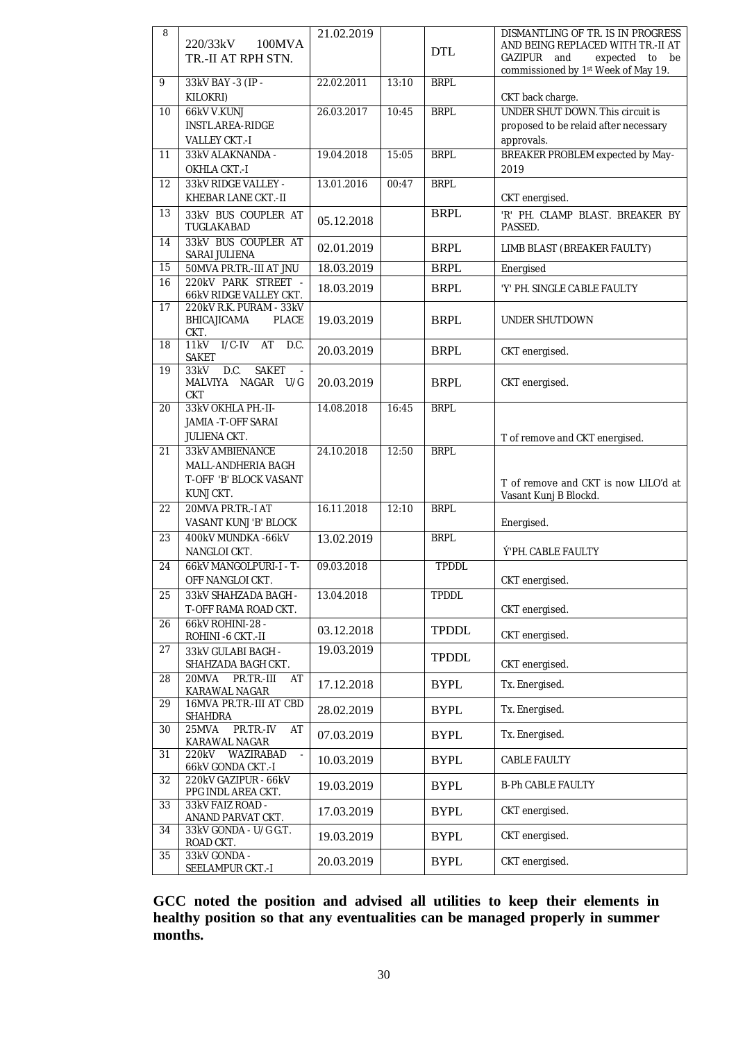| | | | | | |
|---|---|---|---|---|---|
| 8 | 220/33kV 100MVA TR.-II AT RPH STN. | 21.02.2019 | | DTL | DISMANTLING OF TR. IS IN PROGRESS AND BEING REPLACED WITH TR.-II AT GAZIPUR and expected to be commissioned by 1st Week of May 19. |
| 9 | 33kV BAY -3 (IP - KILOKRI) | 22.02.2011 | 13:10 | BRPL | CKT back charge. |
| 10 | 66kV V.KUNJ INSTL.AREA-RIDGE VALLEY CKT.-I | 26.03.2017 | 10:45 | BRPL | UNDER SHUT DOWN. This circuit is proposed to be relaid after necessary approvals. |
| 11 | 33kV ALAKNANDA - OKHLA CKT.-I | 19.04.2018 | 15:05 | BRPL | BREAKER PROBLEM expected by May-2019 |
| 12 | 33kV RIDGE VALLEY - KHEBAR LANE CKT.-II | 13.01.2016 | 00:47 | BRPL | CKT energised. |
| 13 | 33kV BUS COUPLER AT TUGLAKABAD | 05.12.2018 | | BRPL | 'R' PH. CLAMP BLAST. BREAKER BY PASSED. |
| 14 | 33kV BUS COUPLER AT SARAI JULIENA | 02.01.2019 | | BRPL | LIMB BLAST (BREAKER FAULTY) |
| 15 | 50MVA PR.TR.-III AT JNU | 18.03.2019 | | BRPL | Energised |
| 16 | 220kV PARK STREET - 66kV RIDGE VALLEY CKT. | 18.03.2019 | | BRPL | 'Y' PH. SINGLE CABLE FAULTY |
| 17 | 220kV R.K. PURAM - 33kV BHICAJICAMA PLACE CKT. | 19.03.2019 | | BRPL | UNDER SHUTDOWN |
| 18 | 11kV I/C-IV AT D.C. SAKET | 20.03.2019 | | BRPL | CKT energised. |
| 19 | 33kV D.C. SAKET - MALVIYA NAGAR U/G CKT | 20.03.2019 | | BRPL | CKT energised. |
| 20 | 33kV OKHLA PH.-II-JAMIA -T-OFF SARAI JULIENA CKT. | 14.08.2018 | 16:45 | BRPL | T of remove and CKT energised. |
| 21 | 33kV AMBIENANCE MALL-ANDHERIA BAGH T-OFF 'B' BLOCK VASANT KUNJ CKT. | 24.10.2018 | 12:50 | BRPL | T of remove and CKT is now LILO'd at Vasant Kunj B Blockd. |
| 22 | 20MVA PR.TR.-I AT VASANT KUNJ 'B' BLOCK | 16.11.2018 | 12:10 | BRPL | Energised. |
| 23 | 400kV MUNDKA -66kV NANGLOI CKT. | 13.02.2019 | | BRPL | Ý'PH. CABLE FAULTY |
| 24 | 66kV MANGOLPURI-I - T-OFF NANGLOI CKT. | 09.03.2018 | | TPDDL | CKT energised. |
| 25 | 33kV SHAHZADA BAGH - T-OFF RAMA ROAD CKT. | 13.04.2018 | | TPDDL | CKT energised. |
| 26 | 66kV ROHINI-28 - ROHINI -6 CKT.-II | 03.12.2018 | | TPDDL | CKT energised. |
| 27 | 33kV GULABI BAGH - SHAHZADA BAGH CKT. | 19.03.2019 | | TPDDL | CKT energised. |
| 28 | 20MVA PR.TR.-III AT KARAWAL NAGAR | 17.12.2018 | | BYPL | Tx. Energised. |
| 29 | 16MVA PR.TR.-III AT CBD SHAHDRA | 28.02.2019 | | BYPL | Tx. Energised. |
| 30 | 25MVA PR.TR.-IV AT KARAWAL NAGAR | 07.03.2019 | | BYPL | Tx. Energised. |
| 31 | 220kV WAZIRABAD - 66kV GONDA CKT.-I | 10.03.2019 | | BYPL | CABLE FAULTY |
| 32 | 220kV GAZIPUR - 66kV PPG INDL AREA CKT. | 19.03.2019 | | BYPL | B-Ph CABLE FAULTY |
| 33 | 33kV FAIZ ROAD - ANAND PARVAT CKT. | 17.03.2019 | | BYPL | CKT energised. |
| 34 | 33kV GONDA - U/G G.T. ROAD CKT. | 19.03.2019 | | BYPL | CKT energised. |
| 35 | 33kV GONDA - SEELAMPUR CKT.-I | 20.03.2019 | | BYPL | CKT energised. |

**GCC noted the position and advised all utilities to keep their elements in healthy position so that any eventualities can be managed properly in summer months.**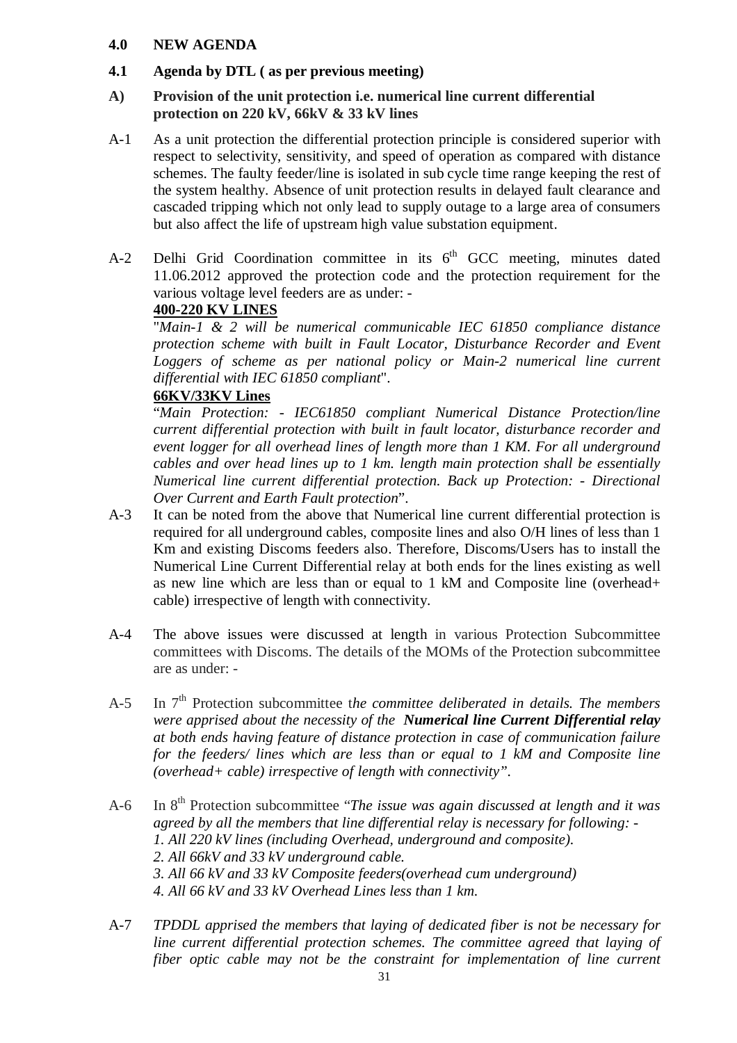**4.0 NEW AGENDA**

**4.1 Agenda by DTL ( as per previous meeting)**

**A) Provision of the unit protection i.e. numerical line current differential protection on 220 kV, 66kV & 33 kV lines**

A-1 As a unit protection the differential protection principle is considered superior with respect to selectivity, sensitivity, and speed of operation as compared with distance schemes. The faulty feeder/line is isolated in sub cycle time range keeping the rest of the system healthy. Absence of unit protection results in delayed fault clearance and cascaded tripping which not only lead to supply outage to a large area of consumers but also affect the life of upstream high value substation equipment.

A-2 Delhi Grid Coordination committee in its 6th GCC meeting, minutes dated 11.06.2012 approved the protection code and the protection requirement for the various voltage level feeders are as under: -

**400-220 KV LINES**

"*Main-1 & 2 will be numerical communicable IEC 61850 compliance distance protection scheme with built in Fault Locator, Disturbance Recorder and Event Loggers of scheme as per national policy or Main-2 numerical line current differential with IEC 61850 compliant*".

**66KV/33KV Lines**

"*Main Protection: - IEC61850 compliant Numerical Distance Protection/line current differential protection with built in fault locator, disturbance recorder and event logger for all overhead lines of length more than 1 KM. For all underground cables and over head lines up to 1 km. length main protection shall be essentially Numerical line current differential protection. Back up Protection: - Directional Over Current and Earth Fault protection*".

A-3 It can be noted from the above that Numerical line current differential protection is required for all underground cables, composite lines and also O/H lines of less than 1 Km and existing Discoms feeders also. Therefore, Discoms/Users has to install the Numerical Line Current Differential relay at both ends for the lines existing as well as new line which are less than or equal to 1 kM and Composite line (overhead+ cable) irrespective of length with connectivity.

A-4 The above issues were discussed at length in various Protection Subcommittee committees with Discoms. The details of the MOMs of the Protection subcommittee are as under: -

A-5 In 7th Protection subcommittee t*he committee deliberated in details. The members were apprised about the necessity of the* ***Numerical line Current Differential relay*** *at both ends having feature of distance protection in case of communication failure for the feeders/ lines which are less than or equal to 1 kM and Composite line (overhead+ cable) irrespective of length with connectivity".*

A-6 In 8th Protection subcommittee "*The issue was again discussed at length and it was agreed by all the members that line differential relay is necessary for following: -*
*1. All 220 kV lines (including Overhead, underground and composite).*
*2. All 66kV and 33 kV underground cable.*
*3. All 66 kV and 33 kV Composite feeders(overhead cum underground)*
*4. All 66 kV and 33 kV Overhead Lines less than 1 km.*

A-7 *TPDDL apprised the members that laying of dedicated fiber is not be necessary for line current differential protection schemes. The committee agreed that laying of fiber optic cable may not be the constraint for implementation of line current*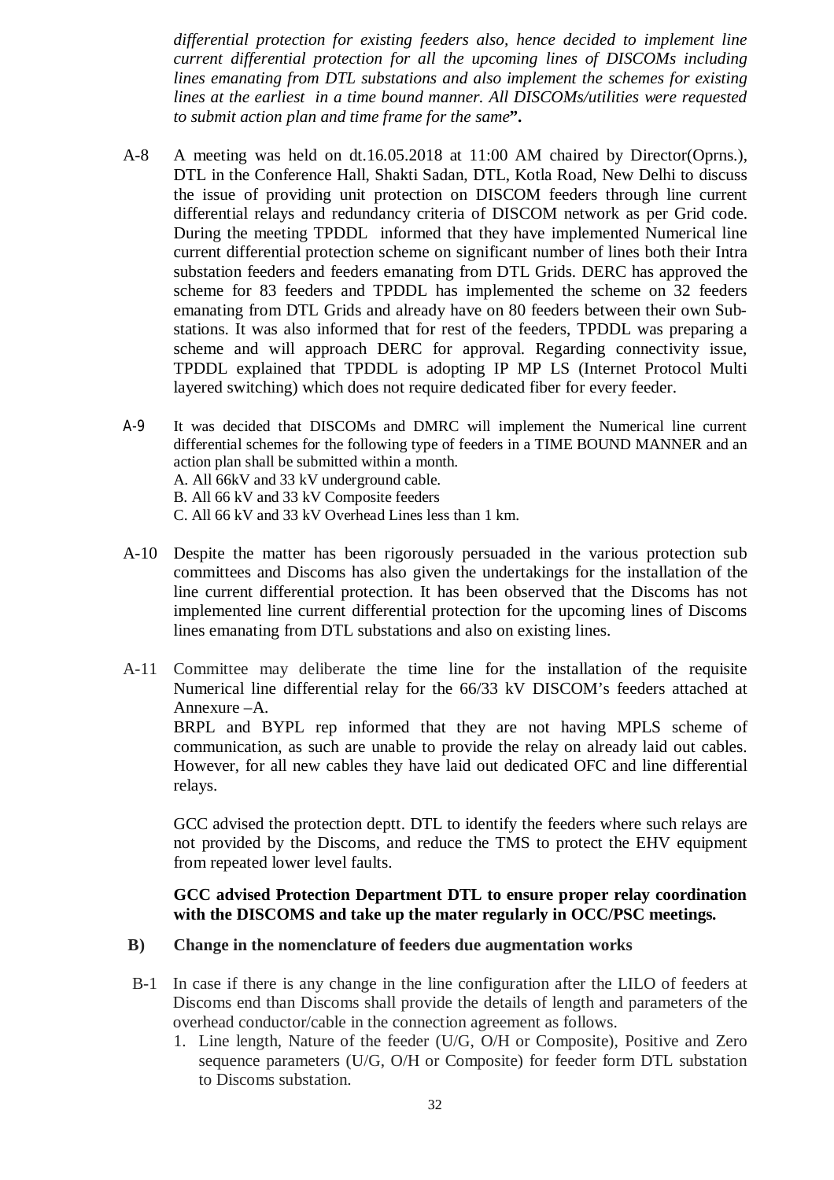*differential protection for existing feeders also, hence decided to implement line current differential protection for all the upcoming lines of DISCOMs including lines emanating from DTL substations and also implement the schemes for existing lines at the earliest in a time bound manner. All DISCOMs/utilities were requested to submit action plan and time frame for the same***".**

A-8 A meeting was held on dt.16.05.2018 at 11:00 AM chaired by Director(Oprns.), DTL in the Conference Hall, Shakti Sadan, DTL, Kotla Road, New Delhi to discuss the issue of providing unit protection on DISCOM feeders through line current differential relays and redundancy criteria of DISCOM network as per Grid code. During the meeting TPDDL informed that they have implemented Numerical line current differential protection scheme on significant number of lines both their Intra substation feeders and feeders emanating from DTL Grids. DERC has approved the scheme for 83 feeders and TPDDL has implemented the scheme on 32 feeders emanating from DTL Grids and already have on 80 feeders between their own Sub-stations. It was also informed that for rest of the feeders, TPDDL was preparing a scheme and will approach DERC for approval. Regarding connectivity issue, TPDDL explained that TPDDL is adopting IP MP LS (Internet Protocol Multi layered switching) which does not require dedicated fiber for every feeder.

A-9 It was decided that DISCOMs and DMRC will implement the Numerical line current differential schemes for the following type of feeders in a TIME BOUND MANNER and an action plan shall be submitted within a month.
A. All 66kV and 33 kV underground cable.
B. All 66 kV and 33 kV Composite feeders
C. All 66 kV and 33 kV Overhead Lines less than 1 km.

A-10 Despite the matter has been rigorously persuaded in the various protection sub committees and Discoms has also given the undertakings for the installation of the line current differential protection. It has been observed that the Discoms has not implemented line current differential protection for the upcoming lines of Discoms lines emanating from DTL substations and also on existing lines.

A-11 Committee may deliberate the time line for the installation of the requisite Numerical line differential relay for the 66/33 kV DISCOM's feeders attached at Annexure –A.
BRPL and BYPL rep informed that they are not having MPLS scheme of communication, as such are unable to provide the relay on already laid out cables. However, for all new cables they have laid out dedicated OFC and line differential relays.

GCC advised the protection deptt. DTL to identify the feeders where such relays are not provided by the Discoms, and reduce the TMS to protect the EHV equipment from repeated lower level faults.

**GCC advised Protection Department DTL to ensure proper relay coordination with the DISCOMS and take up the mater regularly in OCC/PSC meetings.**

**B) Change in the nomenclature of feeders due augmentation works**

B-1 In case if there is any change in the line configuration after the LILO of feeders at Discoms end than Discoms shall provide the details of length and parameters of the overhead conductor/cable in the connection agreement as follows.

1. Line length, Nature of the feeder (U/G, O/H or Composite), Positive and Zero sequence parameters (U/G, O/H or Composite) for feeder form DTL substation to Discoms substation.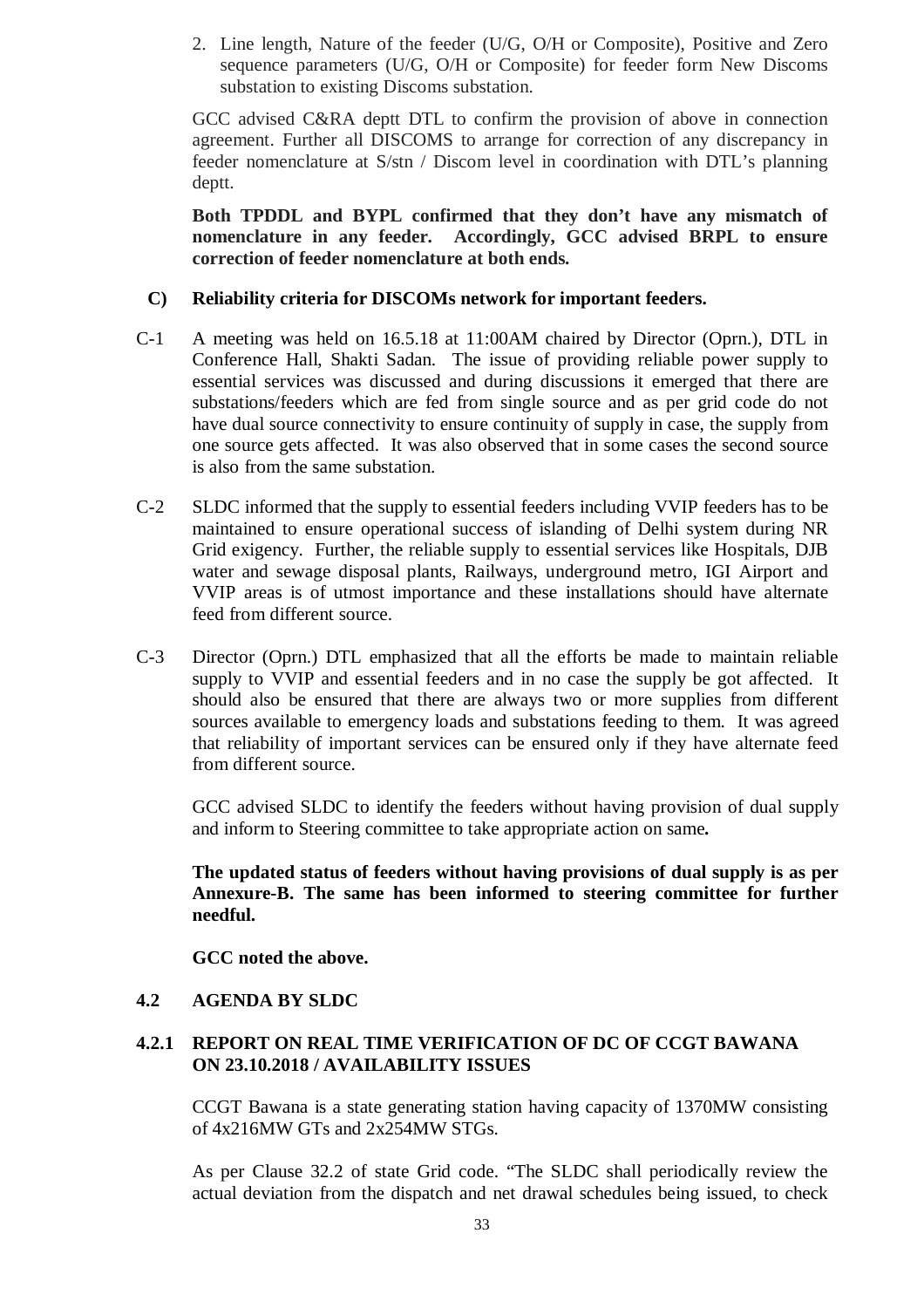2. Line length, Nature of the feeder (U/G, O/H or Composite), Positive and Zero sequence parameters (U/G, O/H or Composite) for feeder form New Discoms substation to existing Discoms substation.

GCC advised C&RA deptt DTL to confirm the provision of above in connection agreement. Further all DISCOMS to arrange for correction of any discrepancy in feeder nomenclature at S/stn / Discom level in coordination with DTL's planning deptt.

**Both TPDDL and BYPL confirmed that they don't have any mismatch of nomenclature in any feeder. Accordingly, GCC advised BRPL to ensure correction of feeder nomenclature at both ends.**

**C) Reliability criteria for DISCOMs network for important feeders.**

C-1 A meeting was held on 16.5.18 at 11:00AM chaired by Director (Oprn.), DTL in Conference Hall, Shakti Sadan. The issue of providing reliable power supply to essential services was discussed and during discussions it emerged that there are substations/feeders which are fed from single source and as per grid code do not have dual source connectivity to ensure continuity of supply in case, the supply from one source gets affected. It was also observed that in some cases the second source is also from the same substation.

C-2 SLDC informed that the supply to essential feeders including VVIP feeders has to be maintained to ensure operational success of islanding of Delhi system during NR Grid exigency. Further, the reliable supply to essential services like Hospitals, DJB water and sewage disposal plants, Railways, underground metro, IGI Airport and VVIP areas is of utmost importance and these installations should have alternate feed from different source.

C-3 Director (Oprn.) DTL emphasized that all the efforts be made to maintain reliable supply to VVIP and essential feeders and in no case the supply be got affected. It should also be ensured that there are always two or more supplies from different sources available to emergency loads and substations feeding to them. It was agreed that reliability of important services can be ensured only if they have alternate feed from different source.

GCC advised SLDC to identify the feeders without having provision of dual supply and inform to Steering committee to take appropriate action on same**.**

**The updated status of feeders without having provisions of dual supply is as per Annexure-B. The same has been informed to steering committee for further needful.**

**GCC noted the above.**

## 4.2 AGENDA BY SLDC

### 4.2.1 REPORT ON REAL TIME VERIFICATION OF DC OF CCGT BAWANA ON 23.10.2018 / AVAILABILITY ISSUES

CCGT Bawana is a state generating station having capacity of 1370MW consisting of 4x216MW GTs and 2x254MW STGs.

As per Clause 32.2 of state Grid code. "The SLDC shall periodically review the actual deviation from the dispatch and net drawal schedules being issued, to check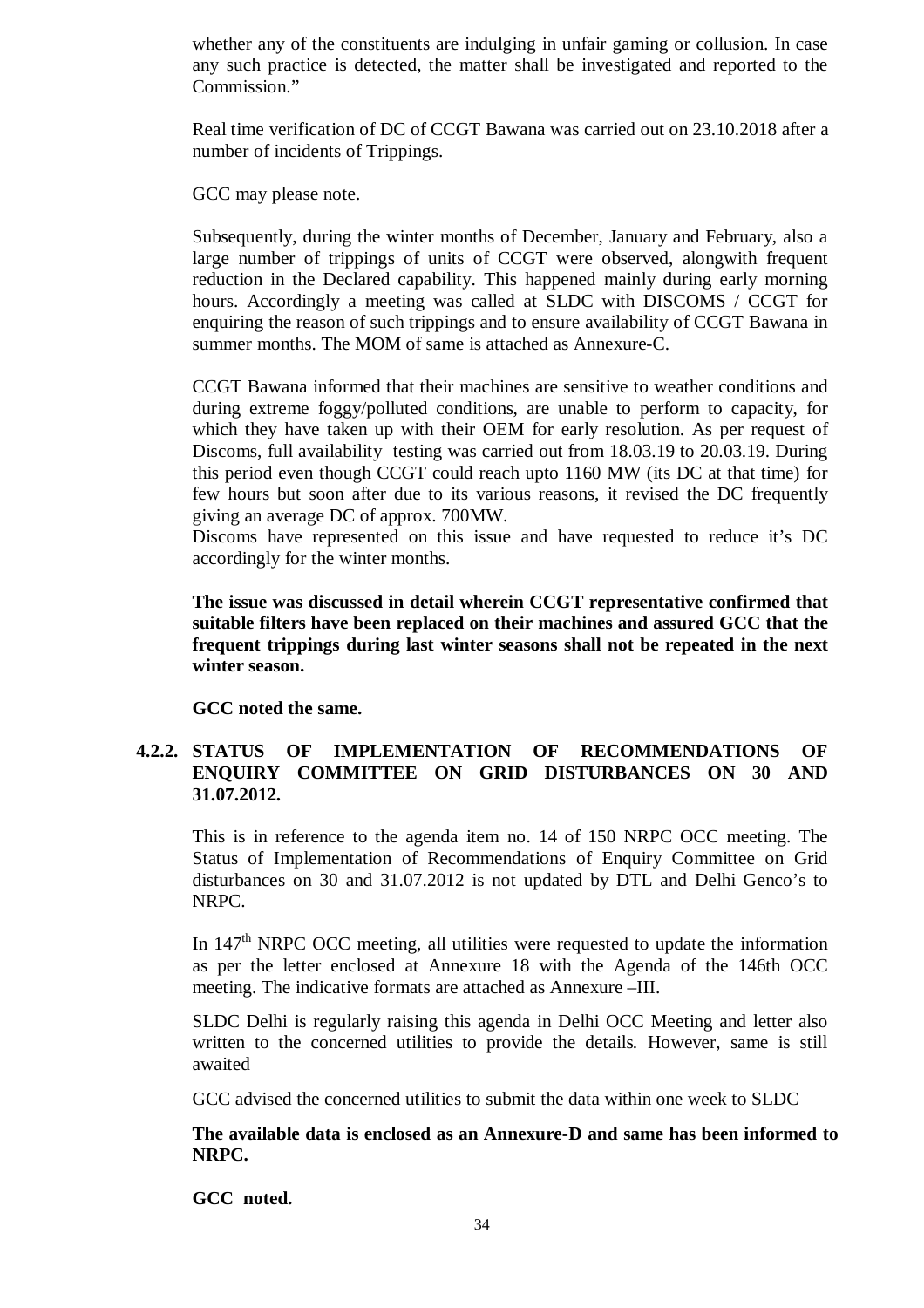whether any of the constituents are indulging in unfair gaming or collusion. In case any such practice is detected, the matter shall be investigated and reported to the Commission."

Real time verification of DC of CCGT Bawana was carried out on 23.10.2018 after a number of incidents of Trippings.

GCC may please note.

Subsequently, during the winter months of December, January and February, also a large number of trippings of units of CCGT were observed, alongwith frequent reduction in the Declared capability. This happened mainly during early morning hours. Accordingly a meeting was called at SLDC with DISCOMS / CCGT for enquiring the reason of such trippings and to ensure availability of CCGT Bawana in summer months. The MOM of same is attached as Annexure-C.

CCGT Bawana informed that their machines are sensitive to weather conditions and during extreme foggy/polluted conditions, are unable to perform to capacity, for which they have taken up with their OEM for early resolution. As per request of Discoms, full availability testing was carried out from 18.03.19 to 20.03.19. During this period even though CCGT could reach upto 1160 MW (its DC at that time) for few hours but soon after due to its various reasons, it revised the DC frequently giving an average DC of approx. 700MW.

Discoms have represented on this issue and have requested to reduce it's DC accordingly for the winter months.

**The issue was discussed in detail wherein CCGT representative confirmed that suitable filters have been replaced on their machines and assured GCC that the frequent trippings during last winter seasons shall not be repeated in the next winter season.**

**GCC noted the same.**

### 4.2.2. STATUS OF IMPLEMENTATION OF RECOMMENDATIONS OF ENQUIRY COMMITTEE ON GRID DISTURBANCES ON 30 AND 31.07.2012.

This is in reference to the agenda item no. 14 of 150 NRPC OCC meeting. The Status of Implementation of Recommendations of Enquiry Committee on Grid disturbances on 30 and 31.07.2012 is not updated by DTL and Delhi Genco's to NRPC.

In 147th NRPC OCC meeting, all utilities were requested to update the information as per the letter enclosed at Annexure 18 with the Agenda of the 146th OCC meeting. The indicative formats are attached as Annexure –III.

SLDC Delhi is regularly raising this agenda in Delhi OCC Meeting and letter also written to the concerned utilities to provide the details. However, same is still awaited

GCC advised the concerned utilities to submit the data within one week to SLDC

**The available data is enclosed as an Annexure-D and same has been informed to NRPC.**

**GCC noted.**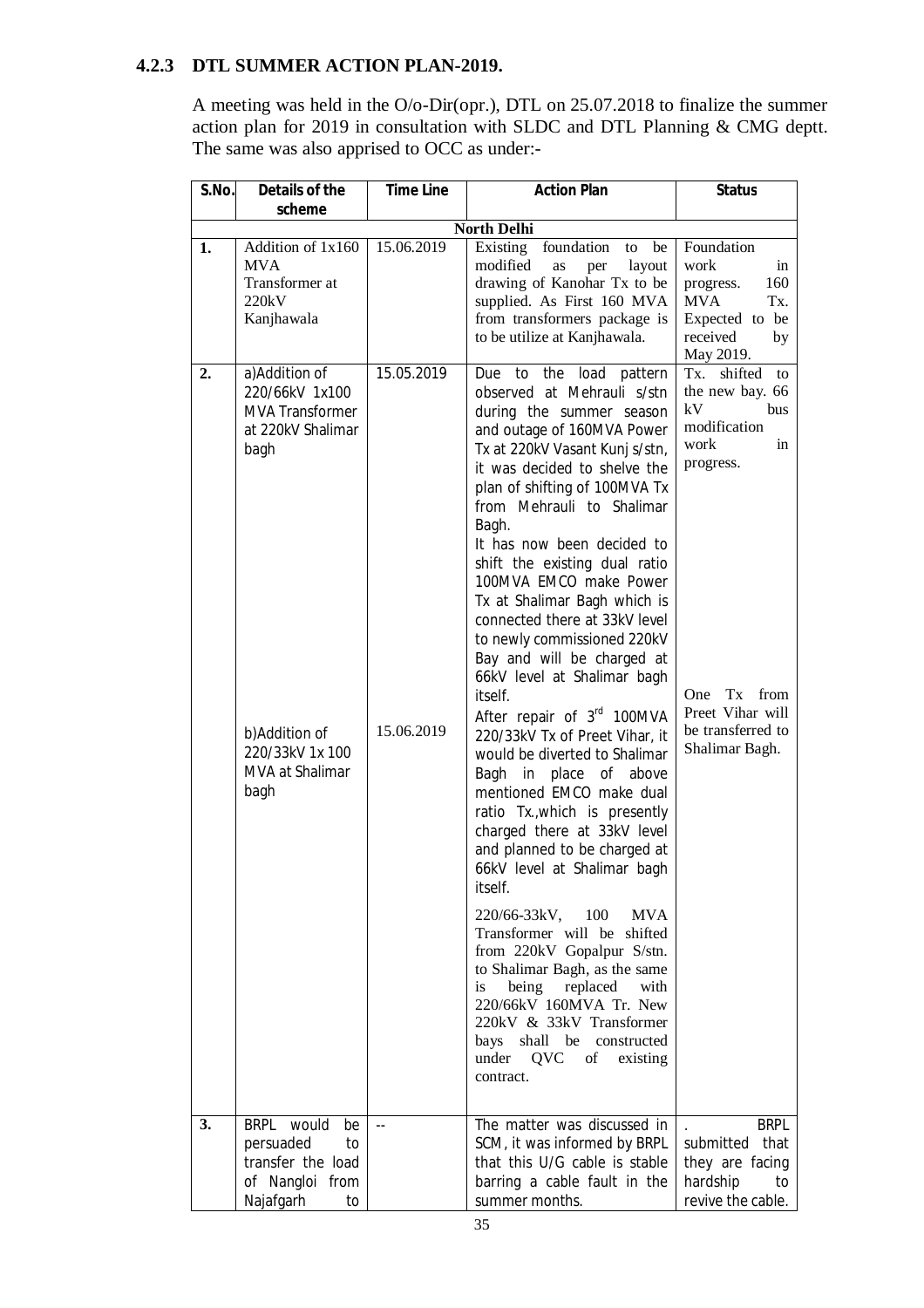### 4.2.3 DTL SUMMER ACTION PLAN-2019.

A meeting was held in the O/o-Dir(opr.), DTL on 25.07.2018 to finalize the summer action plan for 2019 in consultation with SLDC and DTL Planning & CMG deptt. The same was also apprised to OCC as under:-

| S.No. | Details of the scheme | Time Line | Action Plan | Status |
|---|---|---|---|---|
| | | | **North Delhi** | |
| **1.** | Addition of 1x160 MVA Transformer at 220kV Kanjhawala | 15.06.2019 | Existing foundation to be modified as per layout drawing of Kanohar Tx to be supplied. As First 160 MVA from transformers package is to be utilize at Kanjhawala. | Foundation work in progress. 160 MVA Tx. Expected to be received by May 2019. |
| **2.** | a)Addition of 220/66kV 1x100 MVA Transformer at 220kV Shalimar bagh<br><br>b)Addition of 220/33kV 1x 100 MVA at Shalimar bagh | 15.05.2019<br><br>15.06.2019 | Due to the load pattern observed at Mehrauli s/stn during the summer season and outage of 160MVA Power Tx at 220kV Vasant Kunj s/stn, it was decided to shelve the plan of shifting of 100MVA Tx from Mehrauli to Shalimar Bagh.<br>It has now been decided to shift the existing dual ratio 100MVA EMCO make Power Tx at Shalimar Bagh which is connected there at 33kV level to newly commissioned 220kV Bay and will be charged at 66kV level at Shalimar bagh itself.<br>After repair of 3rd 100MVA 220/33kV Tx of Preet Vihar, it would be diverted to Shalimar Bagh in place of above mentioned EMCO make dual ratio Tx.,which is presently charged there at 33kV level and planned to be charged at 66kV level at Shalimar bagh itself.<br><br>220/66-33kV, 100 MVA Transformer will be shifted from 220kV Gopalpur S/stn. to Shalimar Bagh, as the same is being replaced with 220/66kV 160MVA Tr. New 220kV & 33kV Transformer bays shall be constructed under QVC of existing contract. | Tx. shifted to the new bay. 66 kV bus modification work in progress.<br><br>One Tx from Preet Vihar will be transferred to Shalimar Bagh. |
| **3.** | BRPL would be persuaded to transfer the load of Nangloi from Najafgarh to | -- | The matter was discussed in SCM, it was informed by BRPL that this U/G cable is stable barring a cable fault in the summer months. | . BRPL submitted that they are facing hardship to revive the cable. |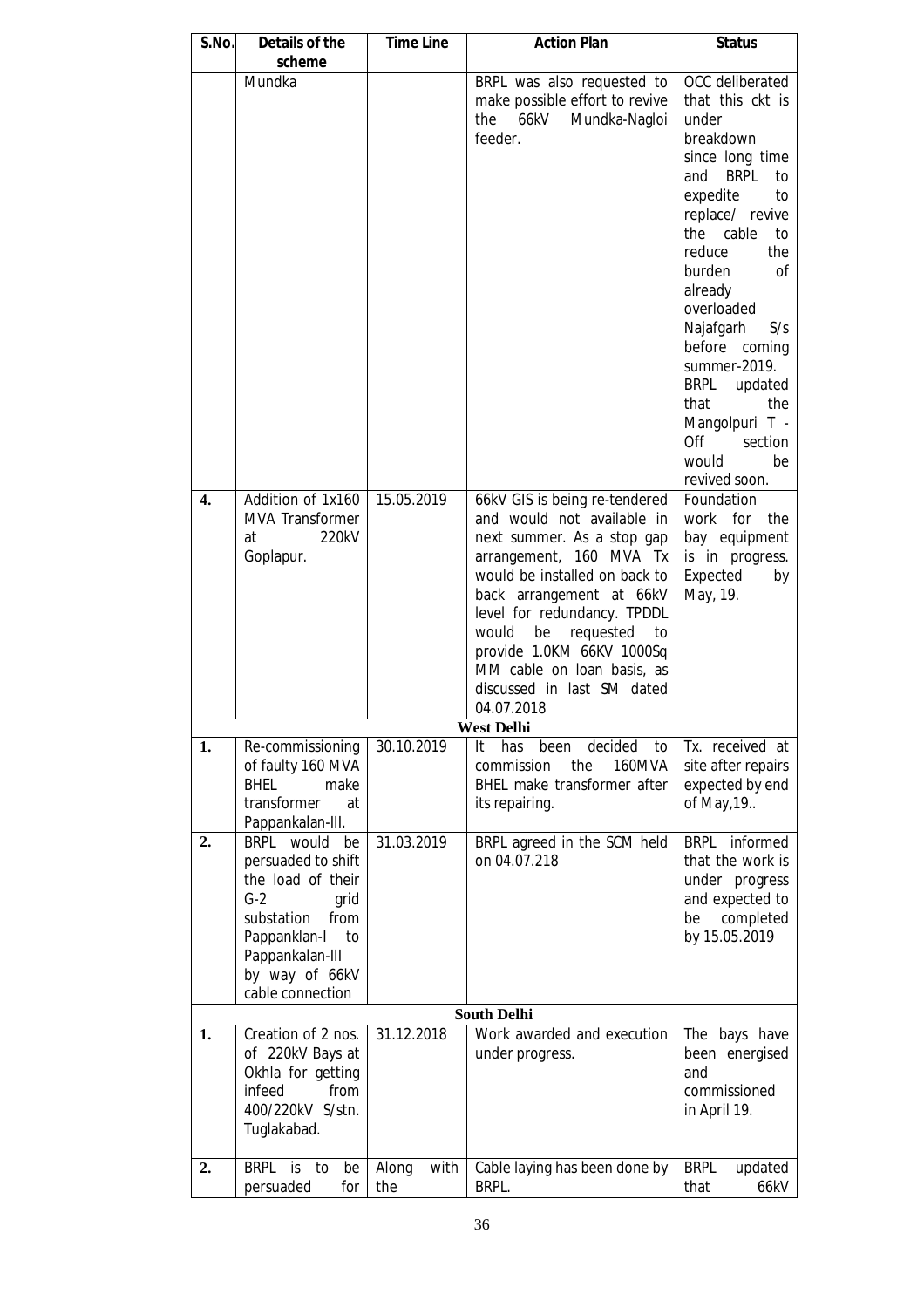| S.No. | Details of the scheme | Time Line | Action Plan | Status |
|---|---|---|---|---|
| | Mundka | | BRPL was also requested to make possible effort to revive the 66kV Mundka-Nagloi feeder. | OCC deliberated that this ckt is under breakdown since long time and BRPL to expedite to replace/ revive the cable to reduce the burden of already overloaded Najafgarh S/s before coming summer-2019. BRPL updated that the Mangolpuri T - Off section would be revived soon. |
| **4.** | Addition of 1x160 MVA Transformer at 220kV Goplapur. | 15.05.2019 | 66kV GIS is being re-tendered and would not available in next summer. As a stop gap arrangement, 160 MVA Tx would be installed on back to back arrangement at 66kV level for redundancy. TPDDL would be requested to provide 1.0KM 66KV 1000Sq MM cable on loan basis, as discussed in last SM dated 04.07.2018 | Foundation work for the bay equipment is in progress. Expected by May, 19. |
| | | | **West Delhi** | |
| **1.** | Re-commissioning of faulty 160 MVA BHEL make transformer at Pappankalan-III. | 30.10.2019 | It has been decided to commission the 160MVA BHEL make transformer after its repairing. | Tx. received at site after repairs expected by end of May,19.. |
| **2.** | BRPL would be persuaded to shift the load of their G-2 grid substation from Pappanklan-I to Pappankalan-III by way of 66kV cable connection | 31.03.2019 | BRPL agreed in the SCM held on 04.07.218 | BRPL informed that the work is under progress and expected to be completed by 15.05.2019 |
| | | | **South Delhi** | |
| **1.** | Creation of 2 nos. of 220kV Bays at Okhla for getting infeed from 400/220kV S/stn. Tuglakabad. | 31.12.2018 | Work awarded and execution under progress. | The bays have been energised and commissioned in April 19. |
| **2.** | BRPL is to be persuaded for | Along with the | Cable laying has been done by BRPL. | BRPL updated that 66kV |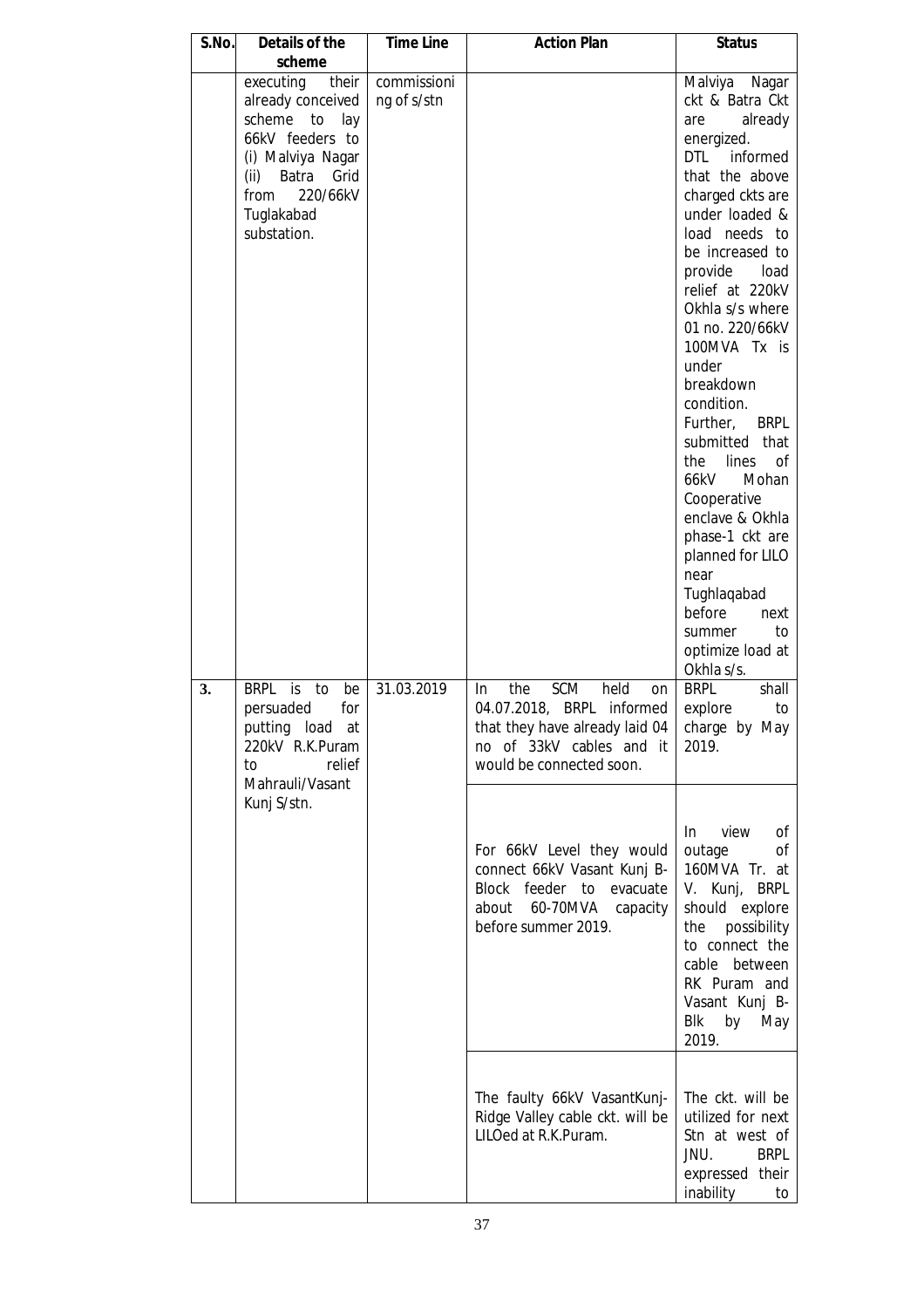| S.No. | Details of the scheme | Time Line | Action Plan | Status |
|---|---|---|---|---|
| | executing their already conceived scheme to lay 66kV feeders to (i) Malviya Nagar (ii) Batra Grid from 220/66kV Tuglakabad substation. | commissioning of s/stn | | Malviya Nagar ckt & Batra Ckt are already energized. DTL informed that the above charged ckts are under loaded & load needs to be increased to provide load relief at 220kV Okhla s/s where 01 no. 220/66kV 100MVA Tx is under breakdown condition. Further, BRPL submitted that the lines of 66kV Mohan Cooperative enclave & Okhla phase-1 ckt are planned for LILO near Tughlaqabad before next summer to optimize load at Okhla s/s. |
| 3. | BRPL is to be persuaded for putting load at 220kV R.K.Puram to relief Mahrauli/Vasant Kunj S/stn. | 31.03.2019 | In the SCM held on 04.07.2018, BRPL informed that they have already laid 04 no of 33kV cables and it would be connected soon. | BRPL shall explore to charge by May 2019. |
| | | | For 66kV Level they would connect 66kV Vasant Kunj B-Block feeder to evacuate about 60-70MVA capacity before summer 2019. | In view of outage of 160MVA Tr. at V. Kunj, BRPL should explore the possibility to connect the cable between RK Puram and Vasant Kunj B-Blk by May 2019. |
| | | | The faulty 66kV VasantKunj-Ridge Valley cable ckt. will be LILOed at R.K.Puram. | The ckt. will be utilized for next Stn at west of JNU. BRPL expressed their inability to |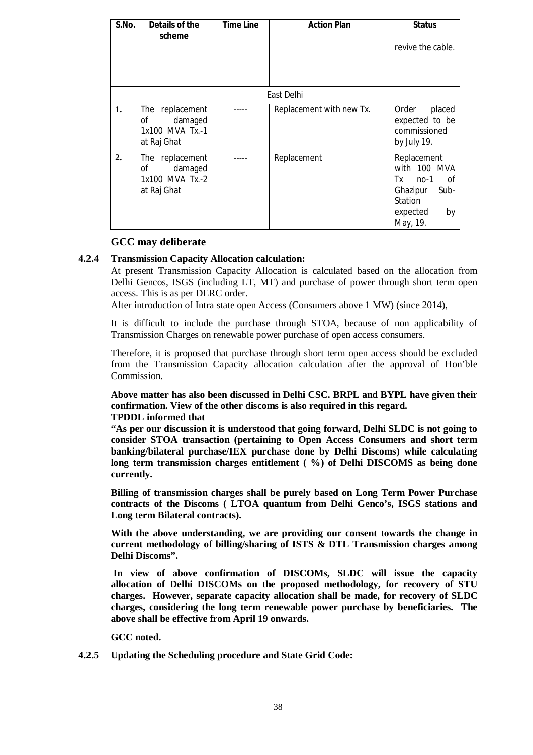| S.No. | Details of the scheme | Time Line | Action Plan | Status |
|---|---|---|---|---|
| | | | | revive the cable. |
| East Delhi | | | | |
| 1. | The replacement of damaged 1x100 MVA Tx.-1 at Raj Ghat | ----- | Replacement with new Tx. | Order placed expected to be commissioned by July 19. |
| 2. | The replacement of damaged 1x100 MVA Tx.-2 at Raj Ghat | ----- | Replacement | Replacement with 100 MVA Tx no-1 of Ghazipur Sub-Station expected by May, 19. |

**GCC may deliberate**

**4.2.4 Transmission Capacity Allocation calculation:**

At present Transmission Capacity Allocation is calculated based on the allocation from Delhi Gencos, ISGS (including LT, MT) and purchase of power through short term open access. This is as per DERC order.

After introduction of Intra state open Access (Consumers above 1 MW) (since 2014),

It is difficult to include the purchase through STOA, because of non applicability of Transmission Charges on renewable power purchase of open access consumers.

Therefore, it is proposed that purchase through short term open access should be excluded from the Transmission Capacity allocation calculation after the approval of Hon'ble Commission.

**Above matter has also been discussed in Delhi CSC. BRPL and BYPL have given their confirmation. View of the other discoms is also required in this regard.**

**TPDDL informed that**

**"As per our discussion it is understood that going forward, Delhi SLDC is not going to consider STOA transaction (pertaining to Open Access Consumers and short term banking/bilateral purchase/IEX purchase done by Delhi Discoms) while calculating long term transmission charges entitlement ( %) of Delhi DISCOMS as being done currently.**

**Billing of transmission charges shall be purely based on Long Term Power Purchase contracts of the Discoms ( LTOA quantum from Delhi Genco's, ISGS stations and Long term Bilateral contracts).**

**With the above understanding, we are providing our consent towards the change in current methodology of billing/sharing of ISTS & DTL Transmission charges among Delhi Discoms".**

**In view of above confirmation of DISCOMs, SLDC will issue the capacity allocation of Delhi DISCOMs on the proposed methodology, for recovery of STU charges. However, separate capacity allocation shall be made, for recovery of SLDC charges, considering the long term renewable power purchase by beneficiaries. The above shall be effective from April 19 onwards.**

**GCC noted.**

**4.2.5 Updating the Scheduling procedure and State Grid Code:**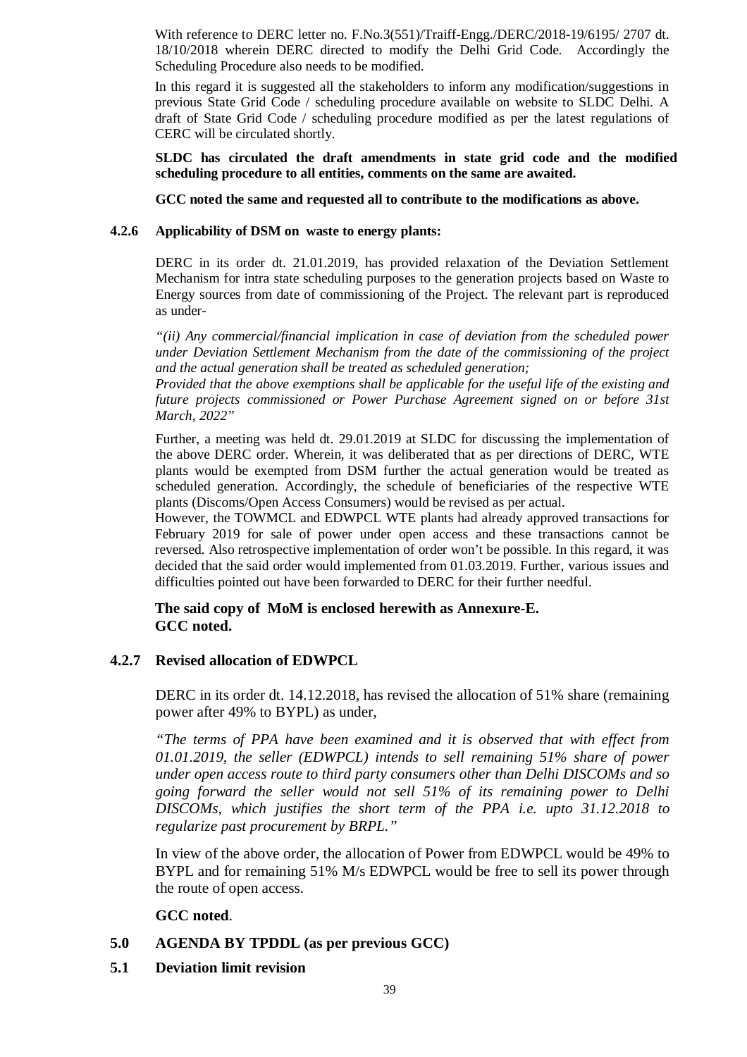With reference to DERC letter no. F.No.3(551)/Traiff-Engg./DERC/2018-19/6195/ 2707 dt. 18/10/2018 wherein DERC directed to modify the Delhi Grid Code. Accordingly the Scheduling Procedure also needs to be modified.

In this regard it is suggested all the stakeholders to inform any modification/suggestions in previous State Grid Code / scheduling procedure available on website to SLDC Delhi. A draft of State Grid Code / scheduling procedure modified as per the latest regulations of CERC will be circulated shortly.

**SLDC has circulated the draft amendments in state grid code and the modified scheduling procedure to all entities, comments on the same are awaited.**

**GCC noted the same and requested all to contribute to the modifications as above.**

#### 4.2.6 Applicability of DSM on waste to energy plants:

DERC in its order dt. 21.01.2019, has provided relaxation of the Deviation Settlement Mechanism for intra state scheduling purposes to the generation projects based on Waste to Energy sources from date of commissioning of the Project. The relevant part is reproduced as under-

*"(ii) Any commercial/financial implication in case of deviation from the scheduled power under Deviation Settlement Mechanism from the date of the commissioning of the project and the actual generation shall be treated as scheduled generation;*
*Provided that the above exemptions shall be applicable for the useful life of the existing and future projects commissioned or Power Purchase Agreement signed on or before 31st March, 2022"*

Further, a meeting was held dt. 29.01.2019 at SLDC for discussing the implementation of the above DERC order. Wherein, it was deliberated that as per directions of DERC, WTE plants would be exempted from DSM further the actual generation would be treated as scheduled generation. Accordingly, the schedule of beneficiaries of the respective WTE plants (Discoms/Open Access Consumers) would be revised as per actual.
However, the TOWMCL and EDWPCL WTE plants had already approved transactions for February 2019 for sale of power under open access and these transactions cannot be reversed. Also retrospective implementation of order won't be possible. In this regard, it was decided that the said order would implemented from 01.03.2019. Further, various issues and difficulties pointed out have been forwarded to DERC for their further needful.

**The said copy of MoM is enclosed herewith as Annexure-E.**
**GCC noted.**

#### 4.2.7 Revised allocation of EDWPCL

DERC in its order dt. 14.12.2018, has revised the allocation of 51% share (remaining power after 49% to BYPL) as under,

*"The terms of PPA have been examined and it is observed that with effect from 01.01.2019, the seller (EDWPCL) intends to sell remaining 51% share of power under open access route to third party consumers other than Delhi DISCOMs and so going forward the seller would not sell 51% of its remaining power to Delhi DISCOMs, which justifies the short term of the PPA i.e. upto 31.12.2018 to regularize past procurement by BRPL."*

In view of the above order, the allocation of Power from EDWPCL would be 49% to BYPL and for remaining 51% M/s EDWPCL would be free to sell its power through the route of open access.

**GCC noted**.

## 5.0 AGENDA BY TPDDL (as per previous GCC)

### 5.1 Deviation limit revision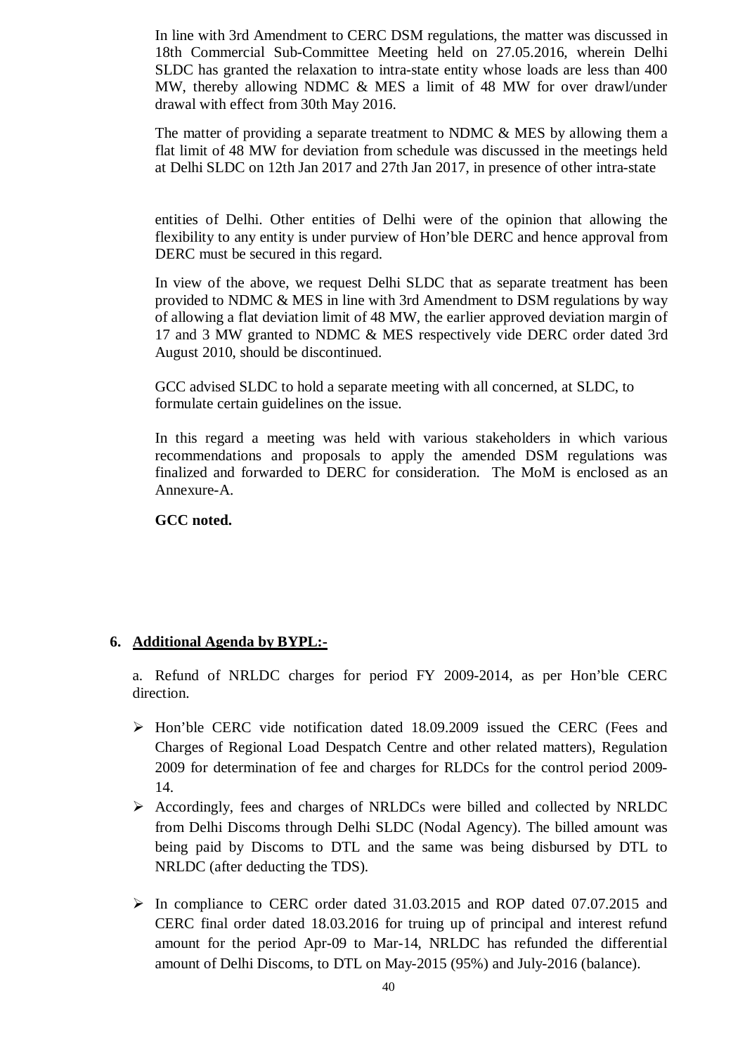In line with 3rd Amendment to CERC DSM regulations, the matter was discussed in 18th Commercial Sub-Committee Meeting held on 27.05.2016, wherein Delhi SLDC has granted the relaxation to intra-state entity whose loads are less than 400 MW, thereby allowing NDMC & MES a limit of 48 MW for over drawl/under drawal with effect from 30th May 2016.

The matter of providing a separate treatment to NDMC & MES by allowing them a flat limit of 48 MW for deviation from schedule was discussed in the meetings held at Delhi SLDC on 12th Jan 2017 and 27th Jan 2017, in presence of other intra-state entities of Delhi. Other entities of Delhi were of the opinion that allowing the flexibility to any entity is under purview of Hon'ble DERC and hence approval from DERC must be secured in this regard.

In view of the above, we request Delhi SLDC that as separate treatment has been provided to NDMC & MES in line with 3rd Amendment to DSM regulations by way of allowing a flat deviation limit of 48 MW, the earlier approved deviation margin of 17 and 3 MW granted to NDMC & MES respectively vide DERC order dated 3rd August 2010, should be discontinued.

GCC advised SLDC to hold a separate meeting with all concerned, at SLDC, to formulate certain guidelines on the issue.

In this regard a meeting was held with various stakeholders in which various recommendations and proposals to apply the amended DSM regulations was finalized and forwarded to DERC for consideration. The MoM is enclosed as an Annexure-A.

**GCC noted.**

**6. Additional Agenda by BYPL:-**

a. Refund of NRLDC charges for period FY 2009-2014, as per Hon'ble CERC direction.

- Hon'ble CERC vide notification dated 18.09.2009 issued the CERC (Fees and Charges of Regional Load Despatch Centre and other related matters), Regulation 2009 for determination of fee and charges for RLDCs for the control period 2009-14.
- Accordingly, fees and charges of NRLDCs were billed and collected by NRLDC from Delhi Discoms through Delhi SLDC (Nodal Agency). The billed amount was being paid by Discoms to DTL and the same was being disbursed by DTL to NRLDC (after deducting the TDS).
- In compliance to CERC order dated 31.03.2015 and ROP dated 07.07.2015 and CERC final order dated 18.03.2016 for truing up of principal and interest refund amount for the period Apr-09 to Mar-14, NRLDC has refunded the differential amount of Delhi Discoms, to DTL on May-2015 (95%) and July-2016 (balance).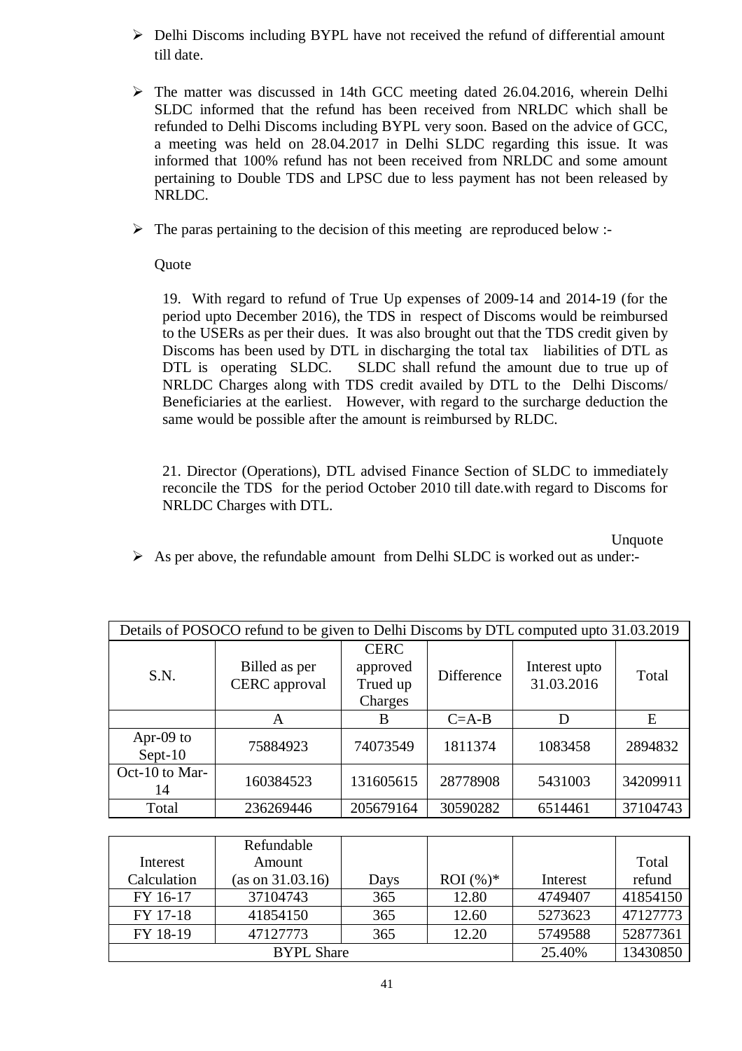- Delhi Discoms including BYPL have not received the refund of differential amount till date.

- The matter was discussed in 14th GCC meeting dated 26.04.2016, wherein Delhi SLDC informed that the refund has been received from NRLDC which shall be refunded to Delhi Discoms including BYPL very soon. Based on the advice of GCC, a meeting was held on 28.04.2017 in Delhi SLDC regarding this issue. It was informed that 100% refund has not been received from NRLDC and some amount pertaining to Double TDS and LPSC due to less payment has not been released by NRLDC.

- The paras pertaining to the decision of this meeting are reproduced below :-

Quote

19. With regard to refund of True Up expenses of 2009-14 and 2014-19 (for the period upto December 2016), the TDS in respect of Discoms would be reimbursed to the USERs as per their dues. It was also brought out that the TDS credit given by Discoms has been used by DTL in discharging the total tax liabilities of DTL as DTL is operating SLDC. SLDC shall refund the amount due to true up of NRLDC Charges along with TDS credit availed by DTL to the Delhi Discoms/ Beneficiaries at the earliest. However, with regard to the surcharge deduction the same would be possible after the amount is reimbursed by RLDC.

21. Director (Operations), DTL advised Finance Section of SLDC to immediately reconcile the TDS for the period October 2010 till date.with regard to Discoms for NRLDC Charges with DTL.

Unquote

- As per above, the refundable amount from Delhi SLDC is worked out as under:-

| Details of POSOCO refund to be given to Delhi Discoms by DTL computed upto 31.03.2019 | | | | | |
|---|---|---|---|---|---|
| S.N. | Billed as per CERC approval | CERC approved Trued up Charges | Difference | Interest upto 31.03.2016 | Total |
| | A | B | C=A-B | D | E |
| Apr-09 to Sept-10 | 75884923 | 74073549 | 1811374 | 1083458 | 2894832 |
| Oct-10 to Mar-14 | 160384523 | 131605615 | 28778908 | 5431003 | 34209911 |
| Total | 236269446 | 205679164 | 30590282 | 6514461 | 37104743 |

| Interest Calculation | Refundable Amount (as on 31.03.16) | Days | ROI (%)* | Interest | Total refund |
|---|---|---|---|---|---|
| FY 16-17 | 37104743 | 365 | 12.80 | 4749407 | 41854150 |
| FY 17-18 | 41854150 | 365 | 12.60 | 5273623 | 47127773 |
| FY 18-19 | 47127773 | 365 | 12.20 | 5749588 | 52877361 |
| BYPL Share | | | | 25.40% | 13430850 |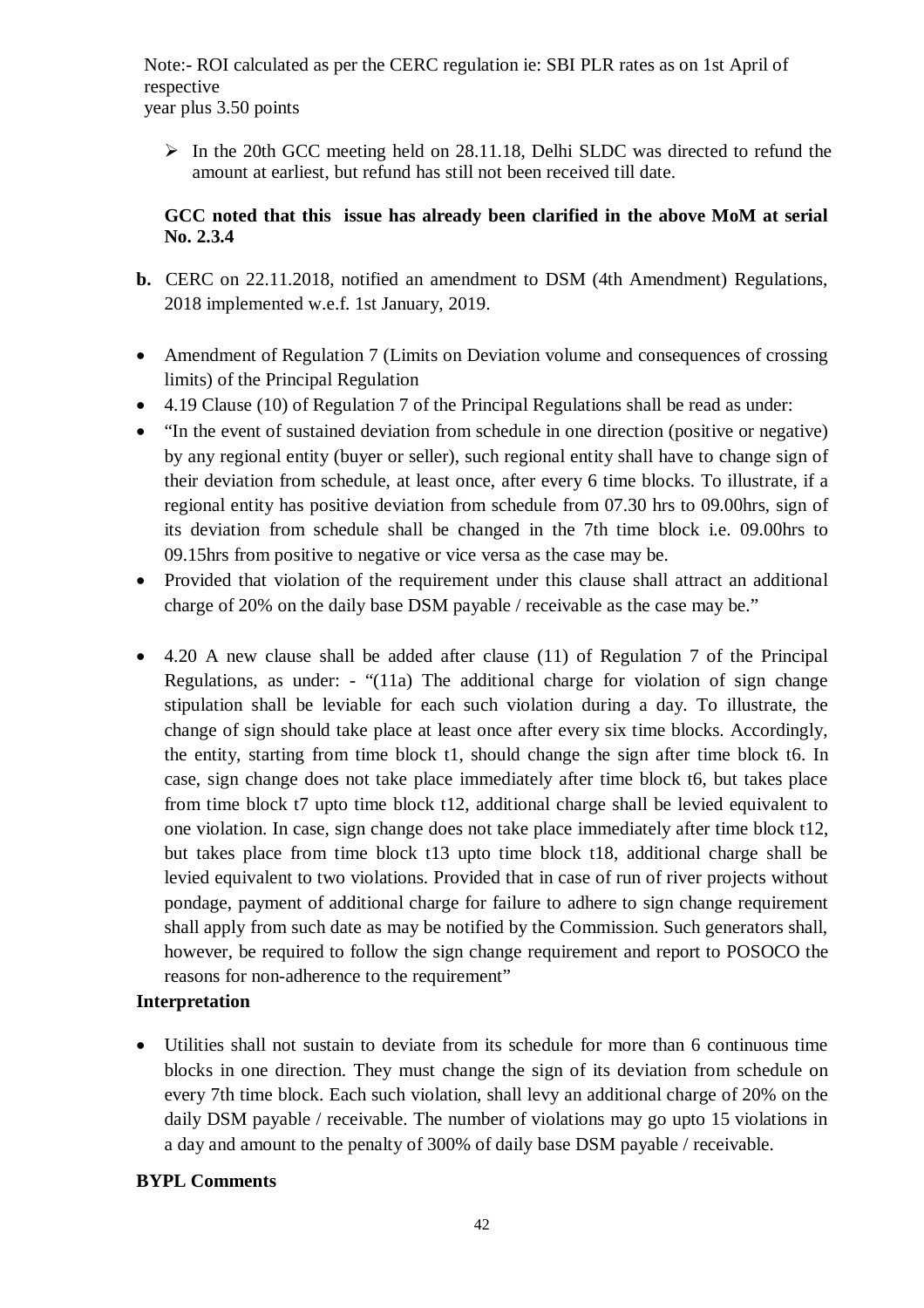Note:- ROI calculated as per the CERC regulation ie: SBI PLR rates as on 1st April of respective
year plus 3.50 points

- In the 20th GCC meeting held on 28.11.18, Delhi SLDC was directed to refund the amount at earliest, but refund has still not been received till date.

**GCC noted that this issue has already been clarified in the above MoM at serial No. 2.3.4**

**b.** CERC on 22.11.2018, notified an amendment to DSM (4th Amendment) Regulations, 2018 implemented w.e.f. 1st January, 2019.

- Amendment of Regulation 7 (Limits on Deviation volume and consequences of crossing limits) of the Principal Regulation
- 4.19 Clause (10) of Regulation 7 of the Principal Regulations shall be read as under:
- "In the event of sustained deviation from schedule in one direction (positive or negative) by any regional entity (buyer or seller), such regional entity shall have to change sign of their deviation from schedule, at least once, after every 6 time blocks. To illustrate, if a regional entity has positive deviation from schedule from 07.30 hrs to 09.00hrs, sign of its deviation from schedule shall be changed in the 7th time block i.e. 09.00hrs to 09.15hrs from positive to negative or vice versa as the case may be.
- Provided that violation of the requirement under this clause shall attract an additional charge of 20% on the daily base DSM payable / receivable as the case may be."

- 4.20 A new clause shall be added after clause (11) of Regulation 7 of the Principal Regulations, as under: - "(11a) The additional charge for violation of sign change stipulation shall be leviable for each such violation during a day. To illustrate, the change of sign should take place at least once after every six time blocks. Accordingly, the entity, starting from time block t1, should change the sign after time block t6. In case, sign change does not take place immediately after time block t6, but takes place from time block t7 upto time block t12, additional charge shall be levied equivalent to one violation. In case, sign change does not take place immediately after time block t12, but takes place from time block t13 upto time block t18, additional charge shall be levied equivalent to two violations. Provided that in case of run of river projects without pondage, payment of additional charge for failure to adhere to sign change requirement shall apply from such date as may be notified by the Commission. Such generators shall, however, be required to follow the sign change requirement and report to POSOCO the reasons for non-adherence to the requirement"

**Interpretation**

- Utilities shall not sustain to deviate from its schedule for more than 6 continuous time blocks in one direction. They must change the sign of its deviation from schedule on every 7th time block. Each such violation, shall levy an additional charge of 20% on the daily DSM payable / receivable. The number of violations may go upto 15 violations in a day and amount to the penalty of 300% of daily base DSM payable / receivable.

**BYPL Comments**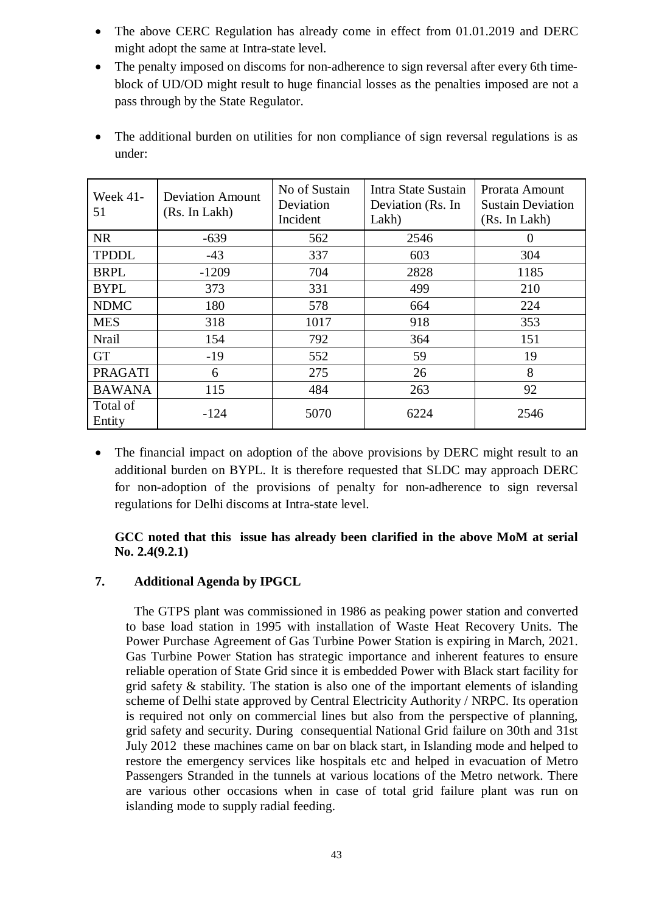- The above CERC Regulation has already come in effect from 01.01.2019 and DERC might adopt the same at Intra-state level.
- The penalty imposed on discoms for non-adherence to sign reversal after every 6th time-block of UD/OD might result to huge financial losses as the penalties imposed are not a pass through by the State Regulator.
- The additional burden on utilities for non compliance of sign reversal regulations is as under:

| Week 41-51 | Deviation Amount (Rs. In Lakh) | No of Sustain Deviation Incident | Intra State Sustain Deviation (Rs. In Lakh) | Prorata Amount Sustain Deviation (Rs. In Lakh) |
|---|---|---|---|---|
| NR | -639 | 562 | 2546 | 0 |
| TPDDL | -43 | 337 | 603 | 304 |
| BRPL | -1209 | 704 | 2828 | 1185 |
| BYPL | 373 | 331 | 499 | 210 |
| NDMC | 180 | 578 | 664 | 224 |
| MES | 318 | 1017 | 918 | 353 |
| Nrail | 154 | 792 | 364 | 151 |
| GT | -19 | 552 | 59 | 19 |
| PRAGATI | 6 | 275 | 26 | 8 |
| BAWANA | 115 | 484 | 263 | 92 |
| Total of Entity | -124 | 5070 | 6224 | 2546 |

- The financial impact on adoption of the above provisions by DERC might result to an additional burden on BYPL. It is therefore requested that SLDC may approach DERC for non-adoption of the provisions of penalty for non-adherence to sign reversal regulations for Delhi discoms at Intra-state level.

**GCC noted that this issue has already been clarified in the above MoM at serial No. 2.4(9.2.1)**

## 7. Additional Agenda by IPGCL

The GTPS plant was commissioned in 1986 as peaking power station and converted to base load station in 1995 with installation of Waste Heat Recovery Units. The Power Purchase Agreement of Gas Turbine Power Station is expiring in March, 2021. Gas Turbine Power Station has strategic importance and inherent features to ensure reliable operation of State Grid since it is embedded Power with Black start facility for grid safety & stability. The station is also one of the important elements of islanding scheme of Delhi state approved by Central Electricity Authority / NRPC. Its operation is required not only on commercial lines but also from the perspective of planning, grid safety and security. During consequential National Grid failure on 30th and 31st July 2012 these machines came on bar on black start, in Islanding mode and helped to restore the emergency services like hospitals etc and helped in evacuation of Metro Passengers Stranded in the tunnels at various locations of the Metro network. There are various other occasions when in case of total grid failure plant was run on islanding mode to supply radial feeding.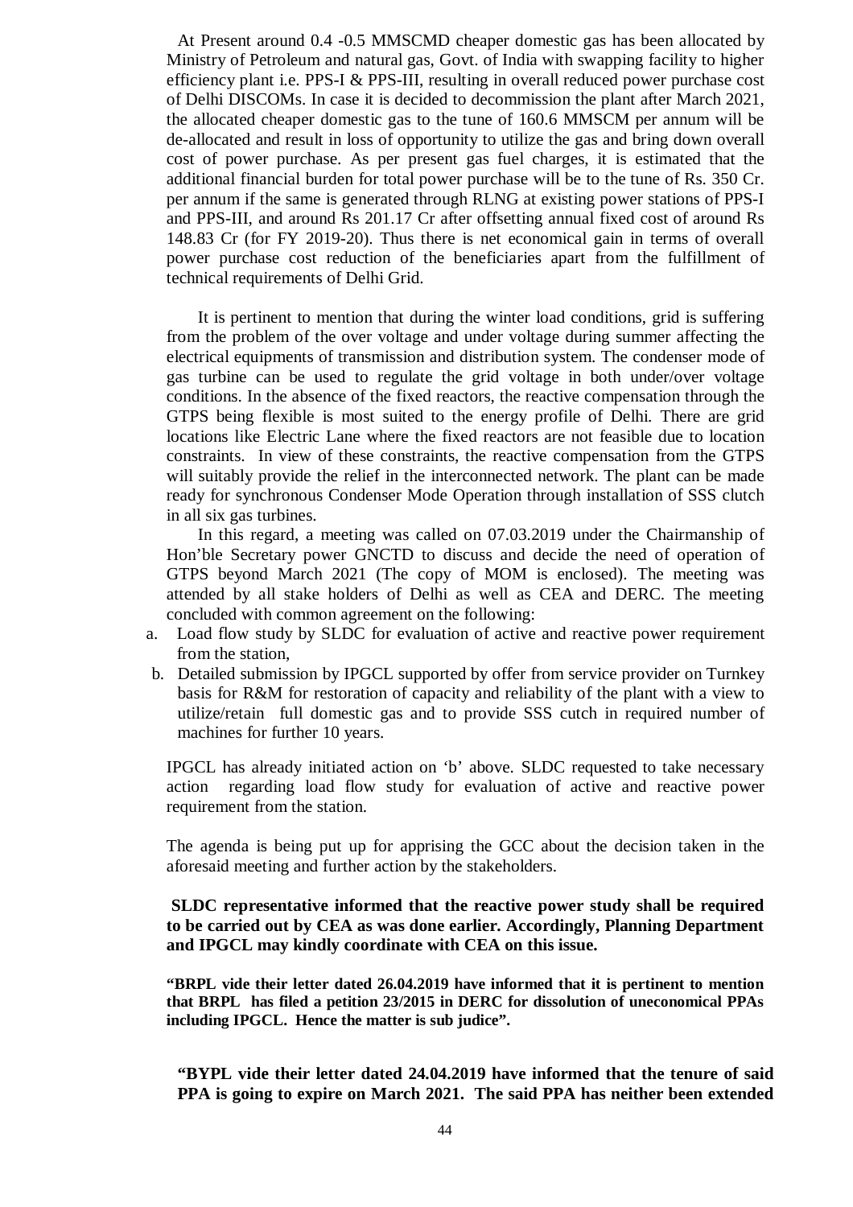At Present around 0.4 -0.5 MMSCMD cheaper domestic gas has been allocated by Ministry of Petroleum and natural gas, Govt. of India with swapping facility to higher efficiency plant i.e. PPS-I & PPS-III, resulting in overall reduced power purchase cost of Delhi DISCOMs. In case it is decided to decommission the plant after March 2021, the allocated cheaper domestic gas to the tune of 160.6 MMSCM per annum will be de-allocated and result in loss of opportunity to utilize the gas and bring down overall cost of power purchase. As per present gas fuel charges, it is estimated that the additional financial burden for total power purchase will be to the tune of Rs. 350 Cr. per annum if the same is generated through RLNG at existing power stations of PPS-I and PPS-III, and around Rs 201.17 Cr after offsetting annual fixed cost of around Rs 148.83 Cr (for FY 2019-20). Thus there is net economical gain in terms of overall power purchase cost reduction of the beneficiaries apart from the fulfillment of technical requirements of Delhi Grid.

It is pertinent to mention that during the winter load conditions, grid is suffering from the problem of the over voltage and under voltage during summer affecting the electrical equipments of transmission and distribution system. The condenser mode of gas turbine can be used to regulate the grid voltage in both under/over voltage conditions. In the absence of the fixed reactors, the reactive compensation through the GTPS being flexible is most suited to the energy profile of Delhi. There are grid locations like Electric Lane where the fixed reactors are not feasible due to location constraints. In view of these constraints, the reactive compensation from the GTPS will suitably provide the relief in the interconnected network. The plant can be made ready for synchronous Condenser Mode Operation through installation of SSS clutch in all six gas turbines.

In this regard, a meeting was called on 07.03.2019 under the Chairmanship of Hon'ble Secretary power GNCTD to discuss and decide the need of operation of GTPS beyond March 2021 (The copy of MOM is enclosed). The meeting was attended by all stake holders of Delhi as well as CEA and DERC. The meeting concluded with common agreement on the following:

a. Load flow study by SLDC for evaluation of active and reactive power requirement from the station,
b. Detailed submission by IPGCL supported by offer from service provider on Turnkey basis for R&M for restoration of capacity and reliability of the plant with a view to utilize/retain full domestic gas and to provide SSS cutch in required number of machines for further 10 years.

IPGCL has already initiated action on 'b' above. SLDC requested to take necessary action regarding load flow study for evaluation of active and reactive power requirement from the station.

The agenda is being put up for apprising the GCC about the decision taken in the aforesaid meeting and further action by the stakeholders.

**SLDC representative informed that the reactive power study shall be required to be carried out by CEA as was done earlier. Accordingly, Planning Department and IPGCL may kindly coordinate with CEA on this issue.**

**"BRPL vide their letter dated 26.04.2019 have informed that it is pertinent to mention that BRPL has filed a petition 23/2015 in DERC for dissolution of uneconomical PPAs including IPGCL. Hence the matter is sub judice".**

**"BYPL vide their letter dated 24.04.2019 have informed that the tenure of said PPA is going to expire on March 2021. The said PPA has neither been extended**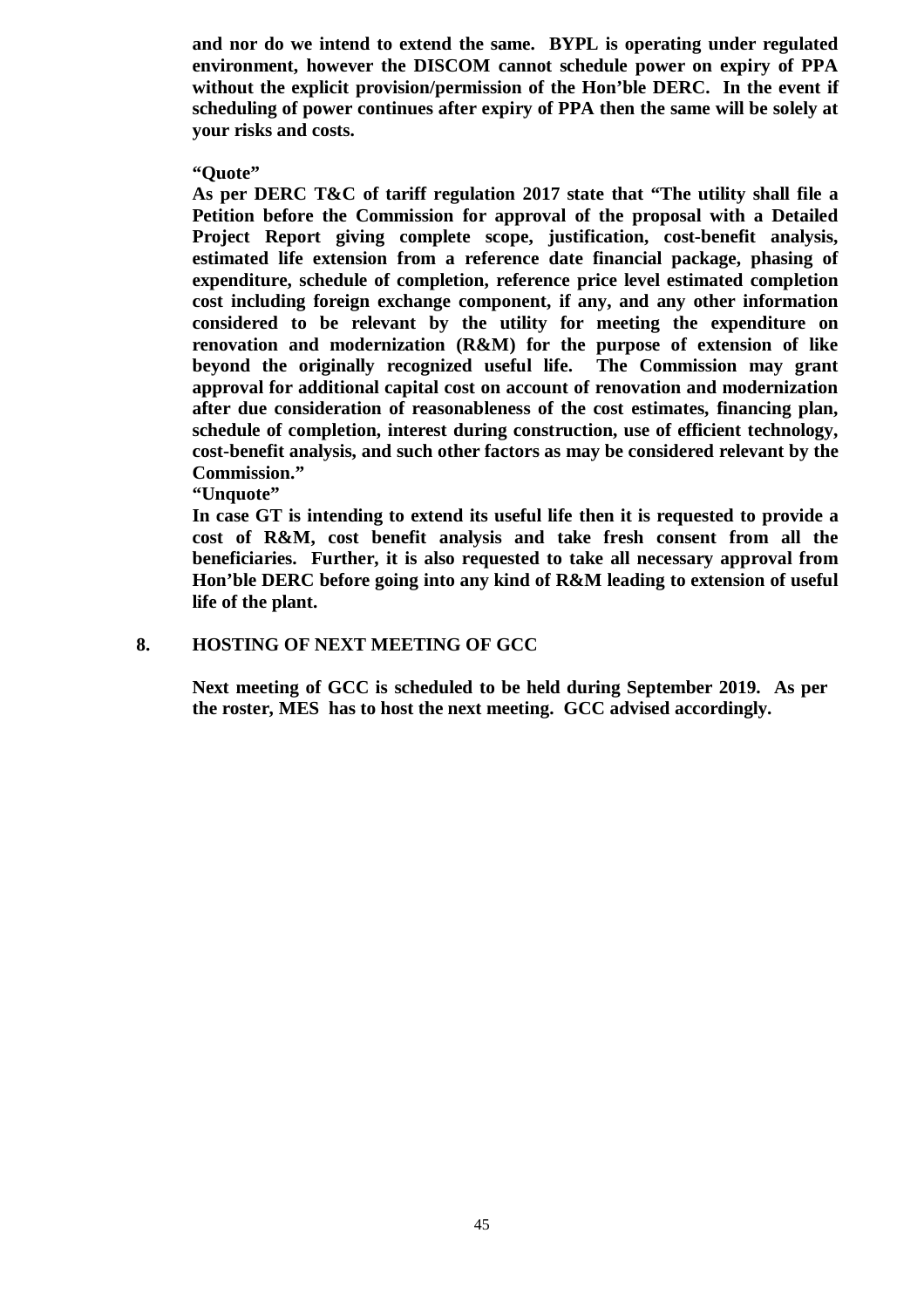**and nor do we intend to extend the same. BYPL is operating under regulated environment, however the DISCOM cannot schedule power on expiry of PPA without the explicit provision/permission of the Hon'ble DERC. In the event if scheduling of power continues after expiry of PPA then the same will be solely at your risks and costs.**

**"Quote"**

**As per DERC T&C of tariff regulation 2017 state that "The utility shall file a Petition before the Commission for approval of the proposal with a Detailed Project Report giving complete scope, justification, cost-benefit analysis, estimated life extension from a reference date financial package, phasing of expenditure, schedule of completion, reference price level estimated completion cost including foreign exchange component, if any, and any other information considered to be relevant by the utility for meeting the expenditure on renovation and modernization (R&M) for the purpose of extension of like beyond the originally recognized useful life. The Commission may grant approval for additional capital cost on account of renovation and modernization after due consideration of reasonableness of the cost estimates, financing plan, schedule of completion, interest during construction, use of efficient technology, cost-benefit analysis, and such other factors as may be considered relevant by the Commission."**

**"Unquote"**

**In case GT is intending to extend its useful life then it is requested to provide a cost of R&M, cost benefit analysis and take fresh consent from all the beneficiaries. Further, it is also requested to take all necessary approval from Hon'ble DERC before going into any kind of R&M leading to extension of useful life of the plant.**

## 8. HOSTING OF NEXT MEETING OF GCC

**Next meeting of GCC is scheduled to be held during September 2019. As per the roster, MES has to host the next meeting. GCC advised accordingly.**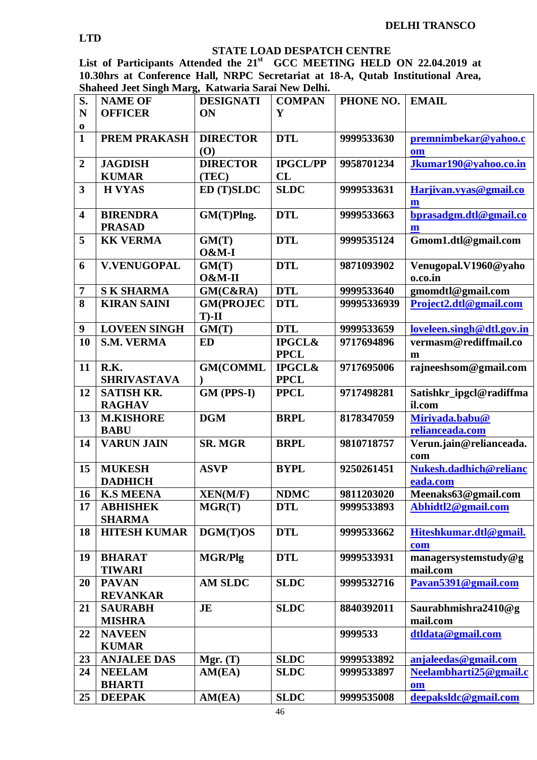**DELHI TRANSCO LTD**

**STATE LOAD DESPATCH CENTRE**

**List of Participants Attended the 21st GCC MEETING HELD ON 22.04.2019 at 10.30hrs at Conference Hall, NRPC Secretariat at 18-A, Qutab Institutional Area, Shaheed Jeet Singh Marg, Katwaria Sarai New Delhi.**

| S. No | NAME OF OFFICER | DESIGNATION | COMPANY | PHONE NO. | EMAIL |
|---|---|---|---|---|---|
| 1 | PREM PRAKASH | DIRECTOR (O) | DTL | 9999533630 | premnimbekar@yahoo.com |
| 2 | JAGDISH KUMAR | DIRECTOR (TEC) | IPGCL/PPCL | 9958701234 | Jkumar190@yahoo.co.in |
| 3 | H VYAS | ED (T)SLDC | SLDC | 9999533631 | Harjivan.vyas@gmail.com |
| 4 | BIRENDRA PRASAD | GM(T)Plng. | DTL | 9999533663 | bprasadgm.dtl@gmail.com |
| 5 | KK VERMA | GM(T) O&M-I | DTL | 9999535124 | Gmom1.dtl@gmail.com |
| 6 | V.VENUGOPAL | GM(T) O&M-II | DTL | 9871093902 | Venugopal.V1960@yahoo.co.in |
| 7 | S K SHARMA | GM(C&RA) | DTL | 9999533640 | gmomdtl@gmail.com |
| 8 | KIRAN SAINI | GM(PROJECT)-II | DTL | 99995336939 | Project2.dtl@gmail.com |
| 9 | LOVEEN SINGH | GM(T) | DTL | 9999533659 | loveleen.singh@dtl.gov.in |
| 10 | S.M. VERMA | ED | IPGCL& PPCL | 9717694896 | vermasm@rediffmail.com |
| 11 | R.K. SHRIVASTAVA | GM(COMML) | IPGCL& PPCL | 9717695006 | rajneeshsom@gmail.com |
| 12 | SATISH KR. RAGHAV | GM (PPS-I) | PPCL | 9717498281 | Satishkr_ipgcl@radiffmail.com |
| 13 | M.KISHORE BABU | DGM | BRPL | 8178347059 | Miriyada.babu@relianceada.com |
| 14 | VARUN JAIN | SR. MGR | BRPL | 9810718757 | Verun.jain@relianceada.com |
| 15 | MUKESH DADHICH | ASVP | BYPL | 9250261451 | Nukesh.dadhich@relianceada.com |
| 16 | K.S MEENA | XEN(M/F) | NDMC | 9811203020 | Meenaks63@gmail.com |
| 17 | ABHISHEK SHARMA | MGR(T) | DTL | 9999533893 | Abhidtl2@gmail.com |
| 18 | HITESH KUMAR | DGM(T)OS | DTL | 9999533662 | Hiteshkumar.dtl@gmail.com |
| 19 | BHARAT TIWARI | MGR/Plg | DTL | 9999533931 | managersystemstudy@gmail.com |
| 20 | PAVAN REVANKAR | AM SLDC | SLDC | 9999532716 | Pavan5391@gmail.com |
| 21 | SAURABH MISHRA | JE | SLDC | 8840392011 | Saurabhmishra2410@gmail.com |
| 22 | NAVEEN KUMAR | | | 9999533 | dtldata@gmail.com |
| 23 | ANJALEE DAS | Mgr. (T) | SLDC | 9999533892 | anjaleedas@gmail.com |
| 24 | NEELAM BHARTI | AM(EA) | SLDC | 9999533897 | Neelambharti25@gmail.com |
| 25 | DEEPAK | AM(EA) | SLDC | 9999535008 | deepaksldc@gmail.com |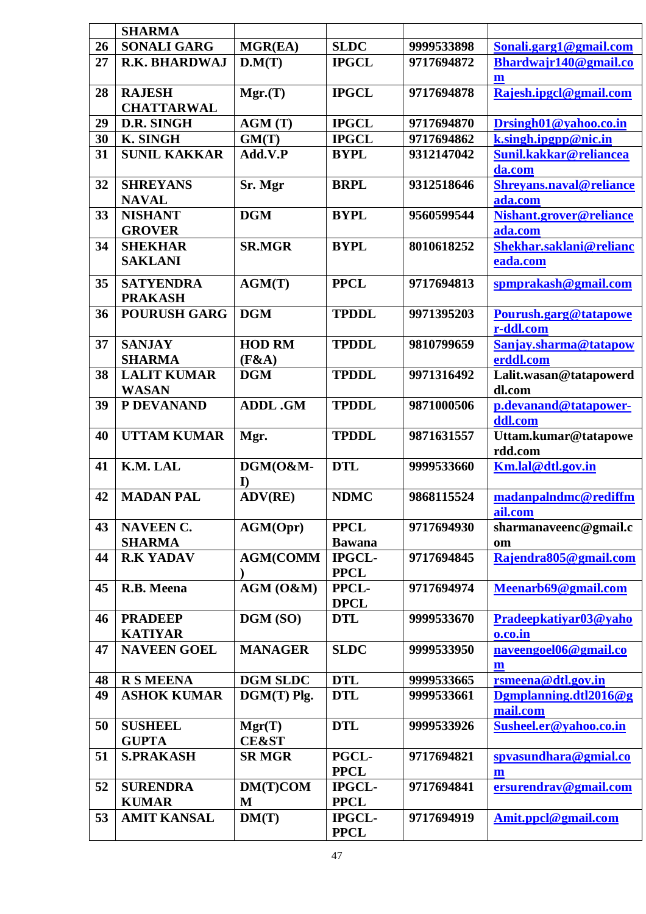| | | | | | |
|---|---|---|---|---|---|
| | **SHARMA** | | | | |
| **26** | **SONALI GARG** | **MGR(EA)** | **SLDC** | **9999533898** | **Sonali.garg1@gmail.com** |
| **27** | **R.K. BHARDWAJ** | **D.M(T)** | **IPGCL** | **9717694872** | **Bhardwajr140@gmail.com** |
| **28** | **RAJESH CHATTARWAL** | **Mgr.(T)** | **IPGCL** | **9717694878** | **Rajesh.ipgcl@gmail.com** |
| **29** | **D.R. SINGH** | **AGM (T)** | **IPGCL** | **9717694870** | **Drsingh01@yahoo.co.in** |
| **30** | **K. SINGH** | **GM(T)** | **IPGCL** | **9717694862** | **k.singh.ipgpp@nic.in** |
| **31** | **SUNIL KAKKAR** | **Add.V.P** | **BYPL** | **9312147042** | **Sunil.kakkar@relianceada.com** |
| **32** | **SHREYANS NAVAL** | **Sr. Mgr** | **BRPL** | **9312518646** | **Shreyans.naval@relianceada.com** |
| **33** | **NISHANT GROVER** | **DGM** | **BYPL** | **9560599544** | **Nishant.grover@relianceada.com** |
| **34** | **SHEKHAR SAKLANI** | **SR.MGR** | **BYPL** | **8010618252** | **Shekhar.saklani@relianceada.com** |
| **35** | **SATYENDRA PRAKASH** | **AGM(T)** | **PPCL** | **9717694813** | **spmprakash@gmail.com** |
| **36** | **POURUSH GARG** | **DGM** | **TPDDL** | **9971395203** | **Pourush.garg@tatapower-ddl.com** |
| **37** | **SANJAY SHARMA** | **HOD RM (F&A)** | **TPDDL** | **9810799659** | **Sanjay.sharma@tatapowerddl.com** |
| **38** | **LALIT KUMAR WASAN** | **DGM** | **TPDDL** | **9971316492** | **Lalit.wasan@tatapowerddl.com** |
| **39** | **P DEVANAND** | **ADDL .GM** | **TPDDL** | **9871000506** | **p.devanand@tatapower-ddl.com** |
| **40** | **UTTAM KUMAR** | **Mgr.** | **TPDDL** | **9871631557** | **Uttam.kumar@tatapowerdd.com** |
| **41** | **K.M. LAL** | **DGM(O&M-I)** | **DTL** | **9999533660** | **Km.lal@dtl.gov.in** |
| **42** | **MADAN PAL** | **ADV(RE)** | **NDMC** | **9868115524** | **madanpalndmc@rediffmail.com** |
| **43** | **NAVEEN C. SHARMA** | **AGM(Opr)** | **PPCL Bawana** | **9717694930** | **sharmanaveenc@gmail.com** |
| **44** | **R.K YADAV** | **AGM(COMM)** | **IPGCL-PPCL** | **9717694845** | **Rajendra805@gmail.com** |
| **45** | **R.B. Meena** | **AGM (O&M)** | **PPCL-DPCL** | **9717694974** | **Meenarb69@gmail.com** |
| **46** | **PRADEEP KATIYAR** | **DGM (SO)** | **DTL** | **9999533670** | **Pradeepkatiyar03@yahoo.co.in** |
| **47** | **NAVEEN GOEL** | **MANAGER** | **SLDC** | **9999533950** | **naveengoel06@gmail.com** |
| **48** | **R S MEENA** | **DGM SLDC** | **DTL** | **9999533665** | **rsmeena@dtl.gov.in** |
| **49** | **ASHOK KUMAR** | **DGM(T) Plg.** | **DTL** | **9999533661** | **Dgmplanning.dtl2016@gmail.com** |
| **50** | **SUSHEEL GUPTA** | **Mgr(T) CE&ST** | **DTL** | **9999533926** | **Susheel.er@yahoo.co.in** |
| **51** | **S.PRAKASH** | **SR MGR** | **PGCL-PPCL** | **9717694821** | **spvasundhara@gmial.com** |
| **52** | **SURENDRA KUMAR** | **DM(T)COMM** | **IPGCL-PPCL** | **9717694841** | **ersurendrav@gmail.com** |
| **53** | **AMIT KANSAL** | **DM(T)** | **IPGCL-PPCL** | **9717694919** | **Amit.ppcl@gmail.com** |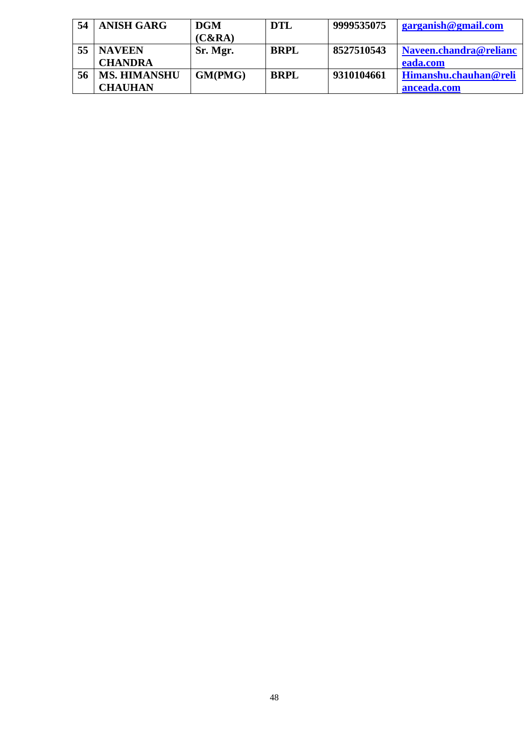| | | | | | |
|---|---|---|---|---|---|
| **54** | **ANISH GARG** | **DGM (C&RA)** | **DTL** | **9999535075** | **garganish@gmail.com** |
| **55** | **NAVEEN CHANDRA** | **Sr. Mgr.** | **BRPL** | **8527510543** | **Naveen.chandra@relianceada.com** |
| **56** | **MS. HIMANSHU CHAUHAN** | **GM(PMG)** | **BRPL** | **9310104661** | **Himanshu.chauhan@relianceada.com** |